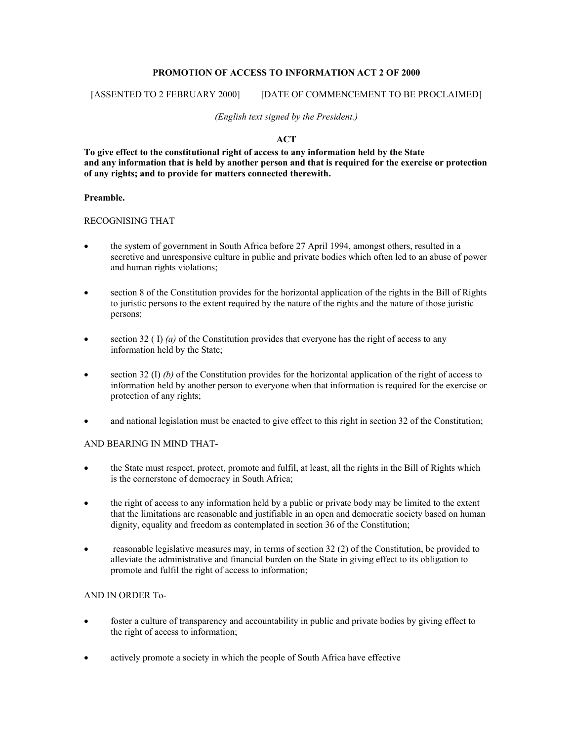**PROMOTION OF ACCESS TO INFORMATION ACT 2 OF 2000**

[ASSENTED TO 2 FEBRUARY 2000] [DATE OF COMMENCEMENT TO BE PROCLAIMED]

*(English text signed by the President.)*

**ACT**

**To give effect to the constitutional right of access to any information held by the State and any information that is held by another person and that is required for the exercise or protection of any rights; and to provide for matters connected therewith.**

**Preamble.**

RECOGNISING THAT

- the system of government in South Africa before 27 April 1994, amongst others, resulted in a secretive and unresponsive culture in public and private bodies which often led to an abuse of power and human rights violations;
- section 8 of the Constitution provides for the horizontal application of the rights in the Bill of Rights to juristic persons to the extent required by the nature of the rights and the nature of those juristic persons;
- section 32 ( I) *(a)* of the Constitution provides that everyone has the right of access to any information held by the State;
- section 32 (I) *(b)* of the Constitution provides for the horizontal application of the right of access to information held by another person to everyone when that information is required for the exercise or protection of any rights;
- and national legislation must be enacted to give effect to this right in section 32 of the Constitution;

AND BEARING IN MIND THAT-

- the State must respect, protect, promote and fulfil, at least, all the rights in the Bill of Rights which is the cornerstone of democracy in South Africa;
- the right of access to any information held by a public or private body may be limited to the extent that the limitations are reasonable and justifiable in an open and democratic society based on human dignity, equality and freedom as contemplated in section 36 of the Constitution;
- reasonable legislative measures may, in terms of section 32 (2) of the Constitution, be provided to alleviate the administrative and financial burden on the State in giving effect to its obligation to promote and fulfil the right of access to information;

AND IN ORDER To-

- foster a culture of transparency and accountability in public and private bodies by giving effect to the right of access to information;
- actively promote a society in which the people of South Africa have effective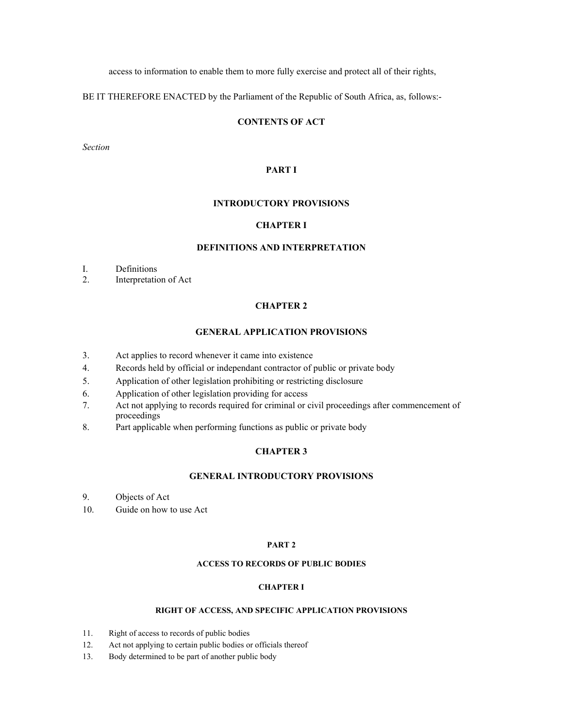access to information to enable them to more fully exercise and protect all of their rights,

BE IT THEREFORE ENACTED by the Parliament of the Republic of South Africa, as, follows:-

## CONTENTS OF ACT

*Section*

## PART I

## INTRODUCTORY PROVISIONS

### CHAPTER I

### DEFINITIONS AND INTERPRETATION

I. Definitions
2. Interpretation of Act

### CHAPTER 2

### GENERAL APPLICATION PROVISIONS

3. Act applies to record whenever it came into existence
4. Records held by official or independant contractor of public or private body
5. Application of other legislation prohibiting or restricting disclosure
6. Application of other legislation providing for access
7. Act not applying to records required for criminal or civil proceedings after commencement of proceedings
8. Part applicable when performing functions as public or private body

### CHAPTER 3

### GENERAL INTRODUCTORY PROVISIONS

9. Objects of Act
10. Guide on how to use Act

## PART 2

## ACCESS TO RECORDS OF PUBLIC BODIES

### CHAPTER I

### RIGHT OF ACCESS, AND SPECIFIC APPLICATION PROVISIONS

11. Right of access to records of public bodies
12. Act not applying to certain public bodies or officials thereof
13. Body determined to be part of another public body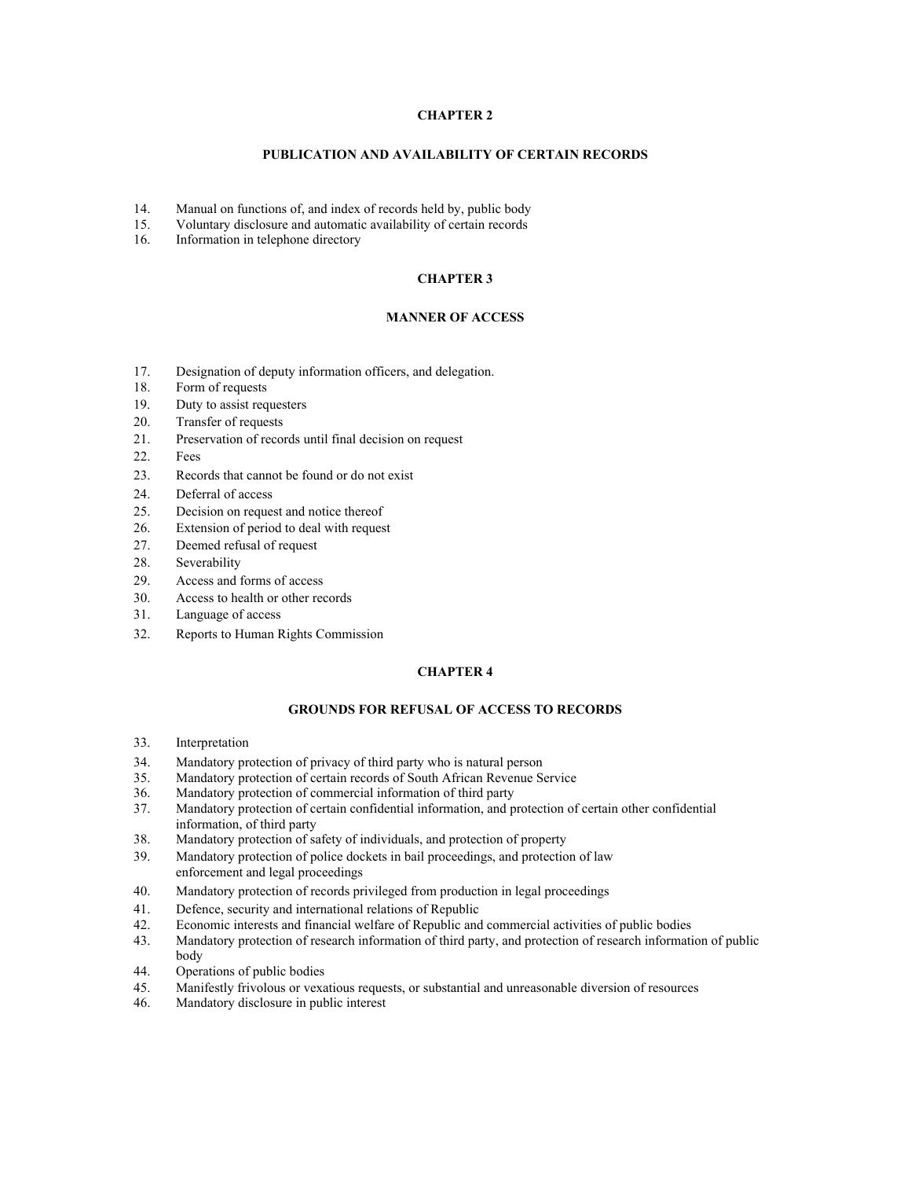## CHAPTER 2

### PUBLICATION AND AVAILABILITY OF CERTAIN RECORDS

14. Manual on functions of, and index of records held by, public body
15. Voluntary disclosure and automatic availability of certain records
16. Information in telephone directory

## CHAPTER 3

### MANNER OF ACCESS

17. Designation of deputy information officers, and delegation.
18. Form of requests
19. Duty to assist requesters
20. Transfer of requests
21. Preservation of records until final decision on request
22. Fees
23. Records that cannot be found or do not exist
24. Deferral of access
25. Decision on request and notice thereof
26. Extension of period to deal with request
27. Deemed refusal of request
28. Severability
29. Access and forms of access
30. Access to health or other records
31. Language of access
32. Reports to Human Rights Commission

## CHAPTER 4

### GROUNDS FOR REFUSAL OF ACCESS TO RECORDS

33. Interpretation
34. Mandatory protection of privacy of third party who is natural person
35. Mandatory protection of certain records of South African Revenue Service
36. Mandatory protection of commercial information of third party
37. Mandatory protection of certain confidential information, and protection of certain other confidential information, of third party
38. Mandatory protection of safety of individuals, and protection of property
39. Mandatory protection of police dockets in bail proceedings, and protection of law enforcement and legal proceedings
40. Mandatory protection of records privileged from production in legal proceedings
41. Defence, security and international relations of Republic
42. Economic interests and financial welfare of Republic and commercial activities of public bodies
43. Mandatory protection of research information of third party, and protection of research information of public body
44. Operations of public bodies
45. Manifestly frivolous or vexatious requests, or substantial and unreasonable diversion of resources
46. Mandatory disclosure in public interest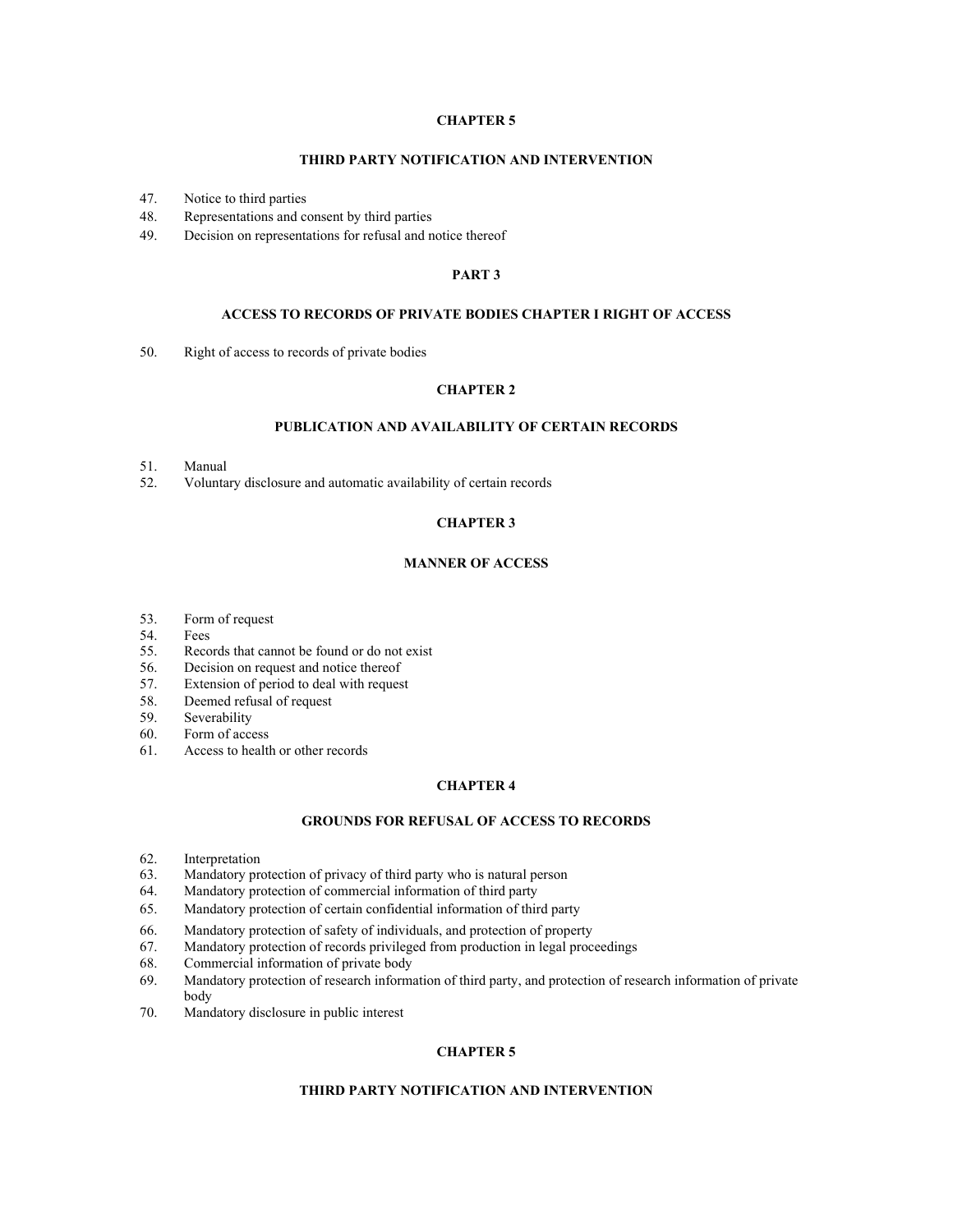## CHAPTER 5

### THIRD PARTY NOTIFICATION AND INTERVENTION

47. Notice to third parties
48. Representations and consent by third parties
49. Decision on representations for refusal and notice thereof

## PART 3

### ACCESS TO RECORDS OF PRIVATE BODIES CHAPTER I RIGHT OF ACCESS

50. Right of access to records of private bodies

## CHAPTER 2

### PUBLICATION AND AVAILABILITY OF CERTAIN RECORDS

51. Manual
52. Voluntary disclosure and automatic availability of certain records

## CHAPTER 3

### MANNER OF ACCESS

53. Form of request
54. Fees
55. Records that cannot be found or do not exist
56. Decision on request and notice thereof
57. Extension of period to deal with request
58. Deemed refusal of request
59. Severability
60. Form of access
61. Access to health or other records

## CHAPTER 4

### GROUNDS FOR REFUSAL OF ACCESS TO RECORDS

62. Interpretation
63. Mandatory protection of privacy of third party who is natural person
64. Mandatory protection of commercial information of third party
65. Mandatory protection of certain confidential information of third party
66. Mandatory protection of safety of individuals, and protection of property
67. Mandatory protection of records privileged from production in legal proceedings
68. Commercial information of private body
69. Mandatory protection of research information of third party, and protection of research information of private body
70. Mandatory disclosure in public interest

## CHAPTER 5

### THIRD PARTY NOTIFICATION AND INTERVENTION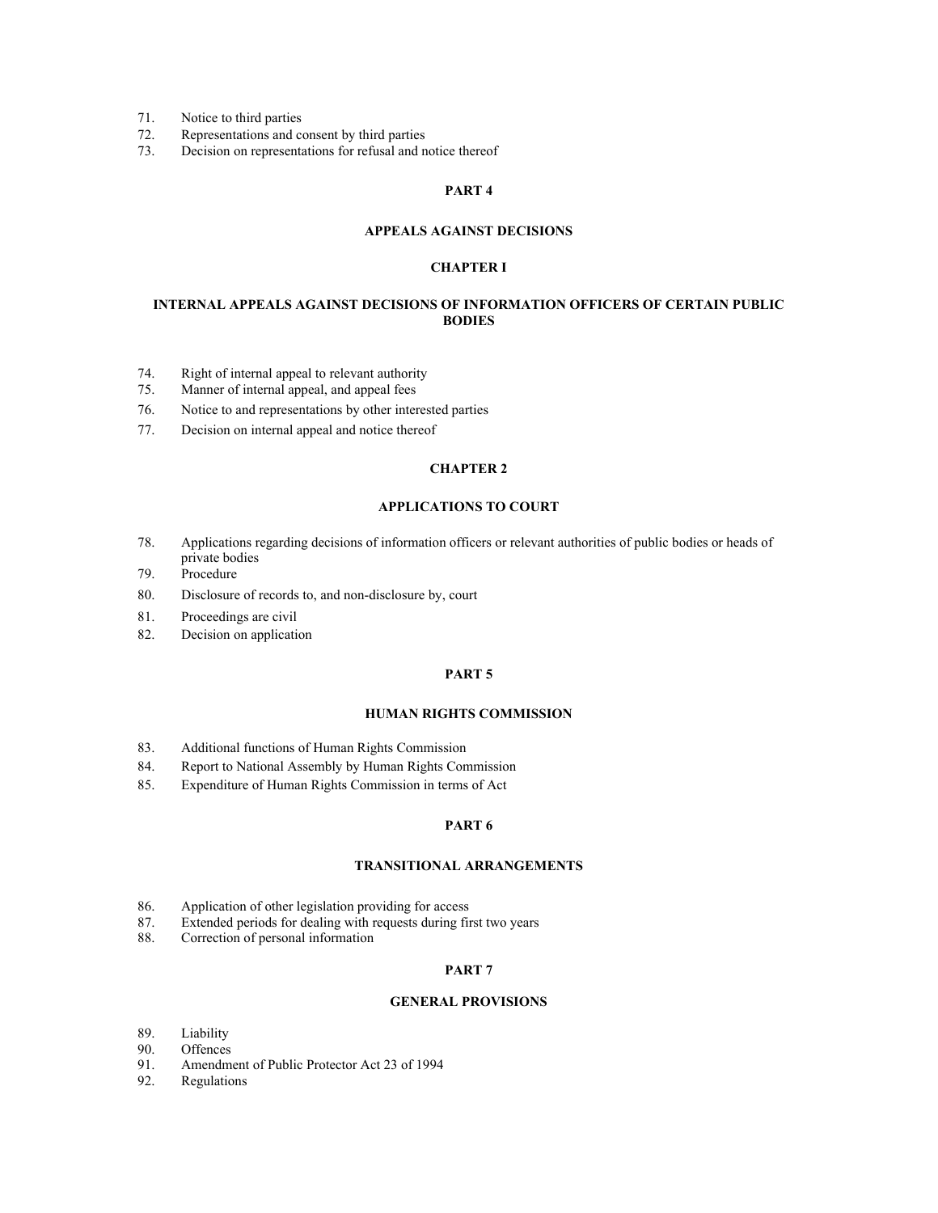71. Notice to third parties
72. Representations and consent by third parties
73. Decision on representations for refusal and notice thereof

**PART 4**

**APPEALS AGAINST DECISIONS**

**CHAPTER I**

**INTERNAL APPEALS AGAINST DECISIONS OF INFORMATION OFFICERS OF CERTAIN PUBLIC BODIES**

74. Right of internal appeal to relevant authority
75. Manner of internal appeal, and appeal fees
76. Notice to and representations by other interested parties
77. Decision on internal appeal and notice thereof

**CHAPTER 2**

**APPLICATIONS TO COURT**

78. Applications regarding decisions of information officers or relevant authorities of public bodies or heads of private bodies
79. Procedure
80. Disclosure of records to, and non-disclosure by, court
81. Proceedings are civil
82. Decision on application

**PART 5**

**HUMAN RIGHTS COMMISSION**

83. Additional functions of Human Rights Commission
84. Report to National Assembly by Human Rights Commission
85. Expenditure of Human Rights Commission in terms of Act

**PART 6**

**TRANSITIONAL ARRANGEMENTS**

86. Application of other legislation providing for access
87. Extended periods for dealing with requests during first two years
88. Correction of personal information

**PART 7**

**GENERAL PROVISIONS**

89. Liability
90. Offences
91. Amendment of Public Protector Act 23 of 1994
92. Regulations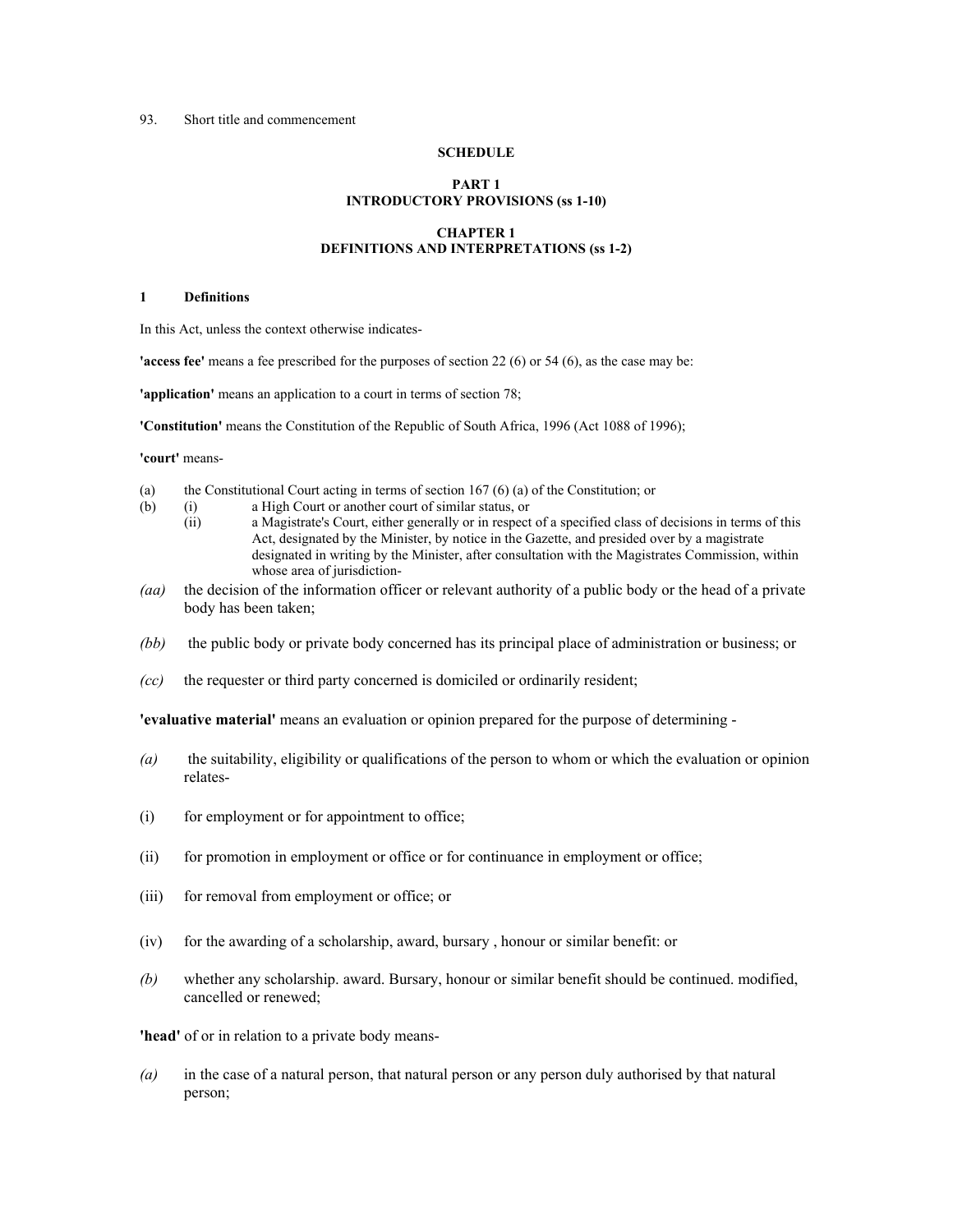93. Short title and commencement

**SCHEDULE**

**PART 1**
**INTRODUCTORY PROVISIONS (ss 1-10)**

**CHAPTER 1**
**DEFINITIONS AND INTERPRETATIONS (ss 1-2)**

**1 Definitions**

In this Act, unless the context otherwise indicates-

**'access fee'** means a fee prescribed for the purposes of section 22 (6) or 54 (6), as the case may be:

**'application'** means an application to a court in terms of section 78;

**'Constitution'** means the Constitution of the Republic of South Africa, 1996 (Act 1088 of 1996);

**'court'** means-

(a) the Constitutional Court acting in terms of section 167 (6) (a) of the Constitution; or

(b) (i) a High Court or another court of similar status, or

(ii) a Magistrate's Court, either generally or in respect of a specified class of decisions in terms of this Act, designated by the Minister, by notice in the Gazette, and presided over by a magistrate designated in writing by the Minister, after consultation with the Magistrates Commission, within whose area of jurisdiction-

*(aa)* the decision of the information officer or relevant authority of a public body or the head of a private body has been taken;

*(bb)* the public body or private body concerned has its principal place of administration or business; or

*(cc)* the requester or third party concerned is domiciled or ordinarily resident;

**'evaluative material'** means an evaluation or opinion prepared for the purpose of determining -

*(a)* the suitability, eligibility or qualifications of the person to whom or which the evaluation or opinion relates-

(i) for employment or for appointment to office;

(ii) for promotion in employment or office or for continuance in employment or office;

(iii) for removal from employment or office; or

(iv) for the awarding of a scholarship, award, bursary , honour or similar benefit: or

*(b)* whether any scholarship. award. Bursary, honour or similar benefit should be continued. modified, cancelled or renewed;

**'head'** of or in relation to a private body means-

*(a)* in the case of a natural person, that natural person or any person duly authorised by that natural person;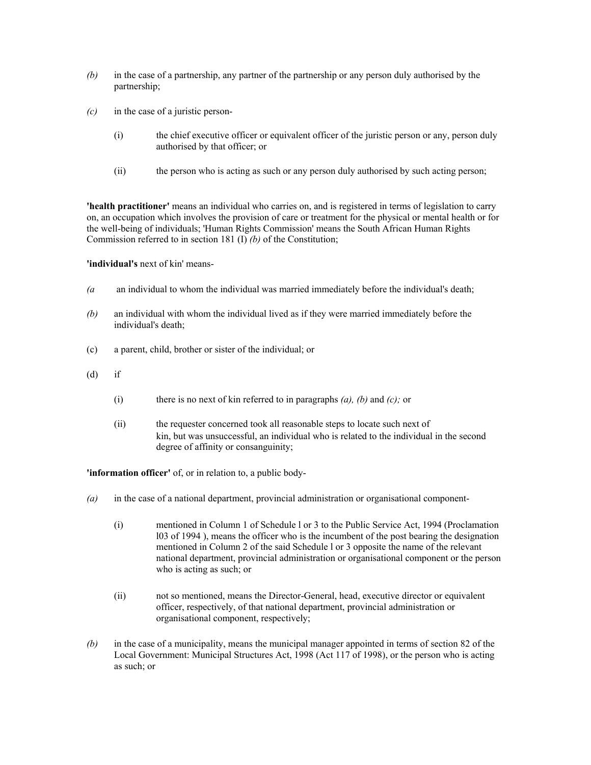*(b)* in the case of a partnership, any partner of the partnership or any person duly authorised by the partnership;

*(c)* in the case of a juristic person-

(i) the chief executive officer or equivalent officer of the juristic person or any, person duly authorised by that officer; or

(ii) the person who is acting as such or any person duly authorised by such acting person;

**'health practitioner'** means an individual who carries on, and is registered in terms of legislation to carry on, an occupation which involves the provision of care or treatment for the physical or mental health or for the well-being of individuals; 'Human Rights Commission' means the South African Human Rights Commission referred to in section 181 (I) *(b)* of the Constitution;

**'individual's** next of kin' means-

*(a* an individual to whom the individual was married immediately before the individual's death;

*(b)* an individual with whom the individual lived as if they were married immediately before the individual's death;

(c) a parent, child, brother or sister of the individual; or

(d) if

(i) there is no next of kin referred to in paragraphs *(a), (b)* and *(c);* or

(ii) the requester concerned took all reasonable steps to locate such next of kin, but was unsuccessful, an individual who is related to the individual in the second degree of affinity or consanguinity;

**'information officer'** of, or in relation to, a public body-

*(a)* in the case of a national department, provincial administration or organisational component-

(i) mentioned in Column 1 of Schedule l or 3 to the Public Service Act, 1994 (Proclamation l03 of 1994 ), means the officer who is the incumbent of the post bearing the designation mentioned in Column 2 of the said Schedule l or 3 opposite the name of the relevant national department, provincial administration or organisational component or the person who is acting as such; or

(ii) not so mentioned, means the Director-General, head, executive director or equivalent officer, respectively, of that national department, provincial administration or organisational component, respectively;

*(b)* in the case of a municipality, means the municipal manager appointed in terms of section 82 of the Local Government: Municipal Structures Act, 1998 (Act 117 of 1998), or the person who is acting as such; or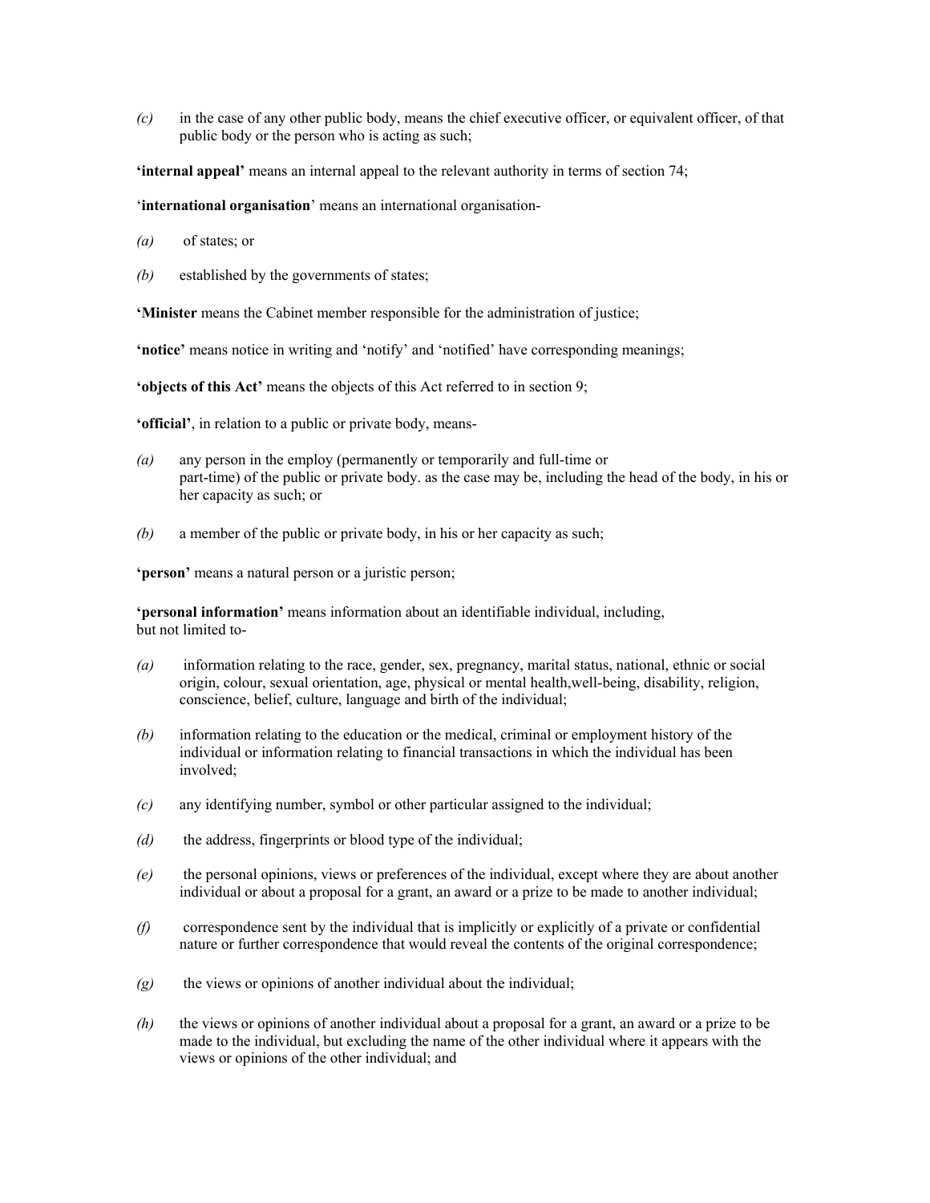*(c)* in the case of any other public body, means the chief executive officer, or equivalent officer, of that public body or the person who is acting as such;

**'internal appeal'** means an internal appeal to the relevant authority in terms of section 74;

'**international organisation**' means an international organisation-

*(a)* of states; or

*(b)* established by the governments of states;

**'Minister** means the Cabinet member responsible for the administration of justice;

**'notice'** means notice in writing and 'notify' and 'notified' have corresponding meanings;

**'objects of this Act'** means the objects of this Act referred to in section 9;

**'official'**, in relation to a public or private body, means-

*(a)* any person in the employ (permanently or temporarily and full-time or part-time) of the public or private body. as the case may be, including the head of the body, in his or her capacity as such; or

*(b)* a member of the public or private body, in his or her capacity as such;

**'person'** means a natural person or a juristic person;

**'personal information'** means information about an identifiable individual, including, but not limited to-

*(a)* information relating to the race, gender, sex, pregnancy, marital status, national, ethnic or social origin, colour, sexual orientation, age, physical or mental health,well-being, disability, religion, conscience, belief, culture, language and birth of the individual;

*(b)* information relating to the education or the medical, criminal or employment history of the individual or information relating to financial transactions in which the individual has been involved;

*(c)* any identifying number, symbol or other particular assigned to the individual;

*(d)* the address, fingerprints or blood type of the individual;

*(e)* the personal opinions, views or preferences of the individual, except where they are about another individual or about a proposal for a grant, an award or a prize to be made to another individual;

*(f)* correspondence sent by the individual that is implicitly or explicitly of a private or confidential nature or further correspondence that would reveal the contents of the original correspondence;

*(g)* the views or opinions of another individual about the individual;

*(h)* the views or opinions of another individual about a proposal for a grant, an award or a prize to be made to the individual, but excluding the name of the other individual where it appears with the views or opinions of the other individual; and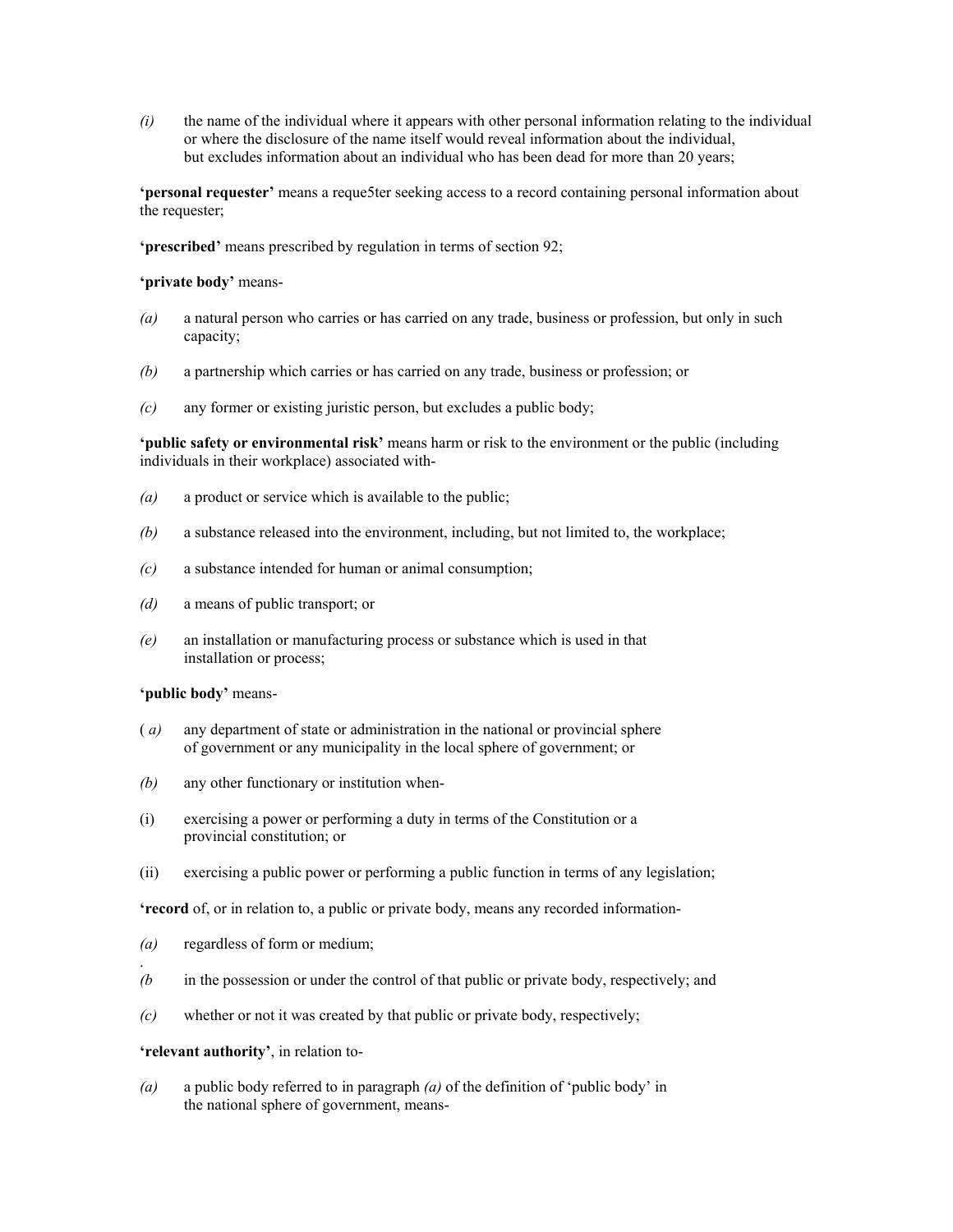*(i)* the name of the individual where it appears with other personal information relating to the individual or where the disclosure of the name itself would reveal information about the individual, but excludes information about an individual who has been dead for more than 20 years;

**'personal requester'** means a reque5ter seeking access to a record containing personal information about the requester;

**'prescribed'** means prescribed by regulation in terms of section 92;

**'private body'** means-

*(a)* a natural person who carries or has carried on any trade, business or profession, but only in such capacity;

*(b)* a partnership which carries or has carried on any trade, business or profession; or

*(c)* any former or existing juristic person, but excludes a public body;

**'public safety or environmental risk'** means harm or risk to the environment or the public (including individuals in their workplace) associated with-

*(a)* a product or service which is available to the public;

*(b)* a substance released into the environment, including, but not limited to, the workplace;

*(c)* a substance intended for human or animal consumption;

*(d)* a means of public transport; or

*(e)* an installation or manufacturing process or substance which is used in that installation or process;

**'public body'** means-

( *a)* any department of state or administration in the national or provincial sphere of government or any municipality in the local sphere of government; or

*(b)* any other functionary or institution when-

(i) exercising a power or performing a duty in terms of the Constitution or a provincial constitution; or

(ii) exercising a public power or performing a public function in terms of any legislation;

**'record** of, or in relation to, a public or private body, means any recorded information-

*(a)* regardless of form or medium;

*(b* in the possession or under the control of that public or private body, respectively; and

*(c)* whether or not it was created by that public or private body, respectively;

**'relevant authority'**, in relation to-

*(a)* a public body referred to in paragraph *(a)* of the definition of 'public body' in the national sphere of government, means-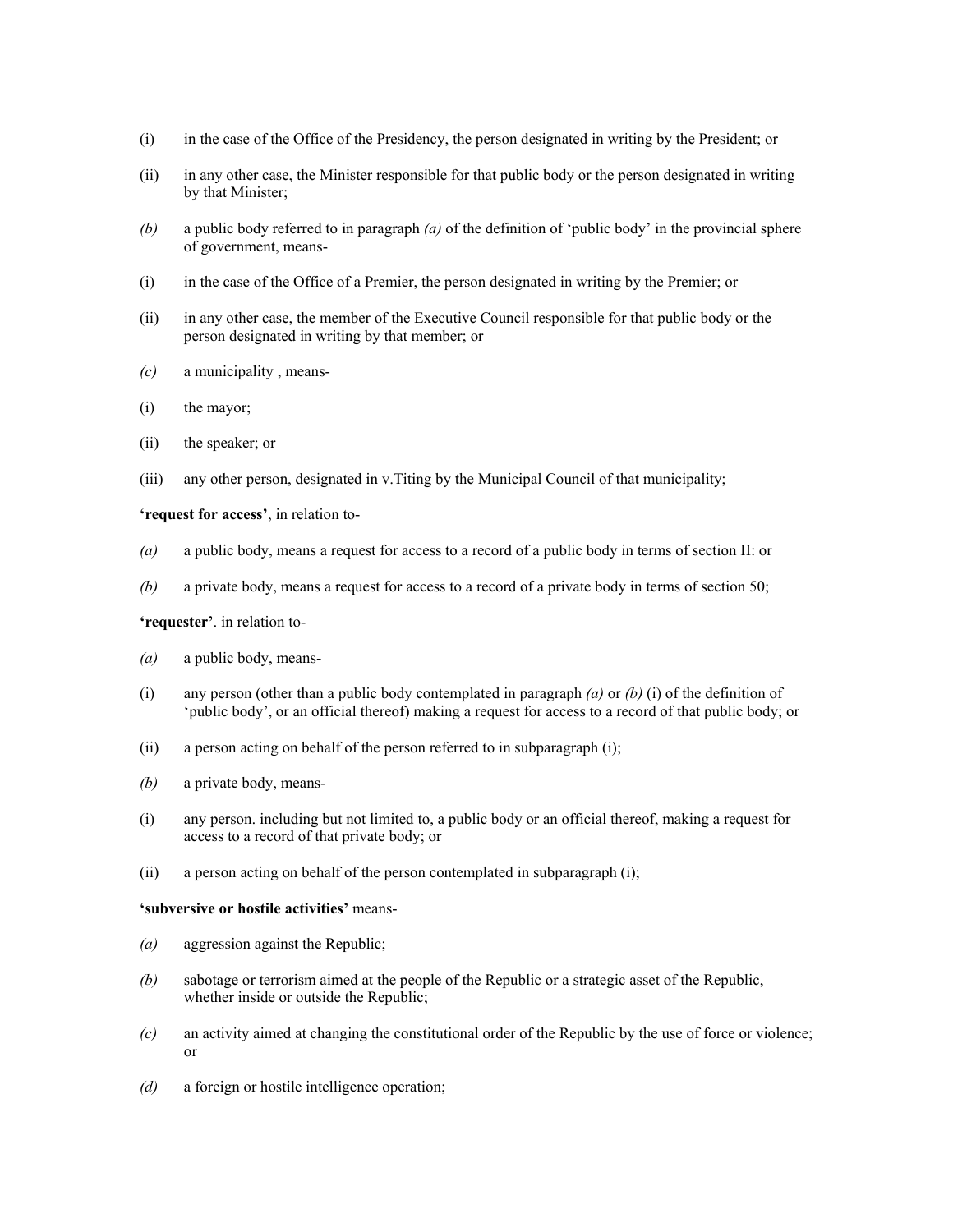(i) in the case of the Office of the Presidency, the person designated in writing by the President; or

(ii) in any other case, the Minister responsible for that public body or the person designated in writing by that Minister;

*(b)* a public body referred to in paragraph *(a)* of the definition of 'public body' in the provincial sphere of government, means-

(i) in the case of the Office of a Premier, the person designated in writing by the Premier; or

(ii) in any other case, the member of the Executive Council responsible for that public body or the person designated in writing by that member; or

*(c)* a municipality , means-

(i) the mayor;

(ii) the speaker; or

(iii) any other person, designated in v.Titing by the Municipal Council of that municipality;

**'request for access'**, in relation to-

*(a)* a public body, means a request for access to a record of a public body in terms of section II: or

*(b)* a private body, means a request for access to a record of a private body in terms of section 50;

**'requester'**. in relation to-

*(a)* a public body, means-

(i) any person (other than a public body contemplated in paragraph *(a)* or *(b)* (i) of the definition of 'public body', or an official thereof) making a request for access to a record of that public body; or

(ii) a person acting on behalf of the person referred to in subparagraph (i);

*(b)* a private body, means-

(i) any person. including but not limited to, a public body or an official thereof, making a request for access to a record of that private body; or

(ii) a person acting on behalf of the person contemplated in subparagraph (i);

**'subversive or hostile activities'** means-

*(a)* aggression against the Republic;

*(b)* sabotage or terrorism aimed at the people of the Republic or a strategic asset of the Republic, whether inside or outside the Republic;

*(c)* an activity aimed at changing the constitutional order of the Republic by the use of force or violence; or

*(d)* a foreign or hostile intelligence operation;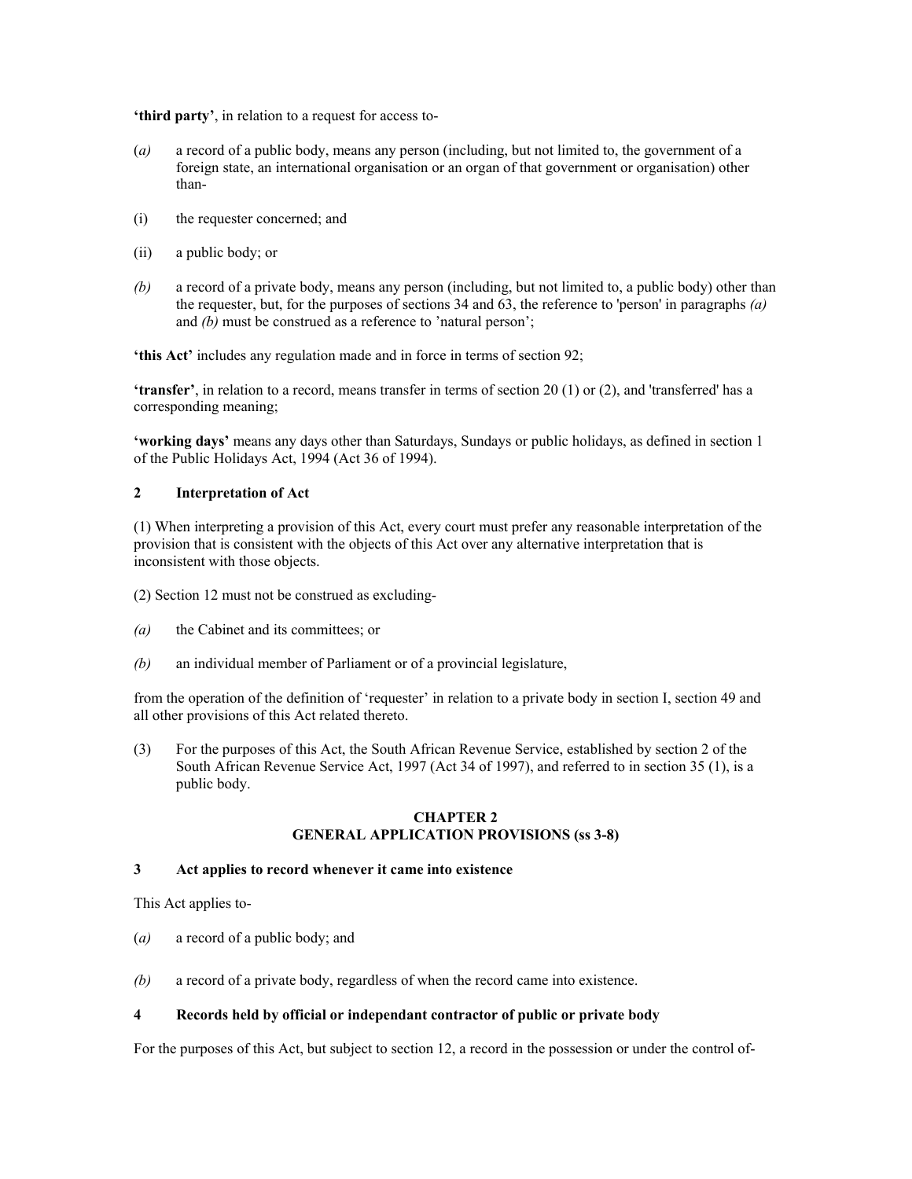**'third party'**, in relation to a request for access to-

(*a)* a record of a public body, means any person (including, but not limited to, the government of a foreign state, an international organisation or an organ of that government or organisation) other than-

(i) the requester concerned; and

(ii) a public body; or

*(b)* a record of a private body, means any person (including, but not limited to, a public body) other than the requester, but, for the purposes of sections 34 and 63, the reference to 'person' in paragraphs *(a)* and *(b)* must be construed as a reference to 'natural person';

**'this Act'** includes any regulation made and in force in terms of section 92;

**'transfer'**, in relation to a record, means transfer in terms of section 20 (1) or (2), and 'transferred' has a corresponding meaning;

**'working days'** means any days other than Saturdays, Sundays or public holidays, as defined in section 1 of the Public Holidays Act, 1994 (Act 36 of 1994).

### 2 Interpretation of Act

(1) When interpreting a provision of this Act, every court must prefer any reasonable interpretation of the provision that is consistent with the objects of this Act over any alternative interpretation that is inconsistent with those objects.

(2) Section 12 must not be construed as excluding-

*(a)* the Cabinet and its committees; or

*(b)* an individual member of Parliament or of a provincial legislature,

from the operation of the definition of 'requester' in relation to a private body in section I, section 49 and all other provisions of this Act related thereto.

(3) For the purposes of this Act, the South African Revenue Service, established by section 2 of the South African Revenue Service Act, 1997 (Act 34 of 1997), and referred to in section 35 (1), is a public body.

## CHAPTER 2
## GENERAL APPLICATION PROVISIONS (ss 3-8)

### 3 Act applies to record whenever it came into existence

This Act applies to-

(*a)* a record of a public body; and

*(b)* a record of a private body, regardless of when the record came into existence.

### 4 Records held by official or independant contractor of public or private body

For the purposes of this Act, but subject to section 12, a record in the possession or under the control of-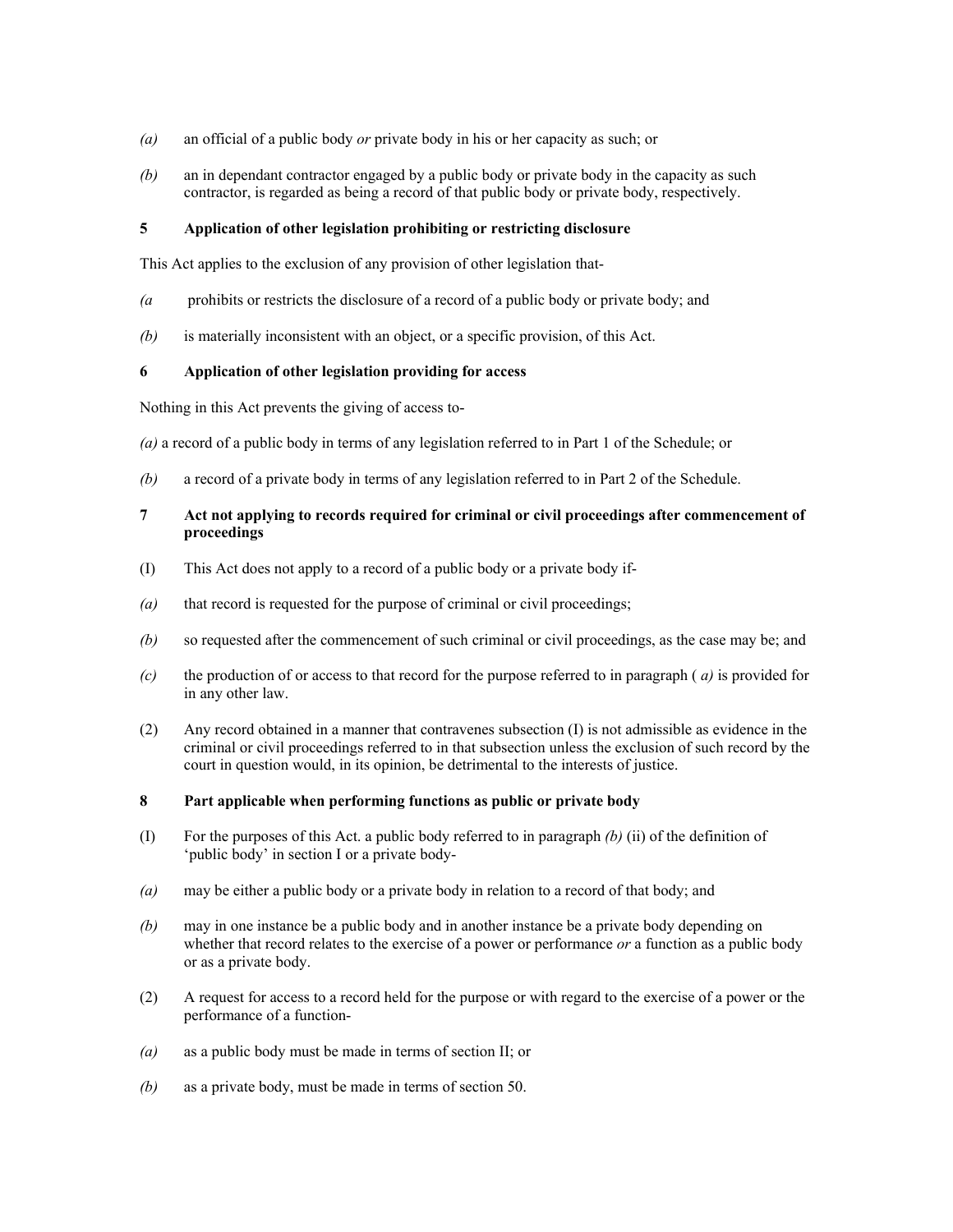*(a)* an official of a public body *or* private body in his or her capacity as such; or

*(b)* an in dependant contractor engaged by a public body or private body in the capacity as such contractor, is regarded as being a record of that public body or private body, respectively.

**5 Application of other legislation prohibiting or restricting disclosure**

This Act applies to the exclusion of any provision of other legislation that-

*(a* prohibits or restricts the disclosure of a record of a public body or private body; and

*(b)* is materially inconsistent with an object, or a specific provision, of this Act.

**6 Application of other legislation providing for access**

Nothing in this Act prevents the giving of access to-

*(a)* a record of a public body in terms of any legislation referred to in Part 1 of the Schedule; or

*(b)* a record of a private body in terms of any legislation referred to in Part 2 of the Schedule.

**7 Act not applying to records required for criminal or civil proceedings after commencement of proceedings**

(I) This Act does not apply to a record of a public body or a private body if-

*(a)* that record is requested for the purpose of criminal or civil proceedings;

*(b)* so requested after the commencement of such criminal or civil proceedings, as the case may be; and

*(c)* the production of or access to that record for the purpose referred to in paragraph ( *a)* is provided for in any other law.

(2) Any record obtained in a manner that contravenes subsection (I) is not admissible as evidence in the criminal or civil proceedings referred to in that subsection unless the exclusion of such record by the court in question would, in its opinion, be detrimental to the interests of justice.

**8 Part applicable when performing functions as public or private body**

(I) For the purposes of this Act. a public body referred to in paragraph *(b)* (ii) of the definition of 'public body' in section I or a private body-

*(a)* may be either a public body or a private body in relation to a record of that body; and

*(b)* may in one instance be a public body and in another instance be a private body depending on whether that record relates to the exercise of a power or performance *or* a function as a public body or as a private body.

(2) A request for access to a record held for the purpose or with regard to the exercise of a power or the performance of a function-

*(a)* as a public body must be made in terms of section II; or

*(b)* as a private body, must be made in terms of section 50.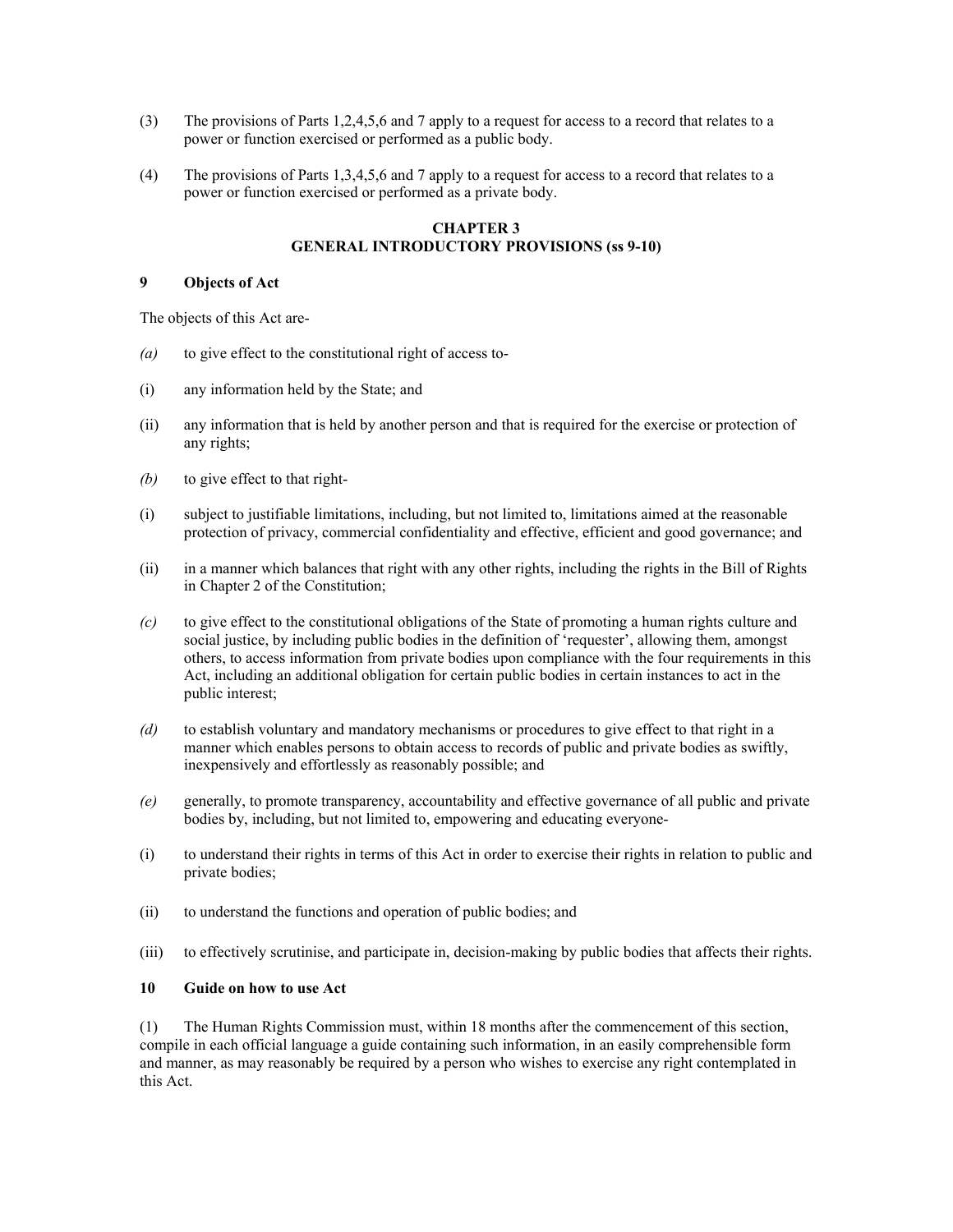(3) The provisions of Parts 1,2,4,5,6 and 7 apply to a request for access to a record that relates to a power or function exercised or performed as a public body.

(4) The provisions of Parts 1,3,4,5,6 and 7 apply to a request for access to a record that relates to a power or function exercised or performed as a private body.

## CHAPTER 3
## GENERAL INTRODUCTORY PROVISIONS (ss 9-10)

### 9 Objects of Act

The objects of this Act are-

*(a)* to give effect to the constitutional right of access to-

(i) any information held by the State; and

(ii) any information that is held by another person and that is required for the exercise or protection of any rights;

*(b)* to give effect to that right-

(i) subject to justifiable limitations, including, but not limited to, limitations aimed at the reasonable protection of privacy, commercial confidentiality and effective, efficient and good governance; and

(ii) in a manner which balances that right with any other rights, including the rights in the Bill of Rights in Chapter 2 of the Constitution;

*(c)* to give effect to the constitutional obligations of the State of promoting a human rights culture and social justice, by including public bodies in the definition of 'requester', allowing them, amongst others, to access information from private bodies upon compliance with the four requirements in this Act, including an additional obligation for certain public bodies in certain instances to act in the public interest;

*(d)* to establish voluntary and mandatory mechanisms or procedures to give effect to that right in a manner which enables persons to obtain access to records of public and private bodies as swiftly, inexpensively and effortlessly as reasonably possible; and

*(e)* generally, to promote transparency, accountability and effective governance of all public and private bodies by, including, but not limited to, empowering and educating everyone-

(i) to understand their rights in terms of this Act in order to exercise their rights in relation to public and private bodies;

(ii) to understand the functions and operation of public bodies; and

(iii) to effectively scrutinise, and participate in, decision-making by public bodies that affects their rights.

### 10 Guide on how to use Act

(1) The Human Rights Commission must, within 18 months after the commencement of this section, compile in each official language a guide containing such information, in an easily comprehensible form and manner, as may reasonably be required by a person who wishes to exercise any right contemplated in this Act.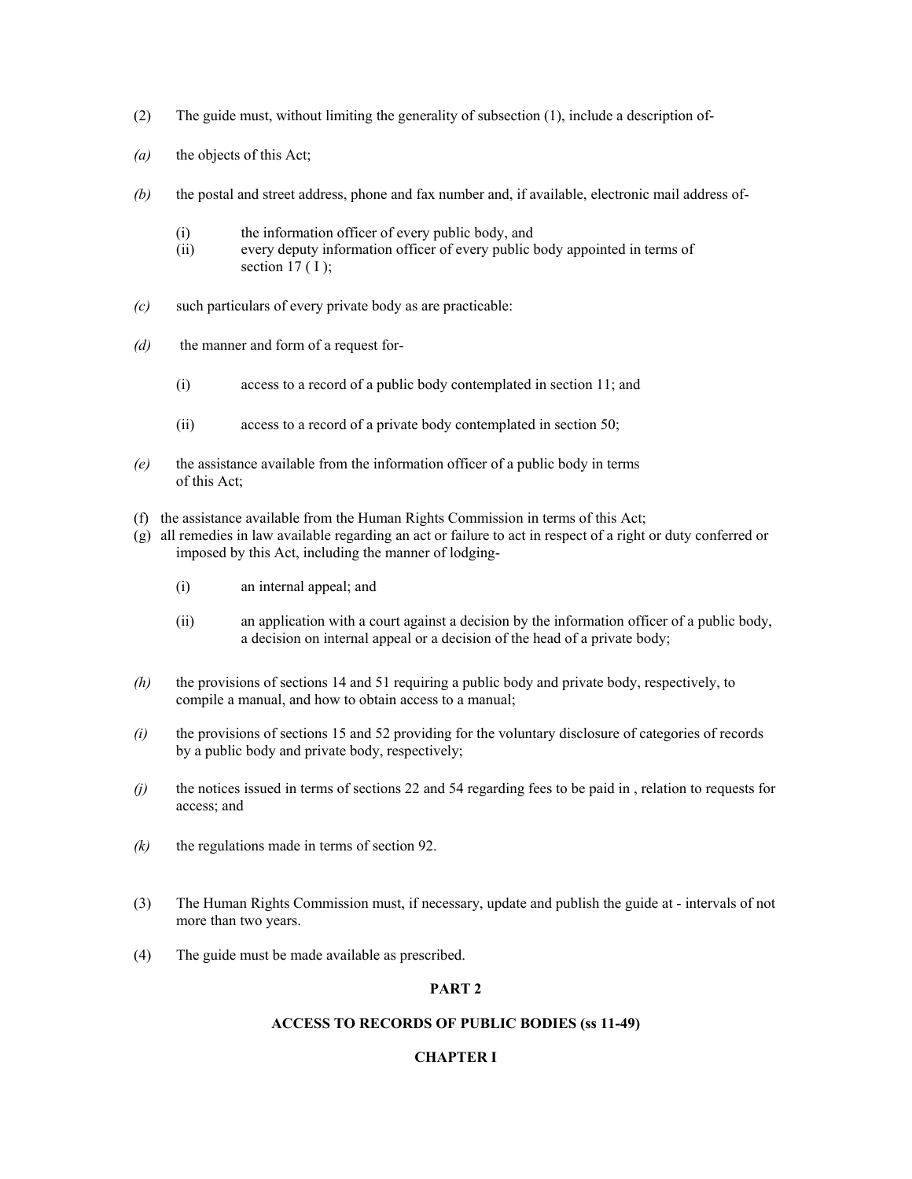(2) The guide must, without limiting the generality of subsection (1), include a description of-

*(a)* the objects of this Act;

*(b)* the postal and street address, phone and fax number and, if available, electronic mail address of-

(i) the information officer of every public body, and
(ii) every deputy information officer of every public body appointed in terms of section 17 ( I );

*(c)* such particulars of every private body as are practicable:

*(d)* the manner and form of a request for-

(i) access to a record of a public body contemplated in section 11; and

(ii) access to a record of a private body contemplated in section 50;

*(e)* the assistance available from the information officer of a public body in terms of this Act;

(f) the assistance available from the Human Rights Commission in terms of this Act;

(g) all remedies in law available regarding an act or failure to act in respect of a right or duty conferred or imposed by this Act, including the manner of lodging-

(i) an internal appeal; and

(ii) an application with a court against a decision by the information officer of a public body, a decision on internal appeal or a decision of the head of a private body;

*(h)* the provisions of sections 14 and 51 requiring a public body and private body, respectively, to compile a manual, and how to obtain access to a manual;

*(i)* the provisions of sections 15 and 52 providing for the voluntary disclosure of categories of records by a public body and private body, respectively;

*(j)* the notices issued in terms of sections 22 and 54 regarding fees to be paid in , relation to requests for access; and

*(k)* the regulations made in terms of section 92.

(3) The Human Rights Commission must, if necessary, update and publish the guide at - intervals of not more than two years.

(4) The guide must be made available as prescribed.

## PART 2

### ACCESS TO RECORDS OF PUBLIC BODIES (ss 11-49)

### CHAPTER I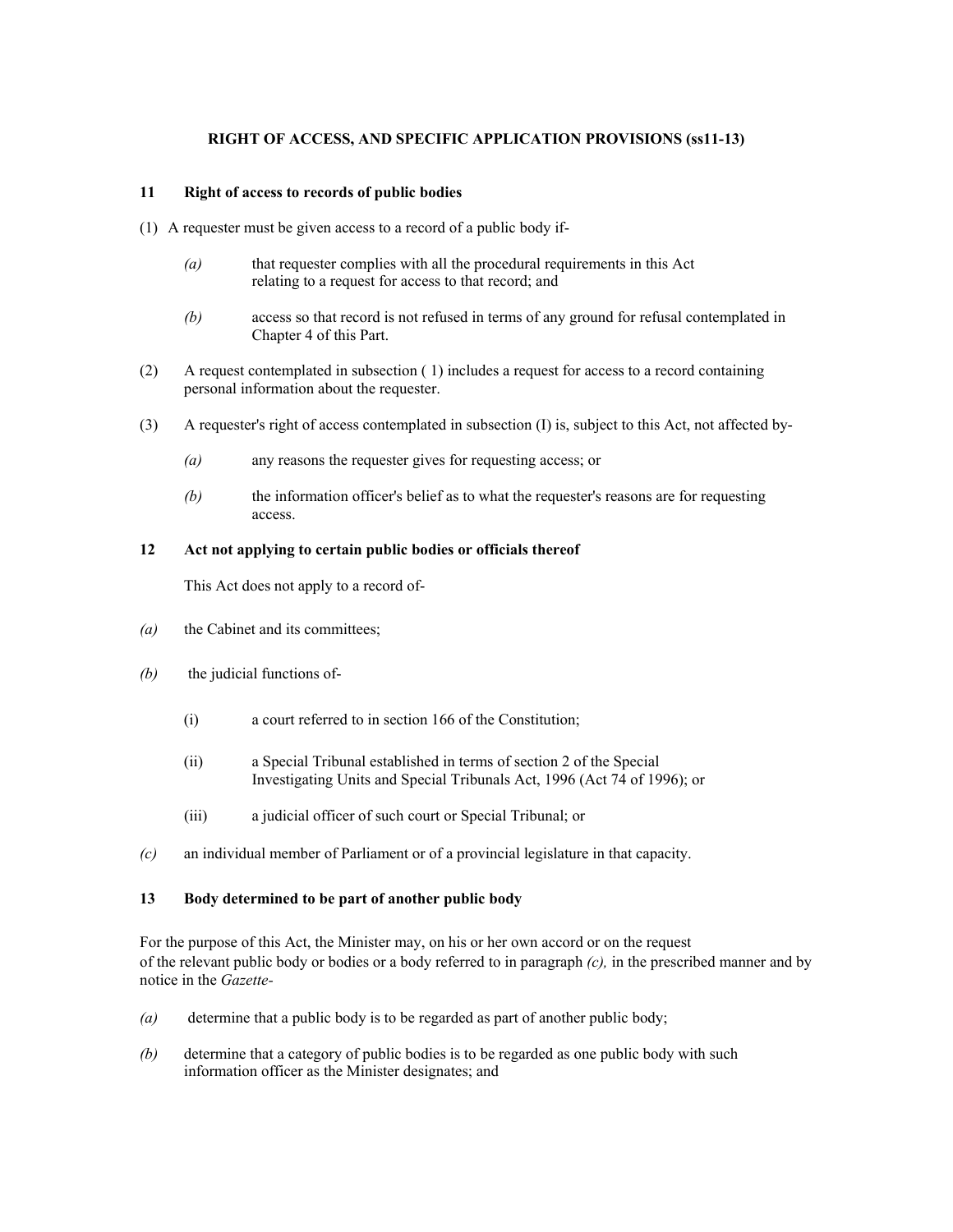**RIGHT OF ACCESS, AND SPECIFIC APPLICATION PROVISIONS (ss11-13)**

**11 Right of access to records of public bodies**

(1) A requester must be given access to a record of a public body if-

*(a)* that requester complies with all the procedural requirements in this Act relating to a request for access to that record; and

*(b)* access so that record is not refused in terms of any ground for refusal contemplated in Chapter 4 of this Part.

(2) A request contemplated in subsection ( 1) includes a request for access to a record containing personal information about the requester.

(3) A requester's right of access contemplated in subsection (I) is, subject to this Act, not affected by-

*(a)* any reasons the requester gives for requesting access; or

*(b)* the information officer's belief as to what the requester's reasons are for requesting access.

**12 Act not applying to certain public bodies or officials thereof**

This Act does not apply to a record of-

*(a)* the Cabinet and its committees;

*(b)* the judicial functions of-

(i) a court referred to in section 166 of the Constitution;

(ii) a Special Tribunal established in terms of section 2 of the Special Investigating Units and Special Tribunals Act, 1996 (Act 74 of 1996); or

(iii) a judicial officer of such court or Special Tribunal; or

*(c)* an individual member of Parliament or of a provincial legislature in that capacity.

**13 Body determined to be part of another public body**

For the purpose of this Act, the Minister may, on his or her own accord or on the request of the relevant public body or bodies or a body referred to in paragraph *(c),* in the prescribed manner and by notice in the *Gazette-*

*(a)* determine that a public body is to be regarded as part of another public body;

*(b)* determine that a category of public bodies is to be regarded as one public body with such information officer as the Minister designates; and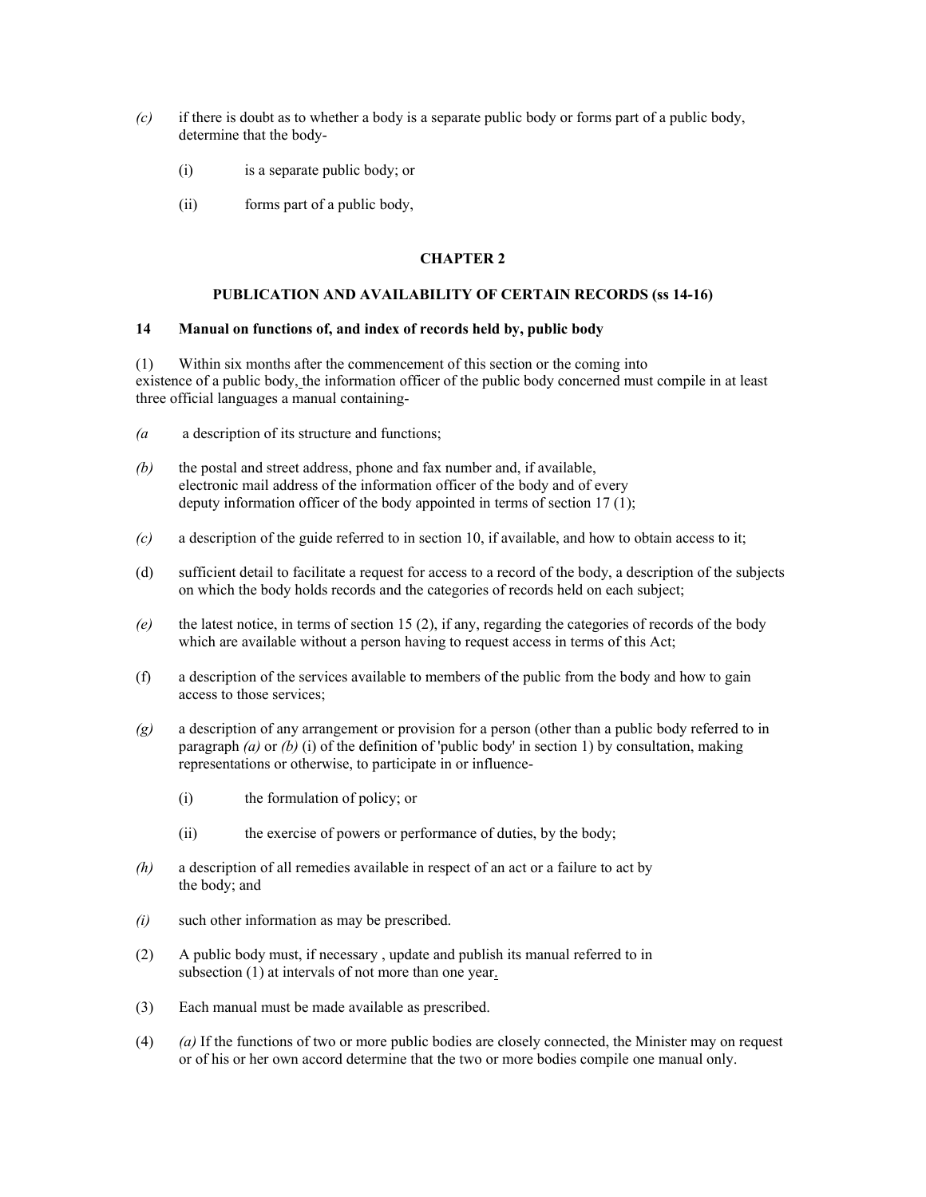*(c)* if there is doubt as to whether a body is a separate public body or forms part of a public body, determine that the body-

(i) is a separate public body; or

(ii) forms part of a public body,

**CHAPTER 2**

**PUBLICATION AND AVAILABILITY OF CERTAIN RECORDS (ss 14-16)**

**14 Manual on functions of, and index of records held by, public body**

(1) Within six months after the commencement of this section or the coming into existence of a public body, the information officer of the public body concerned must compile in at least three official languages a manual containing-

*(a* a description of its structure and functions;

*(b)* the postal and street address, phone and fax number and, if available, electronic mail address of the information officer of the body and of every deputy information officer of the body appointed in terms of section 17 (1);

*(c)* a description of the guide referred to in section 10, if available, and how to obtain access to it;

(d) sufficient detail to facilitate a request for access to a record of the body, a description of the subjects on which the body holds records and the categories of records held on each subject;

*(e)* the latest notice, in terms of section 15 (2), if any, regarding the categories of records of the body which are available without a person having to request access in terms of this Act;

(f) a description of the services available to members of the public from the body and how to gain access to those services;

*(g)* a description of any arrangement or provision for a person (other than a public body referred to in paragraph *(a)* or *(b)* (i) of the definition of 'public body' in section 1) by consultation, making representations or otherwise, to participate in or influence-

(i) the formulation of policy; or

(ii) the exercise of powers or performance of duties, by the body;

*(h)* a description of all remedies available in respect of an act or a failure to act by the body; and

*(i)* such other information as may be prescribed.

(2) A public body must, if necessary , update and publish its manual referred to in subsection (1) at intervals of not more than one year.

(3) Each manual must be made available as prescribed.

(4) *(a)* If the functions of two or more public bodies are closely connected, the Minister may on request or of his or her own accord determine that the two or more bodies compile one manual only.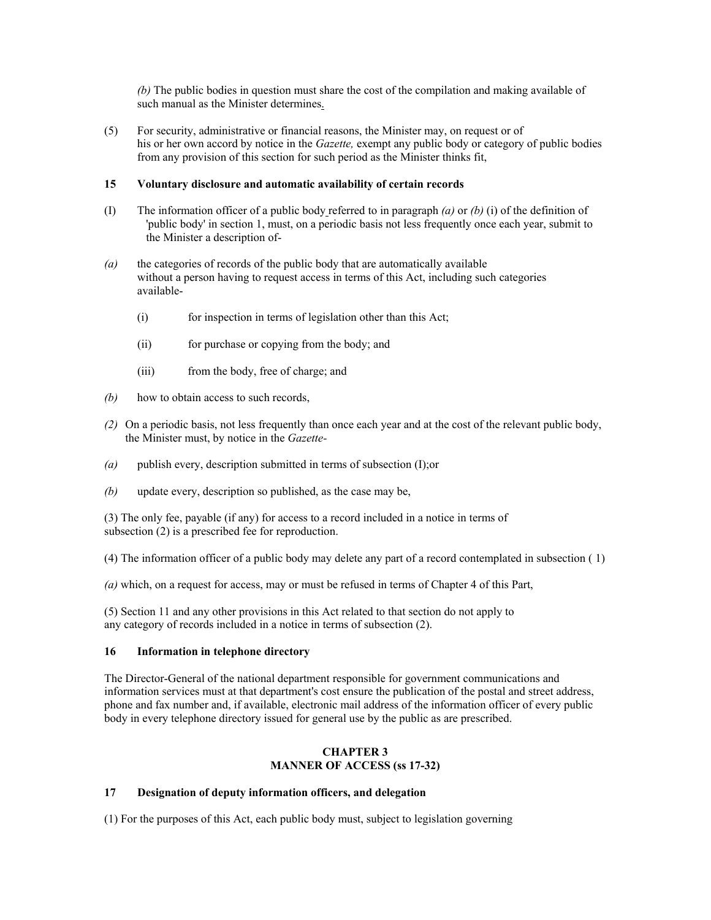*(b)* The public bodies in question must share the cost of the compilation and making available of such manual as the Minister determines.

(5) For security, administrative or financial reasons, the Minister may, on request or of his or her own accord by notice in the *Gazette,* exempt any public body or category of public bodies from any provision of this section for such period as the Minister thinks fit,

**15 Voluntary disclosure and automatic availability of certain records**

(I) The information officer of a public body referred to in paragraph *(a)* or *(b)* (i) of the definition of 'public body' in section 1, must, on a periodic basis not less frequently once each year, submit to the Minister a description of-

*(a)* the categories of records of the public body that are automatically available without a person having to request access in terms of this Act, including such categories available-

(i) for inspection in terms of legislation other than this Act;

(ii) for purchase or copying from the body; and

(iii) from the body, free of charge; and

*(b)* how to obtain access to such records,

*(2)* On a periodic basis, not less frequently than once each year and at the cost of the relevant public body, the Minister must, by notice in the *Gazette*-

*(a)* publish every, description submitted in terms of subsection (I);or

*(b)* update every, description so published, as the case may be,

(3) The only fee, payable (if any) for access to a record included in a notice in terms of subsection (2) is a prescribed fee for reproduction.

(4) The information officer of a public body may delete any part of a record contemplated in subsection ( 1)

*(a)* which, on a request for access, may or must be refused in terms of Chapter 4 of this Part,

(5) Section 11 and any other provisions in this Act related to that section do not apply to any category of records included in a notice in terms of subsection (2).

**16 Information in telephone directory**

The Director-General of the national department responsible for government communications and information services must at that department's cost ensure the publication of the postal and street address, phone and fax number and, if available, electronic mail address of the information officer of every public body in every telephone directory issued for general use by the public as are prescribed.

**CHAPTER 3**
**MANNER OF ACCESS (ss 17-32)**

**17 Designation of deputy information officers, and delegation**

(1) For the purposes of this Act, each public body must, subject to legislation governing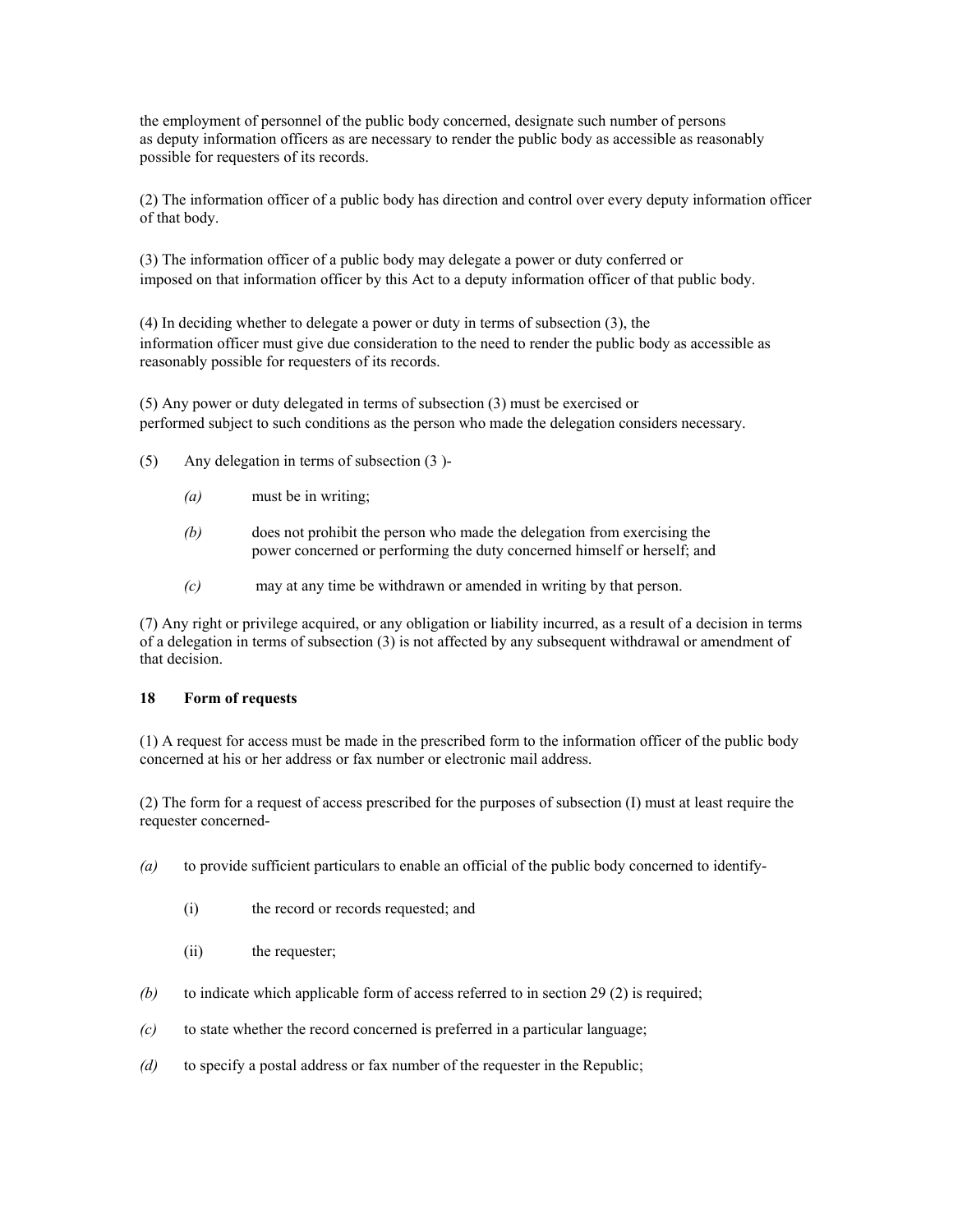the employment of personnel of the public body concerned, designate such number of persons as deputy information officers as are necessary to render the public body as accessible as reasonably possible for requesters of its records.

(2) The information officer of a public body has direction and control over every deputy information officer of that body.

(3) The information officer of a public body may delegate a power or duty conferred or imposed on that information officer by this Act to a deputy information officer of that public body.

(4) In deciding whether to delegate a power or duty in terms of subsection (3), the information officer must give due consideration to the need to render the public body as accessible as reasonably possible for requesters of its records.

(5) Any power or duty delegated in terms of subsection (3) must be exercised or performed subject to such conditions as the person who made the delegation considers necessary.

(5) Any delegation in terms of subsection (3 )-

- *(a)* must be in writing;
- *(b)* does not prohibit the person who made the delegation from exercising the power concerned or performing the duty concerned himself or herself; and
- *(c)* may at any time be withdrawn or amended in writing by that person.

(7) Any right or privilege acquired, or any obligation or liability incurred, as a result of a decision in terms of a delegation in terms of subsection (3) is not affected by any subsequent withdrawal or amendment of that decision.

**18 Form of requests**

(1) A request for access must be made in the prescribed form to the information officer of the public body concerned at his or her address or fax number or electronic mail address.

(2) The form for a request of access prescribed for the purposes of subsection (I) must at least require the requester concerned-

*(a)* to provide sufficient particulars to enable an official of the public body concerned to identify-

- (i) the record or records requested; and
- (ii) the requester;

*(b)* to indicate which applicable form of access referred to in section 29 (2) is required;

*(c)* to state whether the record concerned is preferred in a particular language;

*(d)* to specify a postal address or fax number of the requester in the Republic;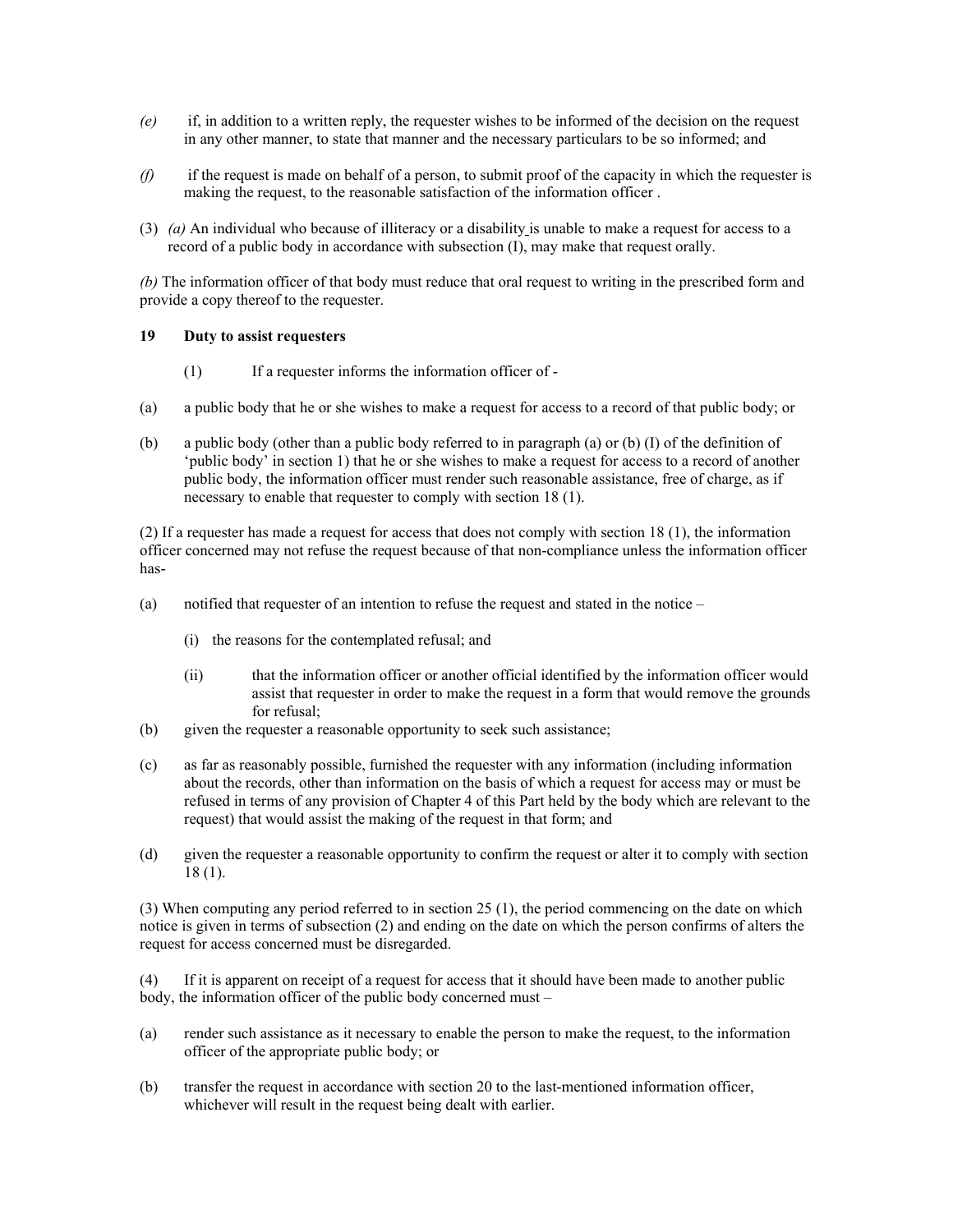*(e)* if, in addition to a written reply, the requester wishes to be informed of the decision on the request in any other manner, to state that manner and the necessary particulars to be so informed; and

*(f)* if the request is made on behalf of a person, to submit proof of the capacity in which the requester is making the request, to the reasonable satisfaction of the information officer .

(3) *(a)* An individual who because of illiteracy or a disability is unable to make a request for access to a record of a public body in accordance with subsection (I), may make that request orally.

*(b)* The information officer of that body must reduce that oral request to writing in the prescribed form and provide a copy thereof to the requester.

**19 Duty to assist requesters**

(1) If a requester informs the information officer of -

(a) a public body that he or she wishes to make a request for access to a record of that public body; or

(b) a public body (other than a public body referred to in paragraph (a) or (b) (I) of the definition of 'public body' in section 1) that he or she wishes to make a request for access to a record of another public body, the information officer must render such reasonable assistance, free of charge, as if necessary to enable that requester to comply with section 18 (1).

(2) If a requester has made a request for access that does not comply with section 18 (1), the information officer concerned may not refuse the request because of that non-compliance unless the information officer has-

(a) notified that requester of an intention to refuse the request and stated in the notice –

(i) the reasons for the contemplated refusal; and

(ii) that the information officer or another official identified by the information officer would assist that requester in order to make the request in a form that would remove the grounds for refusal;

(b) given the requester a reasonable opportunity to seek such assistance;

(c) as far as reasonably possible, furnished the requester with any information (including information about the records, other than information on the basis of which a request for access may or must be refused in terms of any provision of Chapter 4 of this Part held by the body which are relevant to the request) that would assist the making of the request in that form; and

(d) given the requester a reasonable opportunity to confirm the request or alter it to comply with section 18 (1).

(3) When computing any period referred to in section 25 (1), the period commencing on the date on which notice is given in terms of subsection (2) and ending on the date on which the person confirms of alters the request for access concerned must be disregarded.

(4) If it is apparent on receipt of a request for access that it should have been made to another public body, the information officer of the public body concerned must –

(a) render such assistance as it necessary to enable the person to make the request, to the information officer of the appropriate public body; or

(b) transfer the request in accordance with section 20 to the last-mentioned information officer, whichever will result in the request being dealt with earlier.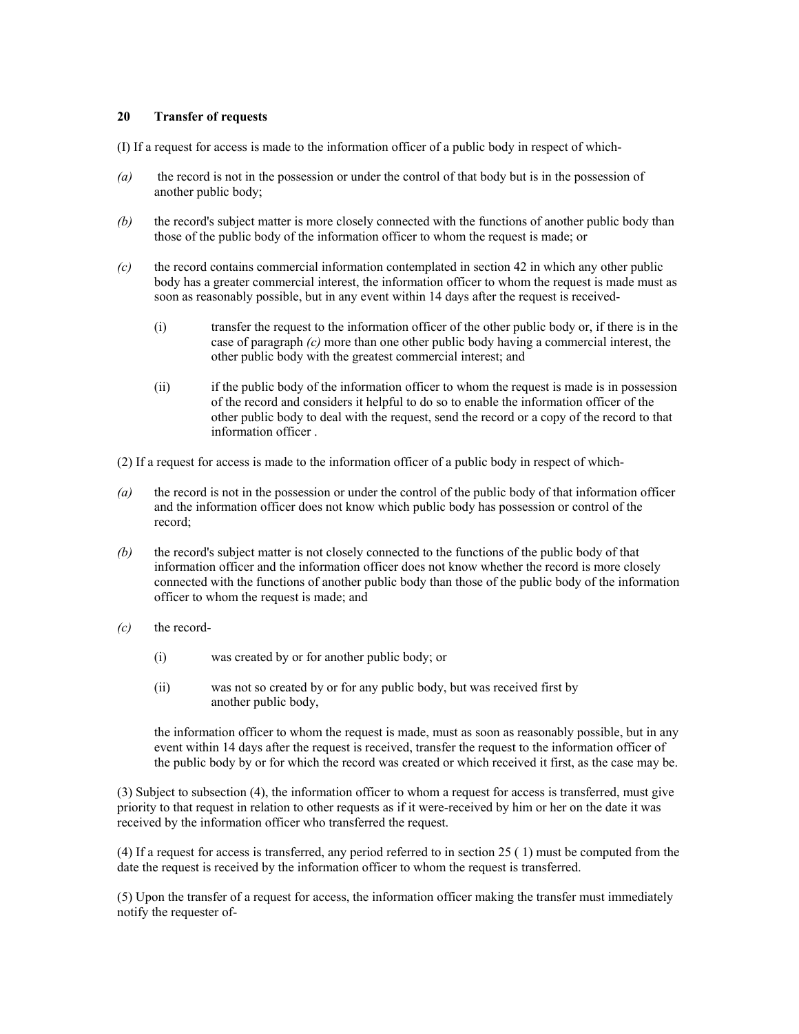### 20 Transfer of requests

(I) If a request for access is made to the information officer of a public body in respect of which-

*(a)* the record is not in the possession or under the control of that body but is in the possession of another public body;

*(b)* the record's subject matter is more closely connected with the functions of another public body than those of the public body of the information officer to whom the request is made; or

*(c)* the record contains commercial information contemplated in section 42 in which any other public body has a greater commercial interest, the information officer to whom the request is made must as soon as reasonably possible, but in any event within 14 days after the request is received-

> (i) transfer the request to the information officer of the other public body or, if there is in the case of paragraph *(c)* more than one other public body having a commercial interest, the other public body with the greatest commercial interest; and
>
> (ii) if the public body of the information officer to whom the request is made is in possession of the record and considers it helpful to do so to enable the information officer of the other public body to deal with the request, send the record or a copy of the record to that information officer .

(2) If a request for access is made to the information officer of a public body in respect of which-

*(a)* the record is not in the possession or under the control of the public body of that information officer and the information officer does not know which public body has possession or control of the record;

*(b)* the record's subject matter is not closely connected to the functions of the public body of that information officer and the information officer does not know whether the record is more closely connected with the functions of another public body than those of the public body of the information officer to whom the request is made; and

*(c)* the record-

> (i) was created by or for another public body; or
>
> (ii) was not so created by or for any public body, but was received first by another public body,
>
> the information officer to whom the request is made, must as soon as reasonably possible, but in any event within 14 days after the request is received, transfer the request to the information officer of the public body by or for which the record was created or which received it first, as the case may be.

(3) Subject to subsection (4), the information officer to whom a request for access is transferred, must give priority to that request in relation to other requests as if it were-received by him or her on the date it was received by the information officer who transferred the request.

(4) If a request for access is transferred, any period referred to in section 25 ( 1) must be computed from the date the request is received by the information officer to whom the request is transferred.

(5) Upon the transfer of a request for access, the information officer making the transfer must immediately notify the requester of-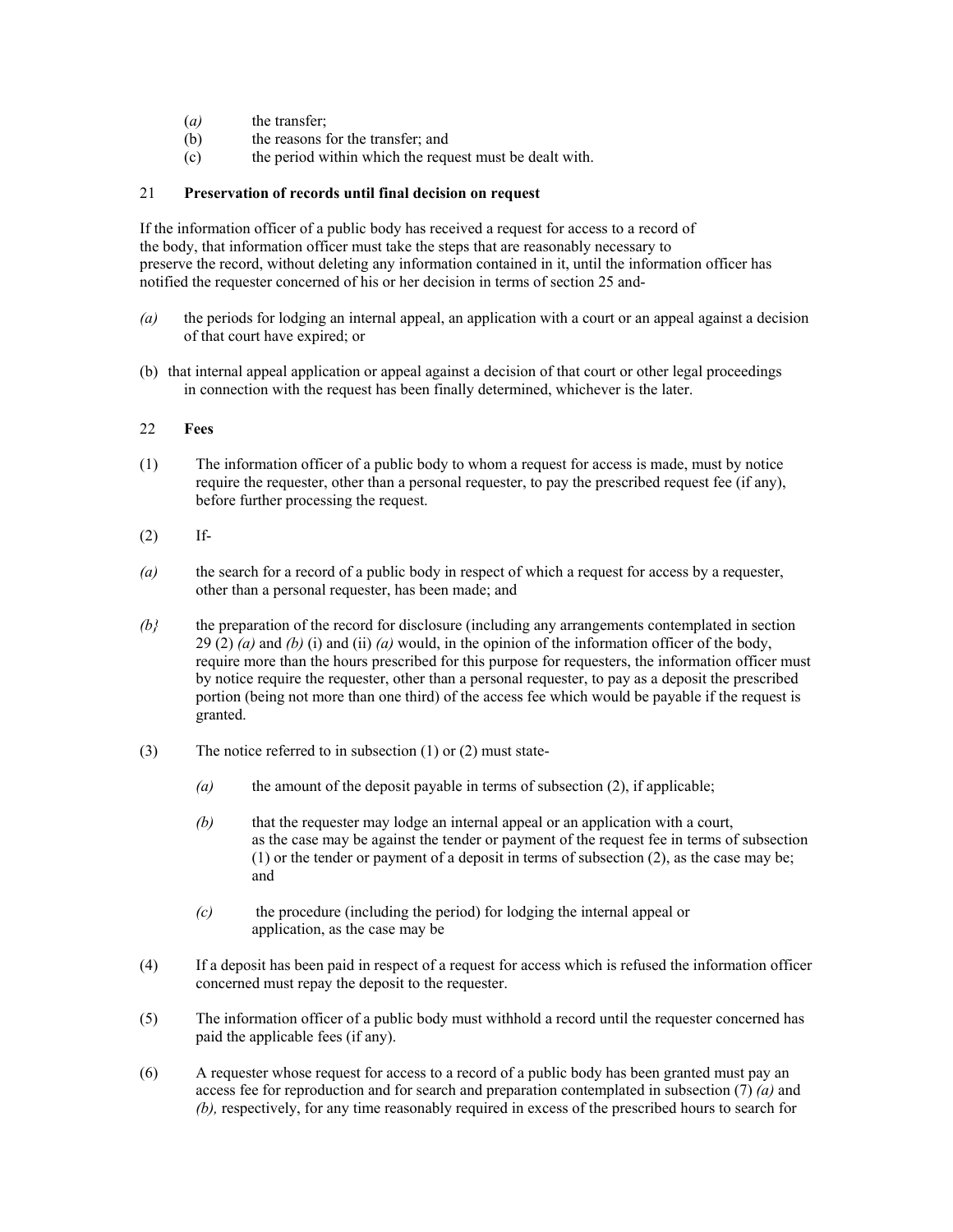(*a*) the transfer;
(b) the reasons for the transfer; and
(c) the period within which the request must be dealt with.

21 **Preservation of records until final decision on request**

If the information officer of a public body has received a request for access to a record of the body, that information officer must take the steps that are reasonably necessary to preserve the record, without deleting any information contained in it, until the information officer has notified the requester concerned of his or her decision in terms of section 25 and-

*(a)* the periods for lodging an internal appeal, an application with a court or an appeal against a decision of that court have expired; or

(b) that internal appeal application or appeal against a decision of that court or other legal proceedings in connection with the request has been finally determined, whichever is the later.

22 **Fees**

(1) The information officer of a public body to whom a request for access is made, must by notice require the requester, other than a personal requester, to pay the prescribed request fee (if any), before further processing the request.

(2) If-

*(a)* the search for a record of a public body in respect of which a request for access by a requester, other than a personal requester, has been made; and

*(b}* the preparation of the record for disclosure (including any arrangements contemplated in section 29 (2) *(a)* and *(b)* (i) and (ii) *(a)* would, in the opinion of the information officer of the body, require more than the hours prescribed for this purpose for requesters, the information officer must by notice require the requester, other than a personal requester, to pay as a deposit the prescribed portion (being not more than one third) of the access fee which would be payable if the request is granted.

(3) The notice referred to in subsection (1) or (2) must state-

*(a)* the amount of the deposit payable in terms of subsection (2), if applicable;

*(b)* that the requester may lodge an internal appeal or an application with a court, as the case may be against the tender or payment of the request fee in terms of subsection (1) or the tender or payment of a deposit in terms of subsection (2), as the case may be; and

*(c)* the procedure (including the period) for lodging the internal appeal or application, as the case may be

(4) If a deposit has been paid in respect of a request for access which is refused the information officer concerned must repay the deposit to the requester.

(5) The information officer of a public body must withhold a record until the requester concerned has paid the applicable fees (if any).

(6) A requester whose request for access to a record of a public body has been granted must pay an access fee for reproduction and for search and preparation contemplated in subsection (7) *(a)* and *(b),* respectively, for any time reasonably required in excess of the prescribed hours to search for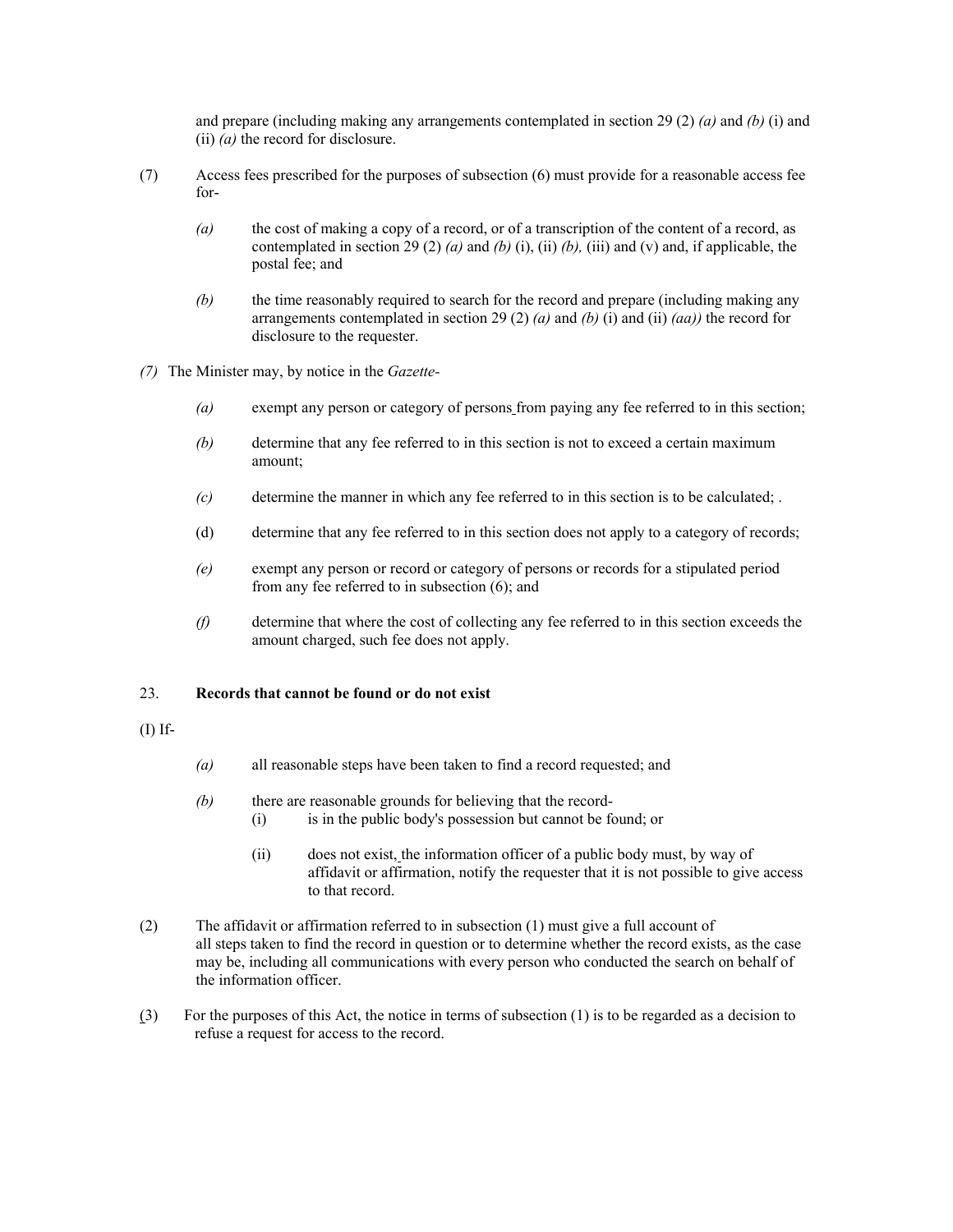and prepare (including making any arrangements contemplated in section 29 (2) *(a)* and *(b)* (i) and (ii) *(a)* the record for disclosure.

(7) Access fees prescribed for the purposes of subsection (6) must provide for a reasonable access fee for-

*(a)* the cost of making a copy of a record, or of a transcription of the content of a record, as contemplated in section 29 (2) *(a)* and *(b)* (i), (ii) *(b),* (iii) and (v) and, if applicable, the postal fee; and

*(b)* the time reasonably required to search for the record and prepare (including making any arrangements contemplated in section 29 (2) *(a)* and *(b)* (i) and (ii) *(aa))* the record for disclosure to the requester.

*(7)* The Minister may, by notice in the *Gazette*-

*(a)* exempt any person or category of persons from paying any fee referred to in this section;

*(b)* determine that any fee referred to in this section is not to exceed a certain maximum amount;

*(c)* determine the manner in which any fee referred to in this section is to be calculated; .

(d) determine that any fee referred to in this section does not apply to a category of records;

*(e)* exempt any person or record or category of persons or records for a stipulated period from any fee referred to in subsection (6); and

*(f)* determine that where the cost of collecting any fee referred to in this section exceeds the amount charged, such fee does not apply.

23. **Records that cannot be found or do not exist**

(I) If-

*(a)* all reasonable steps have been taken to find a record requested; and

*(b)* there are reasonable grounds for believing that the record-

(i) is in the public body's possession but cannot be found; or

(ii) does not exist, the information officer of a public body must, by way of affidavit or affirmation, notify the requester that it is not possible to give access to that record.

(2) The affidavit or affirmation referred to in subsection (1) must give a full account of all steps taken to find the record in question or to determine whether the record exists, as the case may be, including all communications with every person who conducted the search on behalf of the information officer.

(3) For the purposes of this Act, the notice in terms of subsection (1) is to be regarded as a decision to refuse a request for access to the record.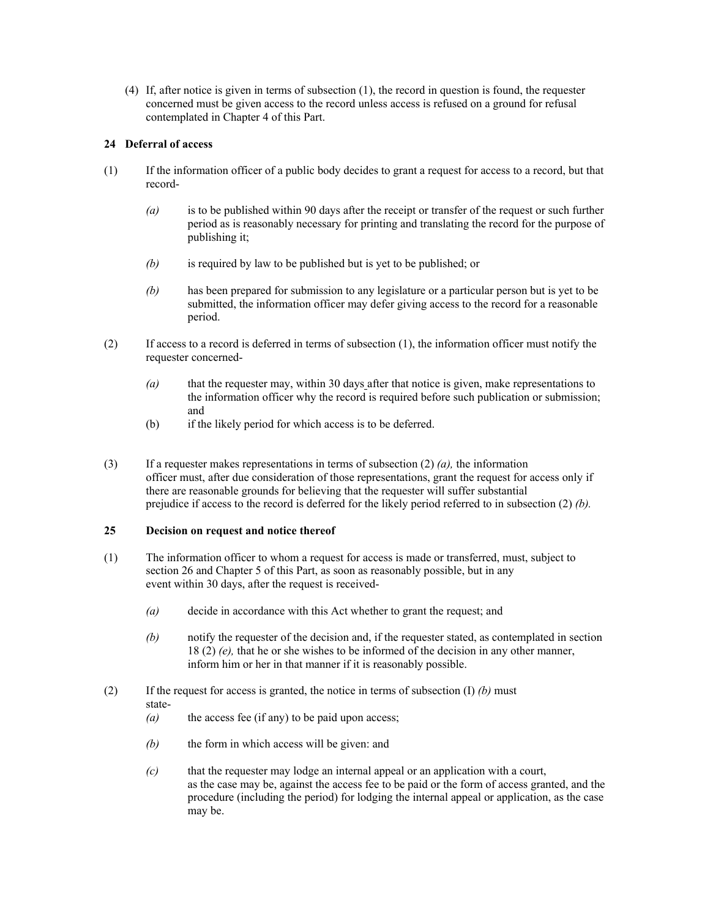(4) If, after notice is given in terms of subsection (1), the record in question is found, the requester concerned must be given access to the record unless access is refused on a ground for refusal contemplated in Chapter 4 of this Part.

### 24 Deferral of access

(1) If the information officer of a public body decides to grant a request for access to a record, but that record-

*(a)* is to be published within 90 days after the receipt or transfer of the request or such further period as is reasonably necessary for printing and translating the record for the purpose of publishing it;

*(b)* is required by law to be published but is yet to be published; or

*(b)* has been prepared for submission to any legislature or a particular person but is yet to be submitted, the information officer may defer giving access to the record for a reasonable period.

(2) If access to a record is deferred in terms of subsection (1), the information officer must notify the requester concerned-

*(a)* that the requester may, within 30 days after that notice is given, make representations to the information officer why the record is required before such publication or submission; and

(b) if the likely period for which access is to be deferred.

(3) If a requester makes representations in terms of subsection (2) *(a),* the information officer must, after due consideration of those representations, grant the request for access only if there are reasonable grounds for believing that the requester will suffer substantial prejudice if access to the record is deferred for the likely period referred to in subsection (2) *(b).*

### 25 Decision on request and notice thereof

(1) The information officer to whom a request for access is made or transferred, must, subject to section 26 and Chapter 5 of this Part, as soon as reasonably possible, but in any event within 30 days, after the request is received-

*(a)* decide in accordance with this Act whether to grant the request; and

*(b)* notify the requester of the decision and, if the requester stated, as contemplated in section 18 (2) *(e),* that he or she wishes to be informed of the decision in any other manner, inform him or her in that manner if it is reasonably possible.

(2) If the request for access is granted, the notice in terms of subsection (I) *(b)* must state-

*(a)* the access fee (if any) to be paid upon access;

*(b)* the form in which access will be given: and

*(c)* that the requester may lodge an internal appeal or an application with a court, as the case may be, against the access fee to be paid or the form of access granted, and the procedure (including the period) for lodging the internal appeal or application, as the case may be.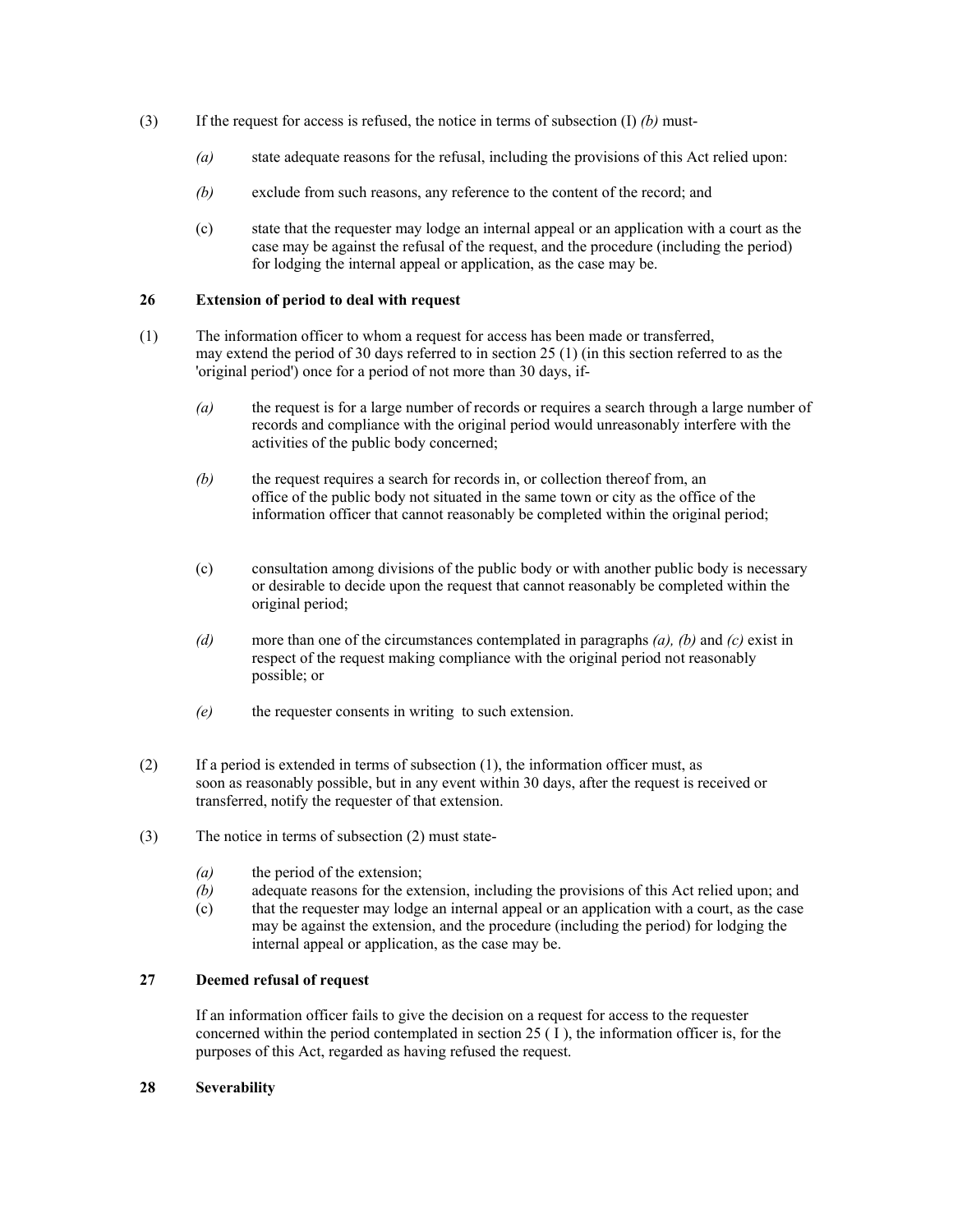(3) If the request for access is refused, the notice in terms of subsection (I) *(b)* must-

*(a)* state adequate reasons for the refusal, including the provisions of this Act relied upon:

*(b)* exclude from such reasons, any reference to the content of the record; and

(c) state that the requester may lodge an internal appeal or an application with a court as the case may be against the refusal of the request, and the procedure (including the period) for lodging the internal appeal or application, as the case may be.

**26 Extension of period to deal with request**

(1) The information officer to whom a request for access has been made or transferred, may extend the period of 30 days referred to in section 25 (1) (in this section referred to as the 'original period') once for a period of not more than 30 days, if-

*(a)* the request is for a large number of records or requires a search through a large number of records and compliance with the original period would unreasonably interfere with the activities of the public body concerned;

*(b)* the request requires a search for records in, or collection thereof from, an office of the public body not situated in the same town or city as the office of the information officer that cannot reasonably be completed within the original period;

(c) consultation among divisions of the public body or with another public body is necessary or desirable to decide upon the request that cannot reasonably be completed within the original period;

*(d)* more than one of the circumstances contemplated in paragraphs *(a), (b)* and *(c)* exist in respect of the request making compliance with the original period not reasonably possible; or

*(e)* the requester consents in writing to such extension.

(2) If a period is extended in terms of subsection (1), the information officer must, as soon as reasonably possible, but in any event within 30 days, after the request is received or transferred, notify the requester of that extension.

(3) The notice in terms of subsection (2) must state-

*(a)* the period of the extension;
*(b)* adequate reasons for the extension, including the provisions of this Act relied upon; and
(c) that the requester may lodge an internal appeal or an application with a court, as the case may be against the extension, and the procedure (including the period) for lodging the internal appeal or application, as the case may be.

**27 Deemed refusal of request**

If an information officer fails to give the decision on a request for access to the requester concerned within the period contemplated in section 25 ( I ), the information officer is, for the purposes of this Act, regarded as having refused the request.

**28 Severability**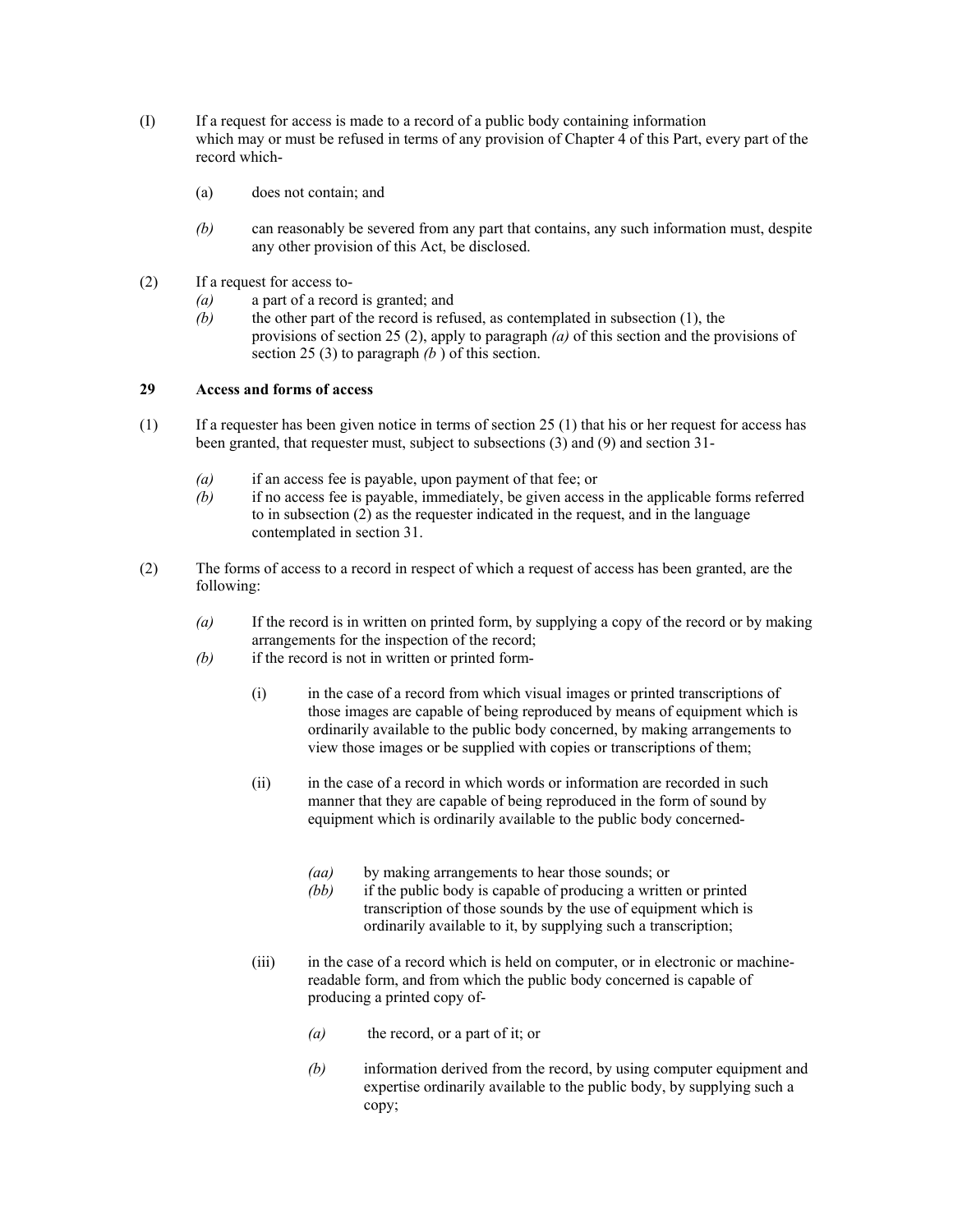(I) If a request for access is made to a record of a public body containing information which may or must be refused in terms of any provision of Chapter 4 of this Part, every part of the record which-

(a) does not contain; and

*(b)* can reasonably be severed from any part that contains, any such information must, despite any other provision of this Act, be disclosed.

(2) If a request for access to-

*(a)* a part of a record is granted; and

*(b)* the other part of the record is refused, as contemplated in subsection (1), the provisions of section 25 (2), apply to paragraph *(a)* of this section and the provisions of section 25 (3) to paragraph *(b* ) of this section.

## 29 Access and forms of access

(1) If a requester has been given notice in terms of section 25 (1) that his or her request for access has been granted, that requester must, subject to subsections (3) and (9) and section 31-

*(a)* if an access fee is payable, upon payment of that fee; or

*(b)* if no access fee is payable, immediately, be given access in the applicable forms referred to in subsection (2) as the requester indicated in the request, and in the language contemplated in section 31.

(2) The forms of access to a record in respect of which a request of access has been granted, are the following:

*(a)* If the record is in written on printed form, by supplying a copy of the record or by making arrangements for the inspection of the record;

*(b)* if the record is not in written or printed form-

(i) in the case of a record from which visual images or printed transcriptions of those images are capable of being reproduced by means of equipment which is ordinarily available to the public body concerned, by making arrangements to view those images or be supplied with copies or transcriptions of them;

(ii) in the case of a record in which words or information are recorded in such manner that they are capable of being reproduced in the form of sound by equipment which is ordinarily available to the public body concerned-

*(aa)* by making arrangements to hear those sounds; or

*(bb)* if the public body is capable of producing a written or printed transcription of those sounds by the use of equipment which is ordinarily available to it, by supplying such a transcription;

(iii) in the case of a record which is held on computer, or in electronic or machine-readable form, and from which the public body concerned is capable of producing a printed copy of-

*(a)* the record, or a part of it; or

*(b)* information derived from the record, by using computer equipment and expertise ordinarily available to the public body, by supplying such a copy;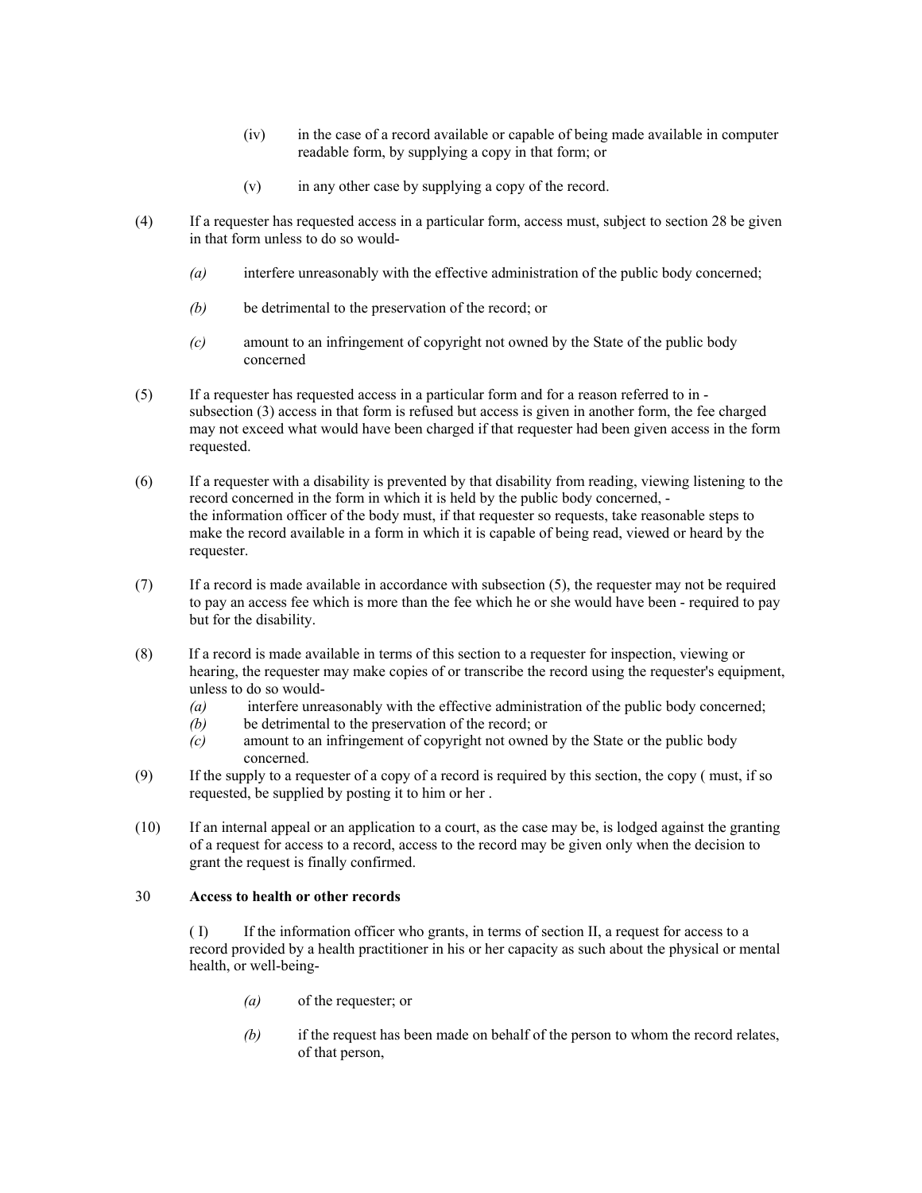(iv) in the case of a record available or capable of being made available in computer readable form, by supplying a copy in that form; or

(v) in any other case by supplying a copy of the record.

(4) If a requester has requested access in a particular form, access must, subject to section 28 be given in that form unless to do so would-

*(a)* interfere unreasonably with the effective administration of the public body concerned;

*(b)* be detrimental to the preservation of the record; or

*(c)* amount to an infringement of copyright not owned by the State of the public body concerned

(5) If a requester has requested access in a particular form and for a reason referred to in - subsection (3) access in that form is refused but access is given in another form, the fee charged may not exceed what would have been charged if that requester had been given access in the form requested.

(6) If a requester with a disability is prevented by that disability from reading, viewing listening to the record concerned in the form in which it is held by the public body concerned, - the information officer of the body must, if that requester so requests, take reasonable steps to make the record available in a form in which it is capable of being read, viewed or heard by the requester.

(7) If a record is made available in accordance with subsection (5), the requester may not be required to pay an access fee which is more than the fee which he or she would have been - required to pay but for the disability.

(8) If a record is made available in terms of this section to a requester for inspection, viewing or hearing, the requester may make copies of or transcribe the record using the requester's equipment, unless to do so would-

*(a)* interfere unreasonably with the effective administration of the public body concerned;

*(b)* be detrimental to the preservation of the record; or

*(c)* amount to an infringement of copyright not owned by the State or the public body concerned.

(9) If the supply to a requester of a copy of a record is required by this section, the copy ( must, if so requested, be supplied by posting it to him or her .

(10) If an internal appeal or an application to a court, as the case may be, is lodged against the granting of a request for access to a record, access to the record may be given only when the decision to grant the request is finally confirmed.

30 **Access to health or other records**

( I) If the information officer who grants, in terms of section II, a request for access to a record provided by a health practitioner in his or her capacity as such about the physical or mental health, or well-being-

*(a)* of the requester; or

*(b)* if the request has been made on behalf of the person to whom the record relates, of that person,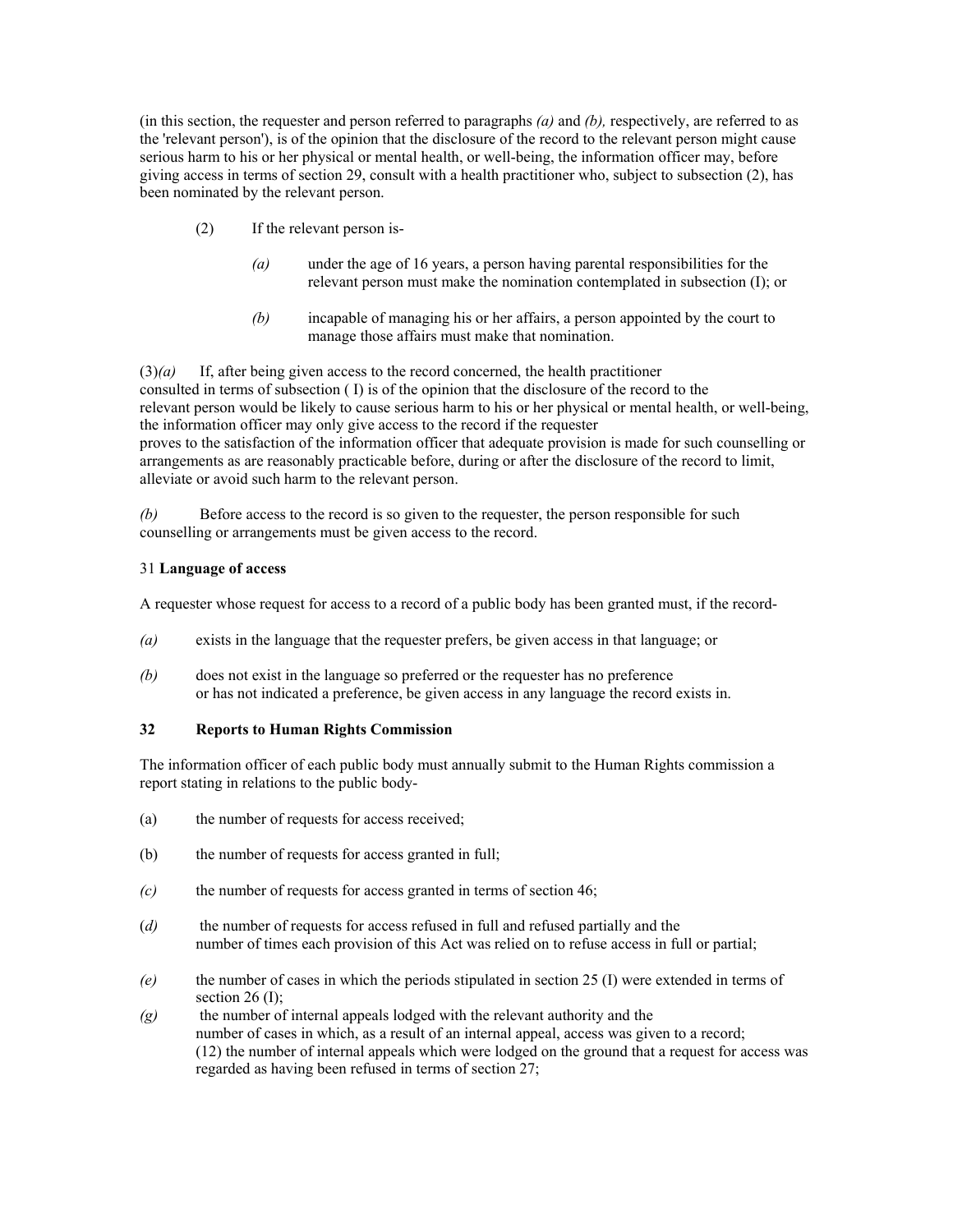(in this section, the requester and person referred to paragraphs *(a)* and *(b),* respectively, are referred to as the 'relevant person'), is of the opinion that the disclosure of the record to the relevant person might cause serious harm to his or her physical or mental health, or well-being, the information officer may, before giving access in terms of section 29, consult with a health practitioner who, subject to subsection (2), has been nominated by the relevant person.

(2) If the relevant person is-

*(a)* under the age of 16 years, a person having parental responsibilities for the relevant person must make the nomination contemplated in subsection (I); or

*(b)* incapable of managing his or her affairs, a person appointed by the court to manage those affairs must make that nomination.

(3)*(a)* If, after being given access to the record concerned, the health practitioner consulted in terms of subsection ( I) is of the opinion that the disclosure of the record to the relevant person would be likely to cause serious harm to his or her physical or mental health, or well-being, the information officer may only give access to the record if the requester proves to the satisfaction of the information officer that adequate provision is made for such counselling or arrangements as are reasonably practicable before, during or after the disclosure of the record to limit, alleviate or avoid such harm to the relevant person.

*(b)* Before access to the record is so given to the requester, the person responsible for such counselling or arrangements must be given access to the record.

31 **Language of access**

A requester whose request for access to a record of a public body has been granted must, if the record-

*(a)* exists in the language that the requester prefers, be given access in that language; or

*(b)* does not exist in the language so preferred or the requester has no preference or has not indicated a preference, be given access in any language the record exists in.

**32 Reports to Human Rights Commission**

The information officer of each public body must annually submit to the Human Rights commission a report stating in relations to the public body-

(a) the number of requests for access received;

(b) the number of requests for access granted in full;

*(c)* the number of requests for access granted in terms of section 46;

(*d*) the number of requests for access refused in full and refused partially and the number of times each provision of this Act was relied on to refuse access in full or partial;

*(e)* the number of cases in which the periods stipulated in section 25 (I) were extended in terms of section 26 (I);

*(g)* the number of internal appeals lodged with the relevant authority and the number of cases in which, as a result of an internal appeal, access was given to a record; (12) the number of internal appeals which were lodged on the ground that a request for access was regarded as having been refused in terms of section 27;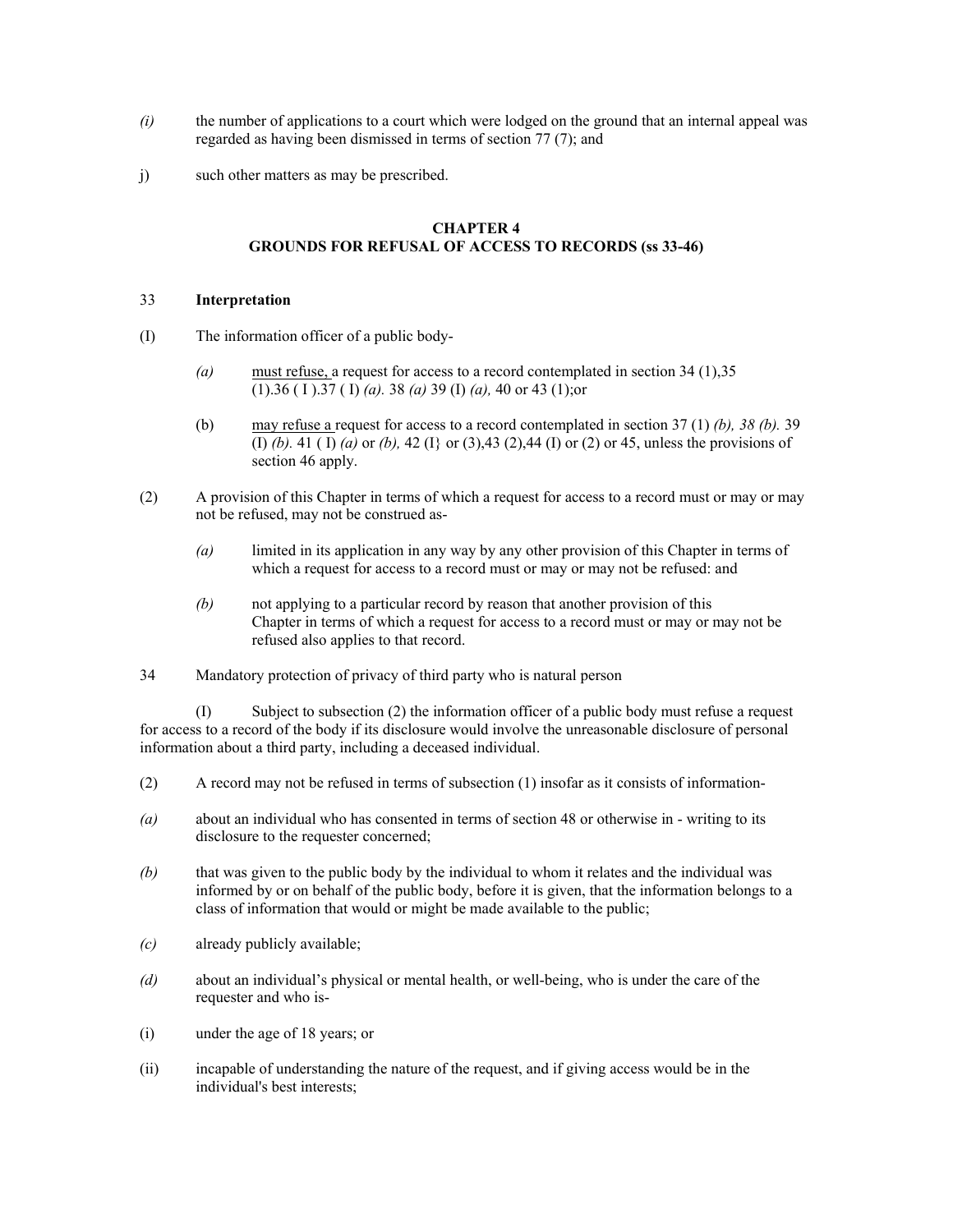*(i)* the number of applications to a court which were lodged on the ground that an internal appeal was regarded as having been dismissed in terms of section 77 (7); and

j) such other matters as may be prescribed.

## CHAPTER 4
## GROUNDS FOR REFUSAL OF ACCESS TO RECORDS (ss 33-46)

33 **Interpretation**

(I) The information officer of a public body-

*(a)* must refuse, a request for access to a record contemplated in section 34 (1),35 (1).36 ( I ).37 ( I) *(a).* 38 *(a)* 39 (I) *(a),* 40 or 43 (1);or

(b) may refuse a request for access to a record contemplated in section 37 (1) *(b), 38 (b).* 39 (I) *(b).* 41 ( I) *(a)* or *(b),* 42 (I} or (3),43 (2),44 (I) or (2) or 45, unless the provisions of section 46 apply.

(2) A provision of this Chapter in terms of which a request for access to a record must or may or may not be refused, may not be construed as-

*(a)* limited in its application in any way by any other provision of this Chapter in terms of which a request for access to a record must or may or may not be refused: and

*(b)* not applying to a particular record by reason that another provision of this Chapter in terms of which a request for access to a record must or may or may not be refused also applies to that record.

34 Mandatory protection of privacy of third party who is natural person

(I) Subject to subsection (2) the information officer of a public body must refuse a request for access to a record of the body if its disclosure would involve the unreasonable disclosure of personal information about a third party, including a deceased individual.

(2) A record may not be refused in terms of subsection (1) insofar as it consists of information-

*(a)* about an individual who has consented in terms of section 48 or otherwise in - writing to its disclosure to the requester concerned;

*(b)* that was given to the public body by the individual to whom it relates and the individual was informed by or on behalf of the public body, before it is given, that the information belongs to a class of information that would or might be made available to the public;

*(c)* already publicly available;

*(d)* about an individual's physical or mental health, or well-being, who is under the care of the requester and who is-

(i) under the age of 18 years; or

(ii) incapable of understanding the nature of the request, and if giving access would be in the individual's best interests;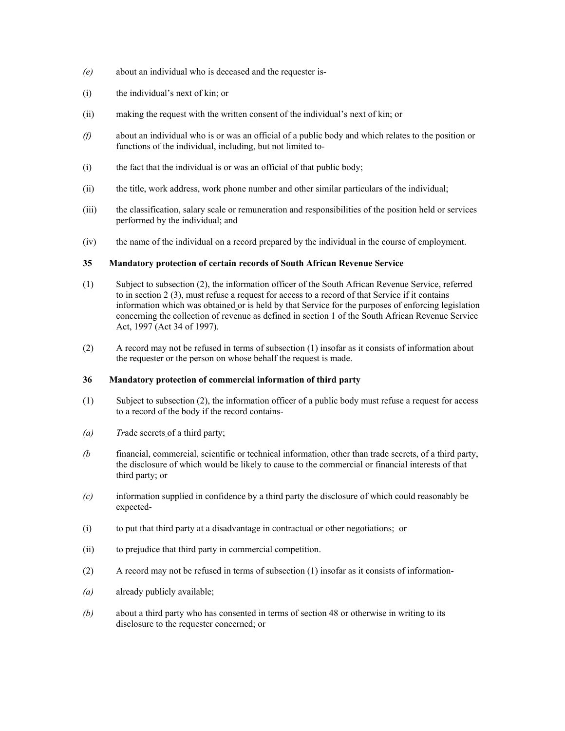*(e)* about an individual who is deceased and the requester is-

(i) the individual's next of kin; or

(ii) making the request with the written consent of the individual's next of kin; or

*(f)* about an individual who is or was an official of a public body and which relates to the position or functions of the individual, including, but not limited to-

(i) the fact that the individual is or was an official of that public body;

(ii) the title, work address, work phone number and other similar particulars of the individual;

(iii) the classification, salary scale or remuneration and responsibilities of the position held or services performed by the individual; and

(iv) the name of the individual on a record prepared by the individual in the course of employment.

**35 Mandatory protection of certain records of South African Revenue Service**

(1) Subject to subsection (2), the information officer of the South African Revenue Service, referred to in section 2 (3), must refuse a request for access to a record of that Service if it contains information which was obtained or is held by that Service for the purposes of enforcing legislation concerning the collection of revenue as defined in section 1 of the South African Revenue Service Act, 1997 (Act 34 of 1997).

(2) A record may not be refused in terms of subsection (1) insofar as it consists of information about the requester or the person on whose behalf the request is made.

**36 Mandatory protection of commercial information of third party**

(1) Subject to subsection (2), the information officer of a public body must refuse a request for access to a record of the body if the record contains-

*(a)* Trade secrets of a third party;

*(b* financial, commercial, scientific or technical information, other than trade secrets, of a third party, the disclosure of which would be likely to cause to the commercial or financial interests of that third party; or

*(c)* information supplied in confidence by a third party the disclosure of which could reasonably be expected-

(i) to put that third party at a disadvantage in contractual or other negotiations; or

(ii) to prejudice that third party in commercial competition.

(2) A record may not be refused in terms of subsection (1) insofar as it consists of information-

*(a)* already publicly available;

*(b)* about a third party who has consented in terms of section 48 or otherwise in writing to its disclosure to the requester concerned; or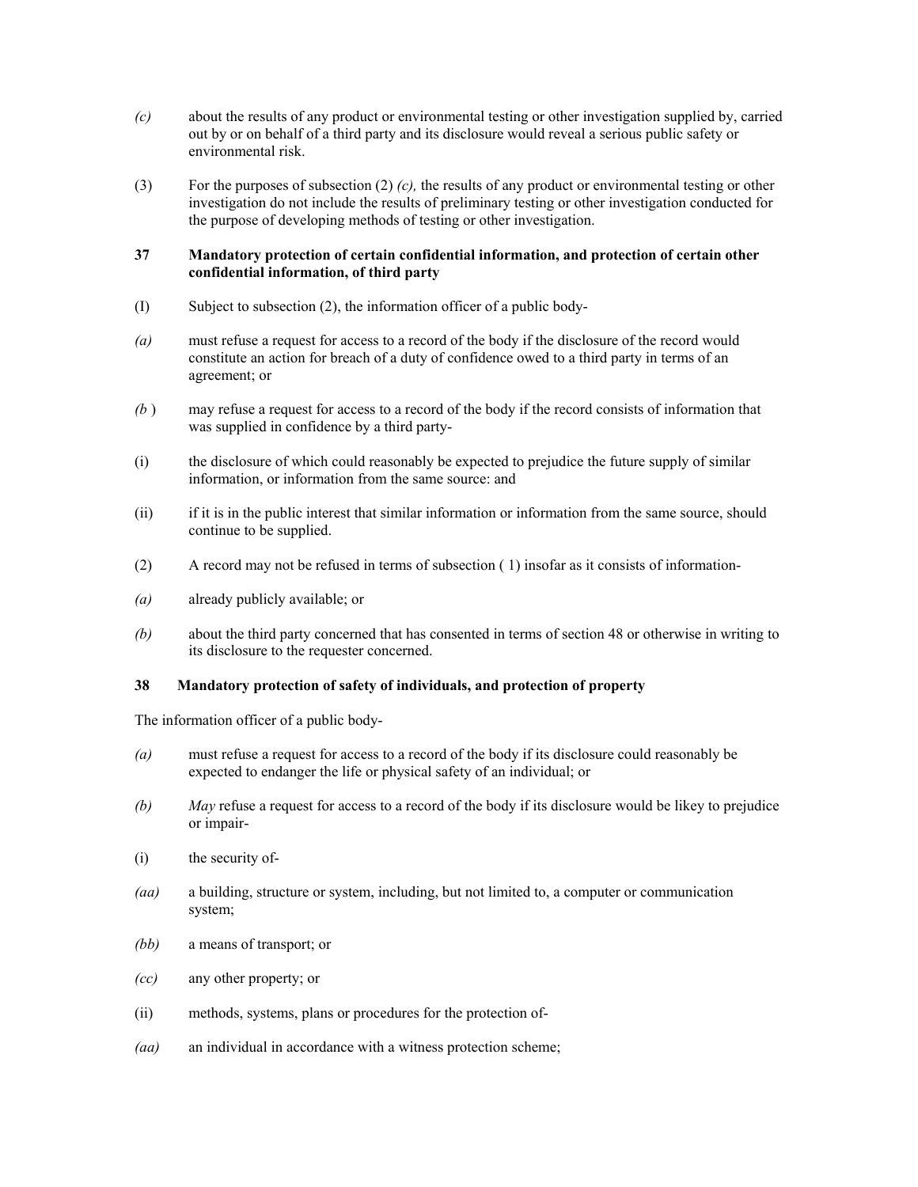*(c)* about the results of any product or environmental testing or other investigation supplied by, carried out by or on behalf of a third party and its disclosure would reveal a serious public safety or environmental risk.

(3) For the purposes of subsection (2) *(c),* the results of any product or environmental testing or other investigation do not include the results of preliminary testing or other investigation conducted for the purpose of developing methods of testing or other investigation.

**37 Mandatory protection of certain confidential information, and protection of certain other confidential information, of third party**

(I) Subject to subsection (2), the information officer of a public body-

*(a)* must refuse a request for access to a record of the body if the disclosure of the record would constitute an action for breach of a duty of confidence owed to a third party in terms of an agreement; or

*(b* ) may refuse a request for access to a record of the body if the record consists of information that was supplied in confidence by a third party-

(i) the disclosure of which could reasonably be expected to prejudice the future supply of similar information, or information from the same source: and

(ii) if it is in the public interest that similar information or information from the same source, should continue to be supplied.

(2) A record may not be refused in terms of subsection ( 1) insofar as it consists of information-

*(a)* already publicly available; or

*(b)* about the third party concerned that has consented in terms of section 48 or otherwise in writing to its disclosure to the requester concerned.

**38 Mandatory protection of safety of individuals, and protection of property**

The information officer of a public body-

*(a)* must refuse a request for access to a record of the body if its disclosure could reasonably be expected to endanger the life or physical safety of an individual; or

*(b)* *May* refuse a request for access to a record of the body if its disclosure would be likey to prejudice or impair-

(i) the security of-

*(aa)* a building, structure or system, including, but not limited to, a computer or communication system;

*(bb)* a means of transport; or

*(cc)* any other property; or

(ii) methods, systems, plans or procedures for the protection of-

*(aa)* an individual in accordance with a witness protection scheme;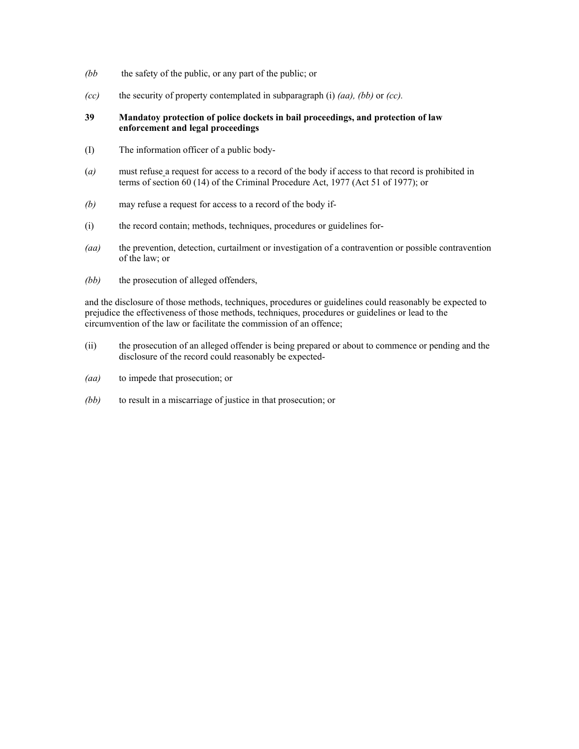*(bb* the safety of the public, or any part of the public; or

*(cc)* the security of property contemplated in subparagraph (i) *(aa), (bb)* or *(cc).*

**39 Mandatoy protection of police dockets in bail proceedings, and protection of law enforcement and legal proceedings**

(I) The information officer of a public body-

(*a)* must refuse a request for access to a record of the body if access to that record is prohibited in terms of section 60 (14) of the Criminal Procedure Act, 1977 (Act 51 of 1977); or

*(b)* may refuse a request for access to a record of the body if-

(i) the record contain; methods, techniques, procedures or guidelines for-

*(aa)* the prevention, detection, curtailment or investigation of a contravention or possible contravention of the law; or

*(bb)* the prosecution of alleged offenders,

and the disclosure of those methods, techniques, procedures or guidelines could reasonably be expected to prejudice the effectiveness of those methods, techniques, procedures or guidelines or lead to the circumvention of the law or facilitate the commission of an offence;

(ii) the prosecution of an alleged offender is being prepared or about to commence or pending and the disclosure of the record could reasonably be expected-

*(aa)* to impede that prosecution; or

*(bb)* to result in a miscarriage of justice in that prosecution; or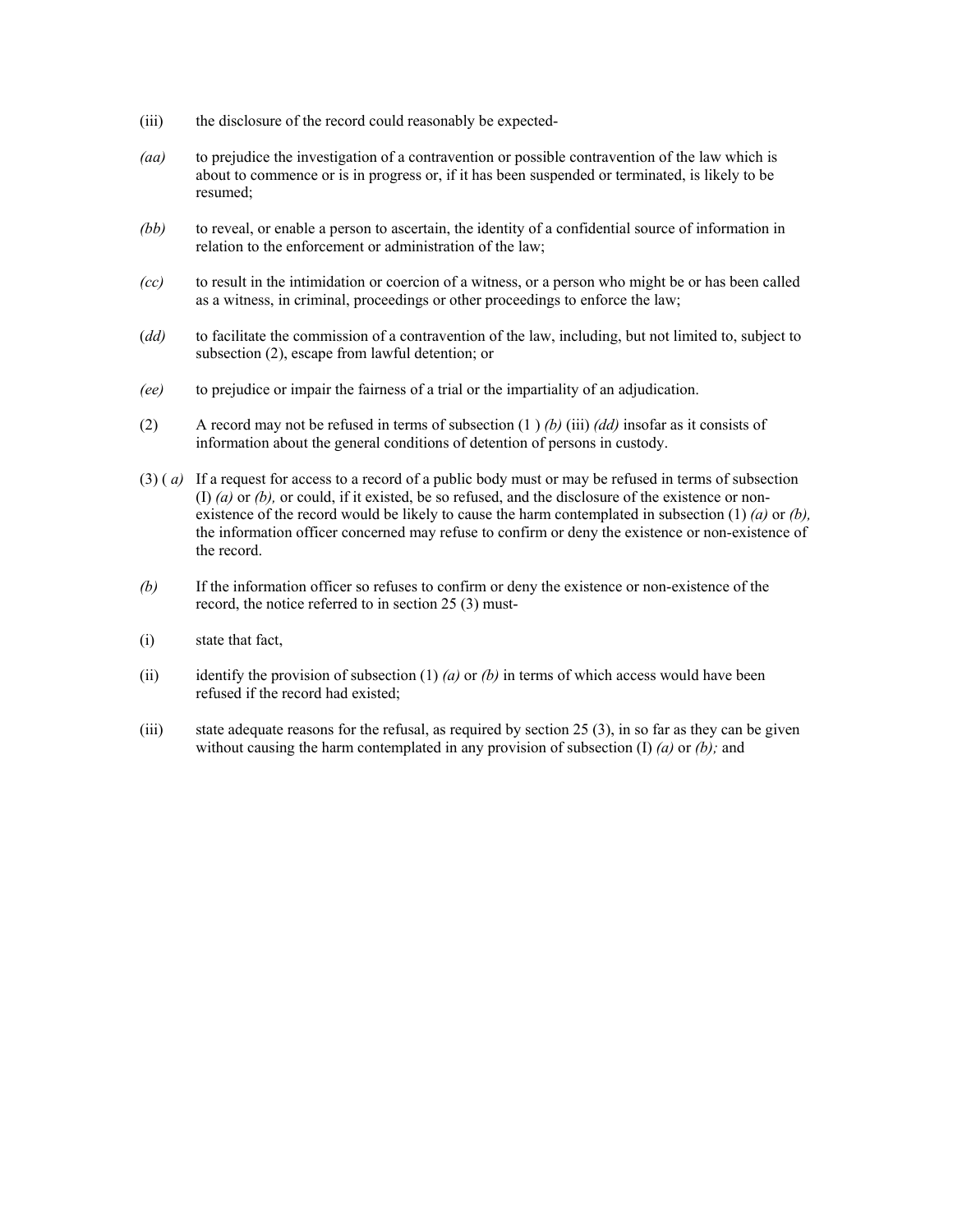(iii) the disclosure of the record could reasonably be expected-

*(aa)* to prejudice the investigation of a contravention or possible contravention of the law which is about to commence or is in progress or, if it has been suspended or terminated, is likely to be resumed;

*(bb)* to reveal, or enable a person to ascertain, the identity of a confidential source of information in relation to the enforcement or administration of the law;

*(cc)* to result in the intimidation or coercion of a witness, or a person who might be or has been called as a witness, in criminal, proceedings or other proceedings to enforce the law;

(*dd)* to facilitate the commission of a contravention of the law, including, but not limited to, subject to subsection (2), escape from lawful detention; or

*(ee)* to prejudice or impair the fairness of a trial or the impartiality of an adjudication.

(2) A record may not be refused in terms of subsection (1 ) *(b)* (iii) *(dd)* insofar as it consists of information about the general conditions of detention of persons in custody.

(3) ( *a)* If a request for access to a record of a public body must or may be refused in terms of subsection (I) *(a)* or *(b),* or could, if it existed, be so refused, and the disclosure of the existence or non-existence of the record would be likely to cause the harm contemplated in subsection (1) *(a)* or *(b),* the information officer concerned may refuse to confirm or deny the existence or non-existence of the record.

*(b)* If the information officer so refuses to confirm or deny the existence or non-existence of the record, the notice referred to in section 25 (3) must-

(i) state that fact,

(ii) identify the provision of subsection (1) *(a)* or *(b)* in terms of which access would have been refused if the record had existed;

(iii) state adequate reasons for the refusal, as required by section 25 (3), in so far as they can be given without causing the harm contemplated in any provision of subsection (I) *(a)* or *(b);* and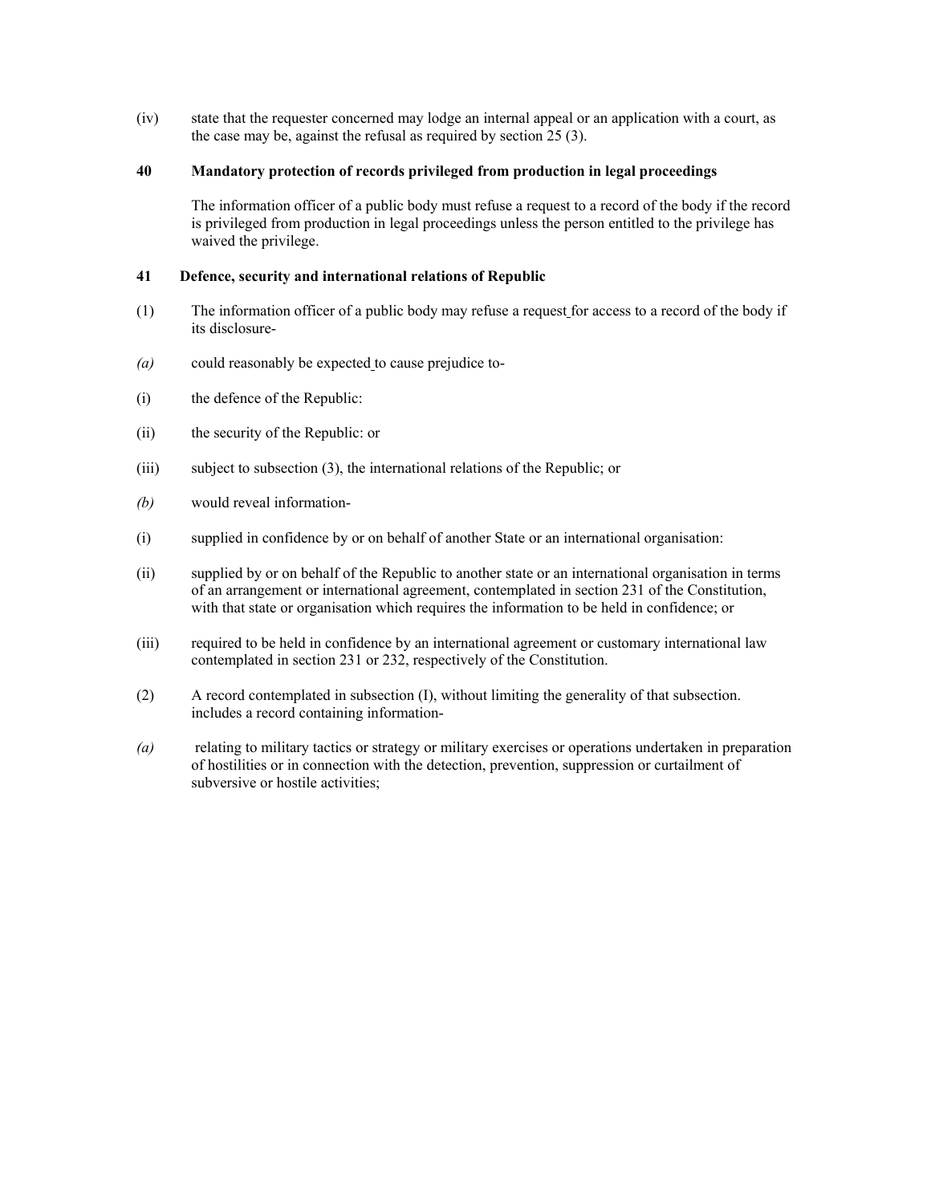(iv) state that the requester concerned may lodge an internal appeal or an application with a court, as the case may be, against the refusal as required by section 25 (3).

**40 Mandatory protection of records privileged from production in legal proceedings**

The information officer of a public body must refuse a request to a record of the body if the record is privileged from production in legal proceedings unless the person entitled to the privilege has waived the privilege.

**41 Defence, security and international relations of Republic**

(1) The information officer of a public body may refuse a request for access to a record of the body if its disclosure-

*(a)* could reasonably be expected to cause prejudice to-

(i) the defence of the Republic:

(ii) the security of the Republic: or

(iii) subject to subsection (3), the international relations of the Republic; or

*(b)* would reveal information-

(i) supplied in confidence by or on behalf of another State or an international organisation:

(ii) supplied by or on behalf of the Republic to another state or an international organisation in terms of an arrangement or international agreement, contemplated in section 231 of the Constitution, with that state or organisation which requires the information to be held in confidence; or

(iii) required to be held in confidence by an international agreement or customary international law contemplated in section 231 or 232, respectively of the Constitution.

(2) A record contemplated in subsection (I), without limiting the generality of that subsection. includes a record containing information-

*(a)* relating to military tactics or strategy or military exercises or operations undertaken in preparation of hostilities or in connection with the detection, prevention, suppression or curtailment of subversive or hostile activities;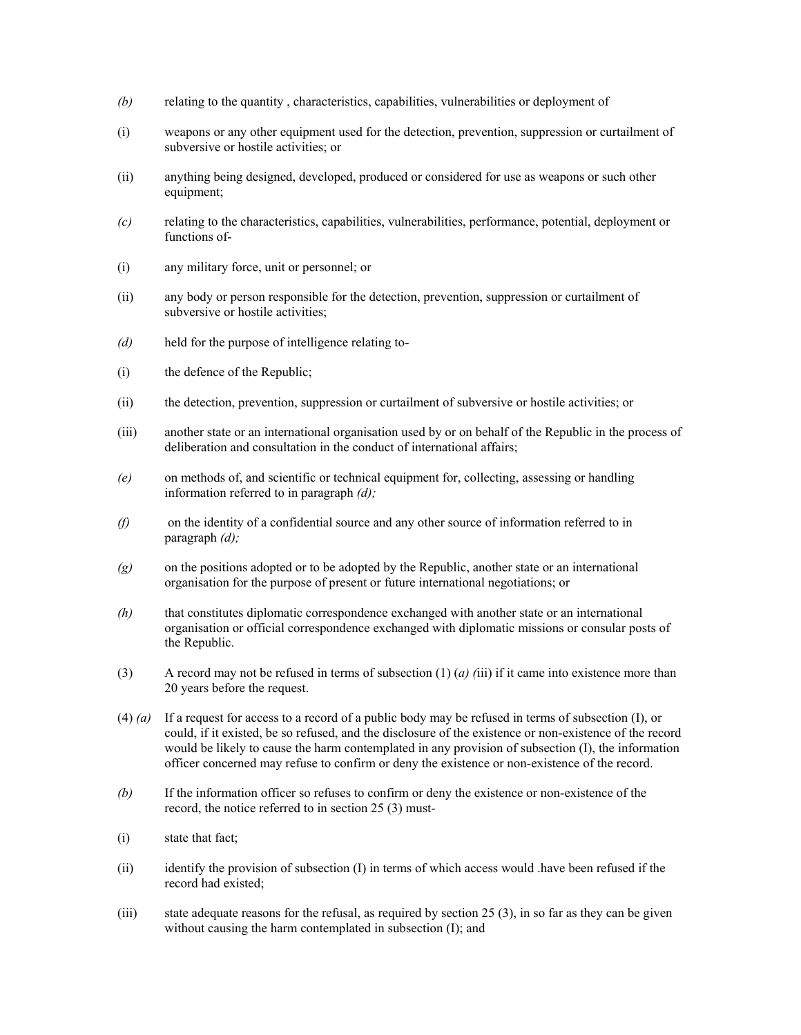*(b)* relating to the quantity , characteristics, capabilities, vulnerabilities or deployment of

(i) weapons or any other equipment used for the detection, prevention, suppression or curtailment of subversive or hostile activities; or

(ii) anything being designed, developed, produced or considered for use as weapons or such other equipment;

*(c)* relating to the characteristics, capabilities, vulnerabilities, performance, potential, deployment or functions of-

(i) any military force, unit or personnel; or

(ii) any body or person responsible for the detection, prevention, suppression or curtailment of subversive or hostile activities;

*(d)* held for the purpose of intelligence relating to-

(i) the defence of the Republic;

(ii) the detection, prevention, suppression or curtailment of subversive or hostile activities; or

(iii) another state or an international organisation used by or on behalf of the Republic in the process of deliberation and consultation in the conduct of international affairs;

*(e)* on methods of, and scientific or technical equipment for, collecting, assessing or handling information referred to in paragraph *(d);*

*(f)* on the identity of a confidential source and any other source of information referred to in paragraph *(d);*

*(g)* on the positions adopted or to be adopted by the Republic, another state or an international organisation for the purpose of present or future international negotiations; or

*(h)* that constitutes diplomatic correspondence exchanged with another state or an international organisation or official correspondence exchanged with diplomatic missions or consular posts of the Republic.

(3) A record may not be refused in terms of subsection (1) (*a) (*iii) if it came into existence more than 20 years before the request.

(4) *(a)* If a request for access to a record of a public body may be refused in terms of subsection (I), or could, if it existed, be so refused, and the disclosure of the existence or non-existence of the record would be likely to cause the harm contemplated in any provision of subsection (I), the information officer concerned may refuse to confirm or deny the existence or non-existence of the record.

*(b)* If the information officer so refuses to confirm or deny the existence or non-existence of the record, the notice referred to in section 25 (3) must-

(i) state that fact;

(ii) identify the provision of subsection (I) in terms of which access would .have been refused if the record had existed;

(iii) state adequate reasons for the refusal, as required by section 25 (3), in so far as they can be given without causing the harm contemplated in subsection (I); and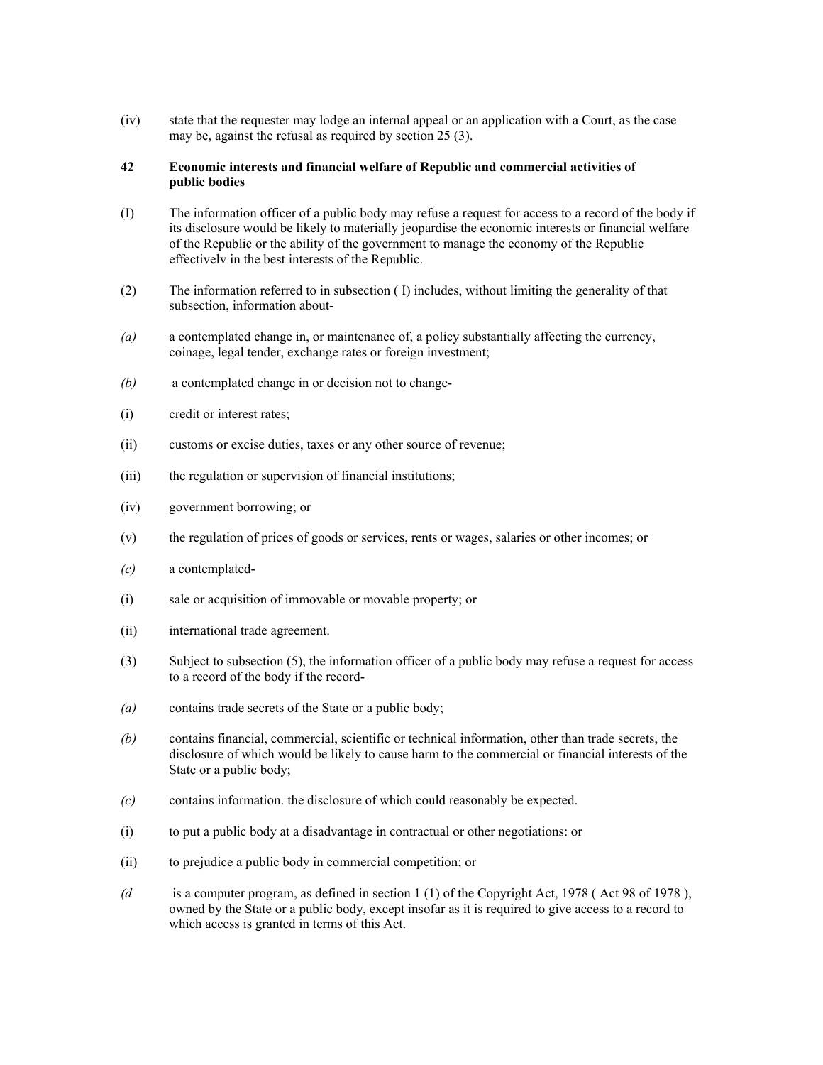(iv) state that the requester may lodge an internal appeal or an application with a Court, as the case may be, against the refusal as required by section 25 (3).

**42 Economic interests and financial welfare of Republic and commercial activities of public bodies**

(I) The information officer of a public body may refuse a request for access to a record of the body if its disclosure would be likely to materially jeopardise the economic interests or financial welfare of the Republic or the ability of the government to manage the economy of the Republic effectivelv in the best interests of the Republic.

(2) The information referred to in subsection ( I) includes, without limiting the generality of that subsection, information about-

*(a)* a contemplated change in, or maintenance of, a policy substantially affecting the currency, coinage, legal tender, exchange rates or foreign investment;

*(b)* a contemplated change in or decision not to change-

(i) credit or interest rates;

(ii) customs or excise duties, taxes or any other source of revenue;

(iii) the regulation or supervision of financial institutions;

(iv) government borrowing; or

(v) the regulation of prices of goods or services, rents or wages, salaries or other incomes; or

*(c)* a contemplated-

(i) sale or acquisition of immovable or movable property; or

(ii) international trade agreement.

(3) Subject to subsection (5), the information officer of a public body may refuse a request for access to a record of the body if the record-

*(a)* contains trade secrets of the State or a public body;

*(b)* contains financial, commercial, scientific or technical information, other than trade secrets, the disclosure of which would be likely to cause harm to the commercial or financial interests of the State or a public body;

*(c)* contains information. the disclosure of which could reasonably be expected.

(i) to put a public body at a disadvantage in contractual or other negotiations: or

(ii) to prejudice a public body in commercial competition; or

*(d* is a computer program, as defined in section 1 (1) of the Copyright Act, 1978 ( Act 98 of 1978 ), owned by the State or a public body, except insofar as it is required to give access to a record to which access is granted in terms of this Act.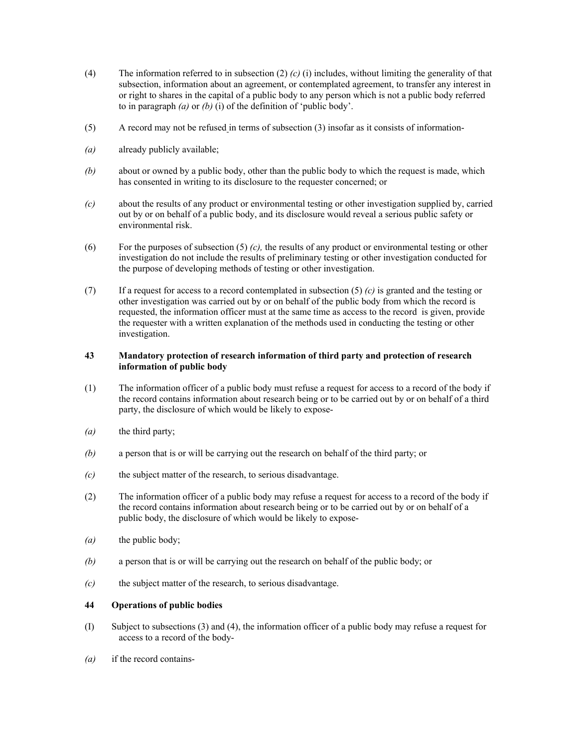(4) The information referred to in subsection (2) *(c)* (i) includes, without limiting the generality of that subsection, information about an agreement, or contemplated agreement, to transfer any interest in or right to shares in the capital of a public body to any person which is not a public body referred to in paragraph *(a)* or *(b)* (i) of the definition of 'public body'.

(5) A record may not be refused in terms of subsection (3) insofar as it consists of information-

*(a)* already publicly available;

*(b)* about or owned by a public body, other than the public body to which the request is made, which has consented in writing to its disclosure to the requester concerned; or

*(c)* about the results of any product or environmental testing or other investigation supplied by, carried out by or on behalf of a public body, and its disclosure would reveal a serious public safety or environmental risk.

(6) For the purposes of subsection (5) *(c),* the results of any product or environmental testing or other investigation do not include the results of preliminary testing or other investigation conducted for the purpose of developing methods of testing or other investigation.

(7) If a request for access to a record contemplated in subsection (5) *(c)* is granted and the testing or other investigation was carried out by or on behalf of the public body from which the record is requested, the information officer must at the same time as access to the record is given, provide the requester with a written explanation of the methods used in conducting the testing or other investigation.

**43 Mandatory protection of research information of third party and protection of research information of public body**

(1) The information officer of a public body must refuse a request for access to a record of the body if the record contains information about research being or to be carried out by or on behalf of a third party, the disclosure of which would be likely to expose-

*(a)* the third party;

*(b)* a person that is or will be carrying out the research on behalf of the third party; or

*(c)* the subject matter of the research, to serious disadvantage.

(2) The information officer of a public body may refuse a request for access to a record of the body if the record contains information about research being or to be carried out by or on behalf of a public body, the disclosure of which would be likely to expose-

*(a)* the public body;

*(b)* a person that is or will be carrying out the research on behalf of the public body; or

*(c)* the subject matter of the research, to serious disadvantage.

**44 Operations of public bodies**

(I) Subject to subsections (3) and (4), the information officer of a public body may refuse a request for access to a record of the body-

*(a)* if the record contains-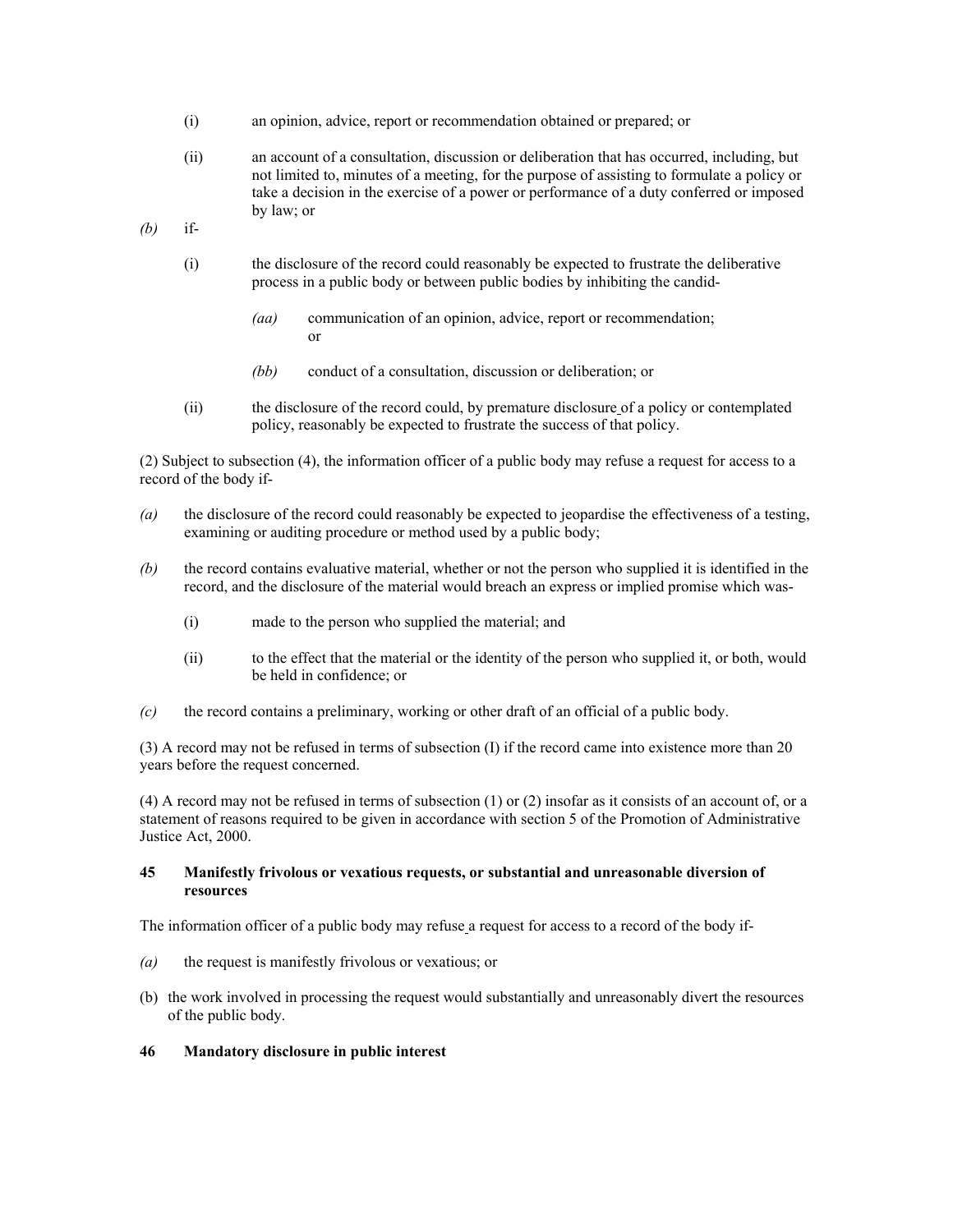(i) an opinion, advice, report or recommendation obtained or prepared; or

(ii) an account of a consultation, discussion or deliberation that has occurred, including, but not limited to, minutes of a meeting, for the purpose of assisting to formulate a policy or take a decision in the exercise of a power or performance of a duty conferred or imposed by law; or

*(b)* if-

(i) the disclosure of the record could reasonably be expected to frustrate the deliberative process in a public body or between public bodies by inhibiting the candid-

*(aa)* communication of an opinion, advice, report or recommendation; or

*(bb)* conduct of a consultation, discussion or deliberation; or

(ii) the disclosure of the record could, by premature disclosure of a policy or contemplated policy, reasonably be expected to frustrate the success of that policy.

(2) Subject to subsection (4), the information officer of a public body may refuse a request for access to a record of the body if-

*(a)* the disclosure of the record could reasonably be expected to jeopardise the effectiveness of a testing, examining or auditing procedure or method used by a public body;

*(b)* the record contains evaluative material, whether or not the person who supplied it is identified in the record, and the disclosure of the material would breach an express or implied promise which was-

(i) made to the person who supplied the material; and

(ii) to the effect that the material or the identity of the person who supplied it, or both, would be held in confidence; or

*(c)* the record contains a preliminary, working or other draft of an official of a public body.

(3) A record may not be refused in terms of subsection (I) if the record came into existence more than 20 years before the request concerned.

(4) A record may not be refused in terms of subsection (1) or (2) insofar as it consists of an account of, or a statement of reasons required to be given in accordance with section 5 of the Promotion of Administrative Justice Act, 2000.

**45 Manifestly frivolous or vexatious requests, or substantial and unreasonable diversion of resources**

The information officer of a public body may refuse a request for access to a record of the body if-

*(a)* the request is manifestly frivolous or vexatious; or

(b) the work involved in processing the request would substantially and unreasonably divert the resources of the public body.

**46 Mandatory disclosure in public interest**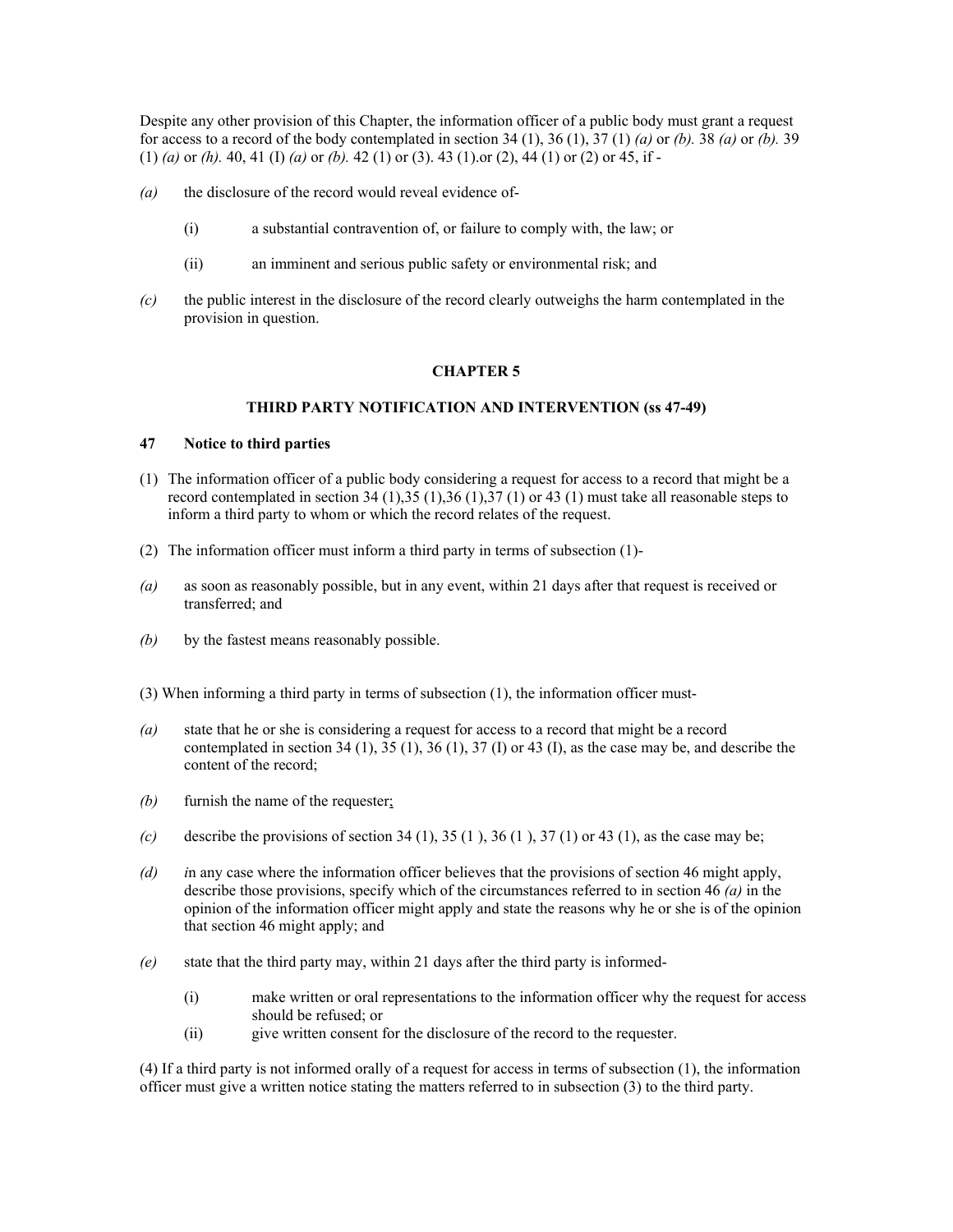Despite any other provision of this Chapter, the information officer of a public body must grant a request for access to a record of the body contemplated in section 34 (1), 36 (1), 37 (1) *(a)* or *(b).* 38 *(a)* or *(b).* 39 (1) *(a)* or *(h).* 40, 41 (I) *(a)* or *(b).* 42 (1) or (3). 43 (1).or (2), 44 (1) or (2) or 45, if -

*(a)* the disclosure of the record would reveal evidence of-

(i) a substantial contravention of, or failure to comply with, the law; or

(ii) an imminent and serious public safety or environmental risk; and

*(c)* the public interest in the disclosure of the record clearly outweighs the harm contemplated in the provision in question.

## CHAPTER 5

### THIRD PARTY NOTIFICATION AND INTERVENTION (ss 47-49)

### 47 Notice to third parties

(1) The information officer of a public body considering a request for access to a record that might be a record contemplated in section 34 (1),35 (1),36 (1),37 (1) or 43 (1) must take all reasonable steps to inform a third party to whom or which the record relates of the request.

(2) The information officer must inform a third party in terms of subsection (1)-

*(a)* as soon as reasonably possible, but in any event, within 21 days after that request is received or transferred; and

*(b)* by the fastest means reasonably possible.

(3) When informing a third party in terms of subsection (1), the information officer must-

*(a)* state that he or she is considering a request for access to a record that might be a record contemplated in section 34 (1), 35 (1), 36 (1), 37 (I) or 43 (I), as the case may be, and describe the content of the record;

*(b)* furnish the name of the requester;

*(c)* describe the provisions of section 34 (1), 35 (1 ), 36 (1 ), 37 (1) or 43 (1), as the case may be;

*(d)* *i*n any case where the information officer believes that the provisions of section 46 might apply, describe those provisions, specify which of the circumstances referred to in section 46 *(a)* in the opinion of the information officer might apply and state the reasons why he or she is of the opinion that section 46 might apply; and

*(e)* state that the third party may, within 21 days after the third party is informed-

(i) make written or oral representations to the information officer why the request for access should be refused; or

(ii) give written consent for the disclosure of the record to the requester.

(4) If a third party is not informed orally of a request for access in terms of subsection (1), the information officer must give a written notice stating the matters referred to in subsection (3) to the third party.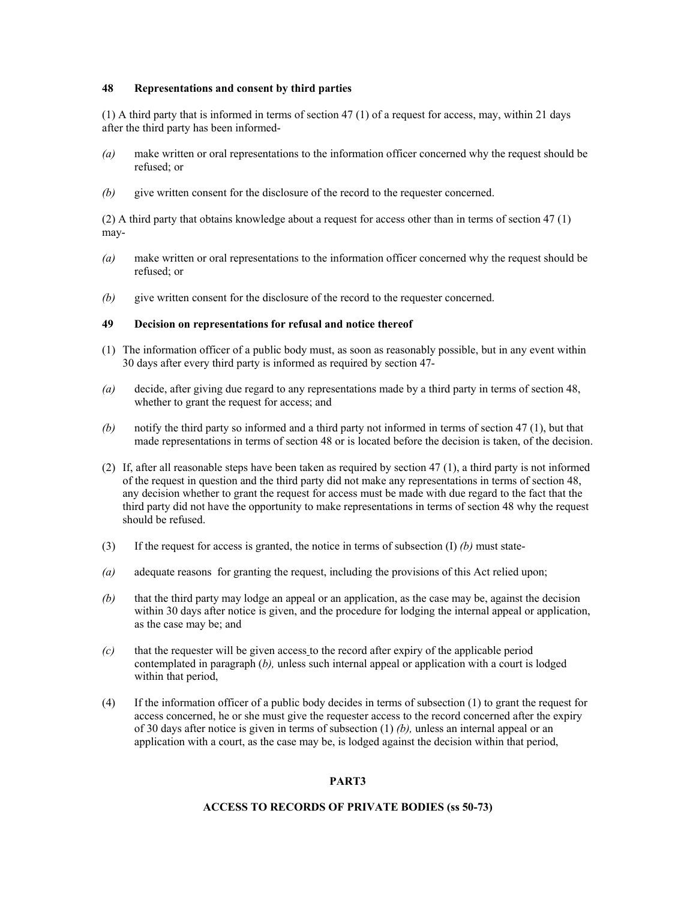**48 Representations and consent by third parties**

(1) A third party that is informed in terms of section 47 (1) of a request for access, may, within 21 days after the third party has been informed-

*(a)* make written or oral representations to the information officer concerned why the request should be refused; or

*(b)* give written consent for the disclosure of the record to the requester concerned.

(2) A third party that obtains knowledge about a request for access other than in terms of section 47 (1) may-

*(a)* make written or oral representations to the information officer concerned why the request should be refused; or

*(b)* give written consent for the disclosure of the record to the requester concerned.

**49 Decision on representations for refusal and notice thereof**

(1) The information officer of a public body must, as soon as reasonably possible, but in any event within 30 days after every third party is informed as required by section 47-

*(a)* decide, after giving due regard to any representations made by a third party in terms of section 48, whether to grant the request for access; and

*(b)* notify the third party so informed and a third party not informed in terms of section 47 (1), but that made representations in terms of section 48 or is located before the decision is taken, of the decision.

(2) If, after all reasonable steps have been taken as required by section 47 (1), a third party is not informed of the request in question and the third party did not make any representations in terms of section 48, any decision whether to grant the request for access must be made with due regard to the fact that the third party did not have the opportunity to make representations in terms of section 48 why the request should be refused.

(3) If the request for access is granted, the notice in terms of subsection (I) *(b)* must state-

*(a)* adequate reasons for granting the request, including the provisions of this Act relied upon;

*(b)* that the third party may lodge an appeal or an application, as the case may be, against the decision within 30 days after notice is given, and the procedure for lodging the internal appeal or application, as the case may be; and

*(c)* that the requester will be given access to the record after expiry of the applicable period contemplated in paragraph (*b),* unless such internal appeal or application with a court is lodged within that period,

(4) If the information officer of a public body decides in terms of subsection (1) to grant the request for access concerned, he or she must give the requester access to the record concerned after the expiry of 30 days after notice is given in terms of subsection (1) *(b),* unless an internal appeal or an application with a court, as the case may be, is lodged against the decision within that period,

**PART3**

**ACCESS TO RECORDS OF PRIVATE BODIES (ss 50-73)**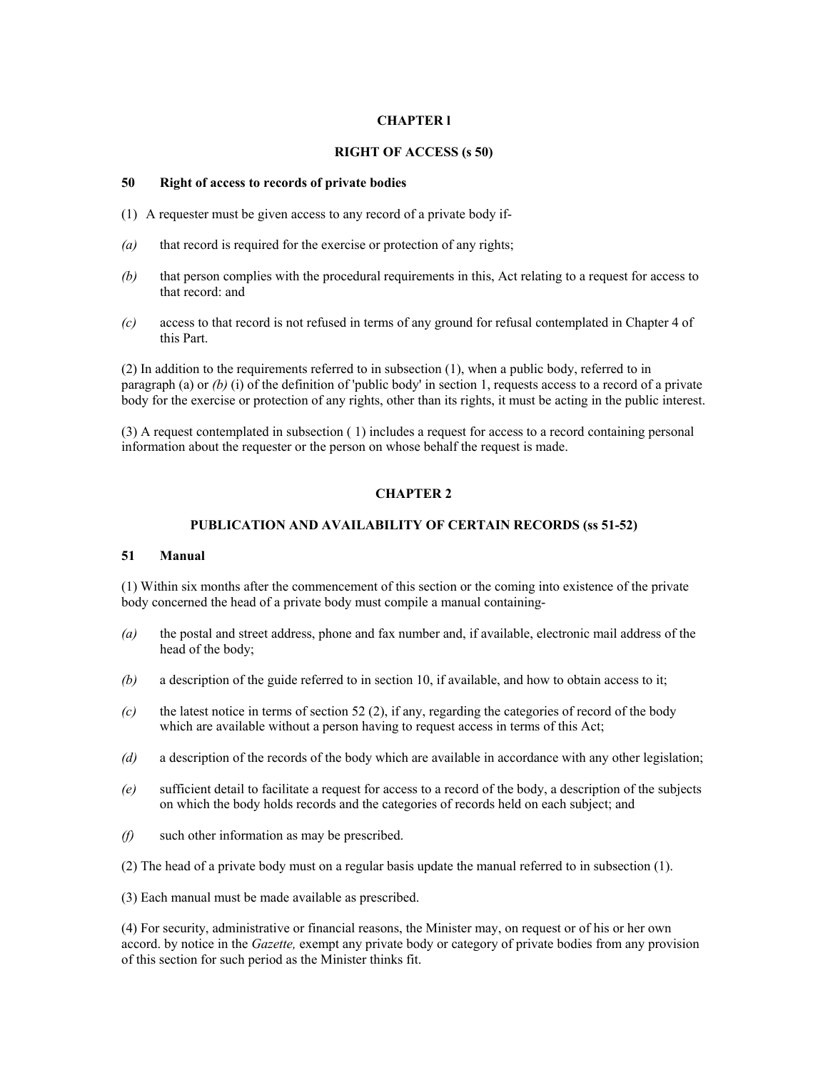**CHAPTER l**

**RIGHT OF ACCESS (s 50)**

**50 Right of access to records of private bodies**

(1) A requester must be given access to any record of a private body if-

*(a)* that record is required for the exercise or protection of any rights;

*(b)* that person complies with the procedural requirements in this, Act relating to a request for access to that record: and

*(c)* access to that record is not refused in terms of any ground for refusal contemplated in Chapter 4 of this Part.

(2) In addition to the requirements referred to in subsection (1), when a public body, referred to in paragraph (a) or *(b)* (i) of the definition of 'public body' in section 1, requests access to a record of a private body for the exercise or protection of any rights, other than its rights, it must be acting in the public interest.

(3) A request contemplated in subsection ( 1) includes a request for access to a record containing personal information about the requester or the person on whose behalf the request is made.

**CHAPTER 2**

**PUBLICATION AND AVAILABILITY OF CERTAIN RECORDS (ss 51-52)**

**51 Manual**

(1) Within six months after the commencement of this section or the coming into existence of the private body concerned the head of a private body must compile a manual containing-

*(a)* the postal and street address, phone and fax number and, if available, electronic mail address of the head of the body;

*(b)* a description of the guide referred to in section 10, if available, and how to obtain access to it;

*(c)* the latest notice in terms of section 52 (2), if any, regarding the categories of record of the body which are available without a person having to request access in terms of this Act;

*(d)* a description of the records of the body which are available in accordance with any other legislation;

*(e)* sufficient detail to facilitate a request for access to a record of the body, a description of the subjects on which the body holds records and the categories of records held on each subject; and

*(f)* such other information as may be prescribed.

(2) The head of a private body must on a regular basis update the manual referred to in subsection (1).

(3) Each manual must be made available as prescribed.

(4) For security, administrative or financial reasons, the Minister may, on request or of his or her own accord. by notice in the *Gazette,* exempt any private body or category of private bodies from any provision of this section for such period as the Minister thinks fit.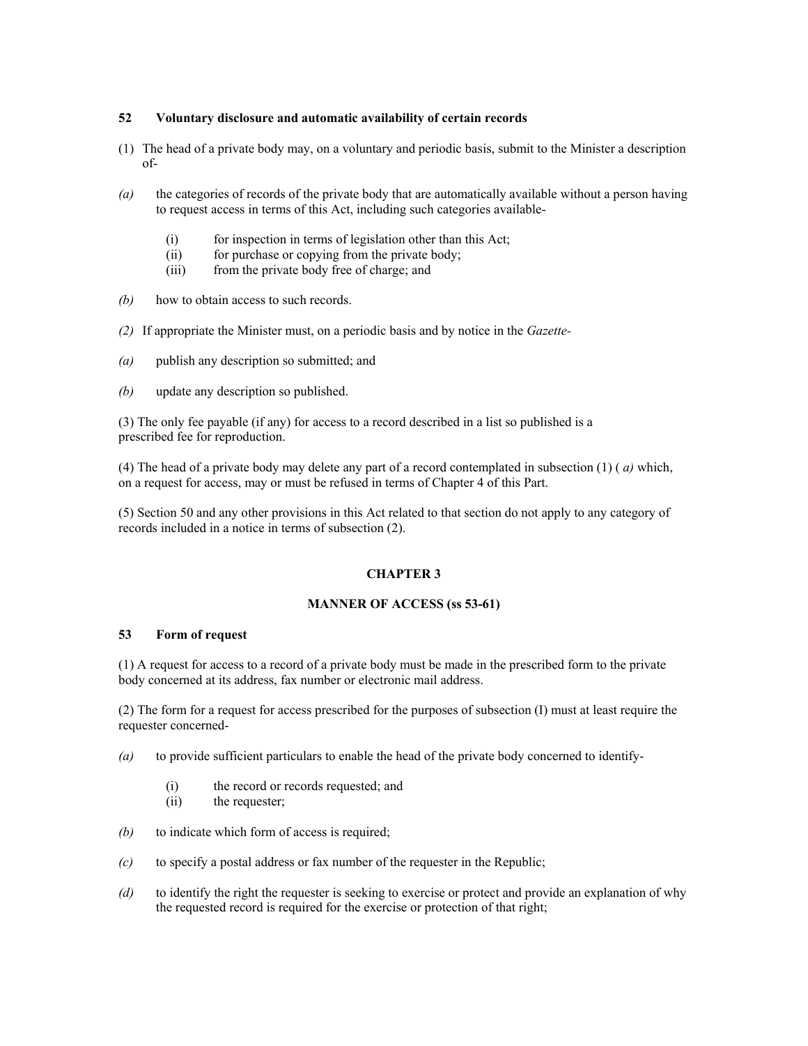### 52 Voluntary disclosure and automatic availability of certain records

(1) The head of a private body may, on a voluntary and periodic basis, submit to the Minister a description of-

*(a)* the categories of records of the private body that are automatically available without a person having to request access in terms of this Act, including such categories available-

(i) for inspection in terms of legislation other than this Act;
(ii) for purchase or copying from the private body;
(iii) from the private body free of charge; and

*(b)* how to obtain access to such records.

*(2)* If appropriate the Minister must, on a periodic basis and by notice in the *Gazette*-

*(a)* publish any description so submitted; and

*(b)* update any description so published.

(3) The only fee payable (if any) for access to a record described in a list so published is a prescribed fee for reproduction.

(4) The head of a private body may delete any part of a record contemplated in subsection (1) ( *a)* which, on a request for access, may or must be refused in terms of Chapter 4 of this Part.

(5) Section 50 and any other provisions in this Act related to that section do not apply to any category of records included in a notice in terms of subsection (2).

## CHAPTER 3

## MANNER OF ACCESS (ss 53-61)

### 53 Form of request

(1) A request for access to a record of a private body must be made in the prescribed form to the private body concerned at its address, fax number or electronic mail address.

(2) The form for a request for access prescribed for the purposes of subsection (I) must at least require the requester concerned-

*(a)* to provide sufficient particulars to enable the head of the private body concerned to identify-

(i) the record or records requested; and
(ii) the requester;

*(b)* to indicate which form of access is required;

*(c)* to specify a postal address or fax number of the requester in the Republic;

*(d)* to identify the right the requester is seeking to exercise or protect and provide an explanation of why the requested record is required for the exercise or protection of that right;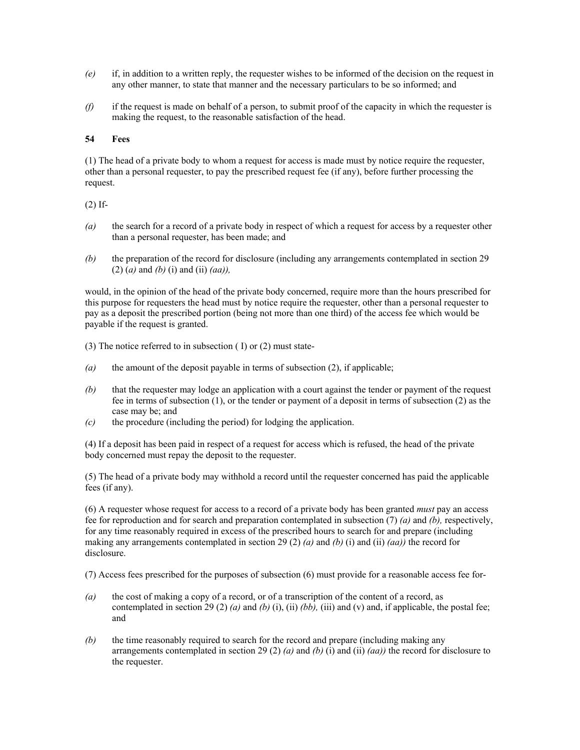*(e)* if, in addition to a written reply, the requester wishes to be informed of the decision on the request in any other manner, to state that manner and the necessary particulars to be so informed; and

*(f)* if the request is made on behalf of a person, to submit proof of the capacity in which the requester is making the request, to the reasonable satisfaction of the head.

**54 Fees**

(1) The head of a private body to whom a request for access is made must by notice require the requester, other than a personal requester, to pay the prescribed request fee (if any), before further processing the request.

(2) If-

*(a)* the search for a record of a private body in respect of which a request for access by a requester other than a personal requester, has been made; and

*(b)* the preparation of the record for disclosure (including any arrangements contemplated in section 29 (2) (*a)* and *(b)* (i) and (ii) *(aa)),*

would, in the opinion of the head of the private body concerned, require more than the hours prescribed for this purpose for requesters the head must by notice require the requester, other than a personal requester to pay as a deposit the prescribed portion (being not more than one third) of the access fee which would be payable if the request is granted.

(3) The notice referred to in subsection ( I) or (2) must state-

*(a)* the amount of the deposit payable in terms of subsection (2), if applicable;

*(b)* that the requester may lodge an application with a court against the tender or payment of the request fee in terms of subsection (1), or the tender or payment of a deposit in terms of subsection (2) as the case may be; and

*(c)* the procedure (including the period) for lodging the application.

(4) If a deposit has been paid in respect of a request for access which is refused, the head of the private body concerned must repay the deposit to the requester.

(5) The head of a private body may withhold a record until the requester concerned has paid the applicable fees (if any).

(6) A requester whose request for access to a record of a private body has been granted *must* pay an access fee for reproduction and for search and preparation contemplated in subsection (7) *(a)* and *(b),* respectively, for any time reasonably required in excess of the prescribed hours to search for and prepare (including making any arrangements contemplated in section 29 (2) *(a)* and *(b)* (i) and (ii) *(aa))* the record for disclosure.

(7) Access fees prescribed for the purposes of subsection (6) must provide for a reasonable access fee for-

*(a)* the cost of making a copy of a record, or of a transcription of the content of a record, as contemplated in section 29 (2) *(a)* and *(b)* (i), (ii) *(bb),* (iii) and (v) and, if applicable, the postal fee; and

*(b)* the time reasonably required to search for the record and prepare (including making any arrangements contemplated in section 29 (2) *(a)* and *(b)* (i) and (ii) *(aa))* the record for disclosure to the requester.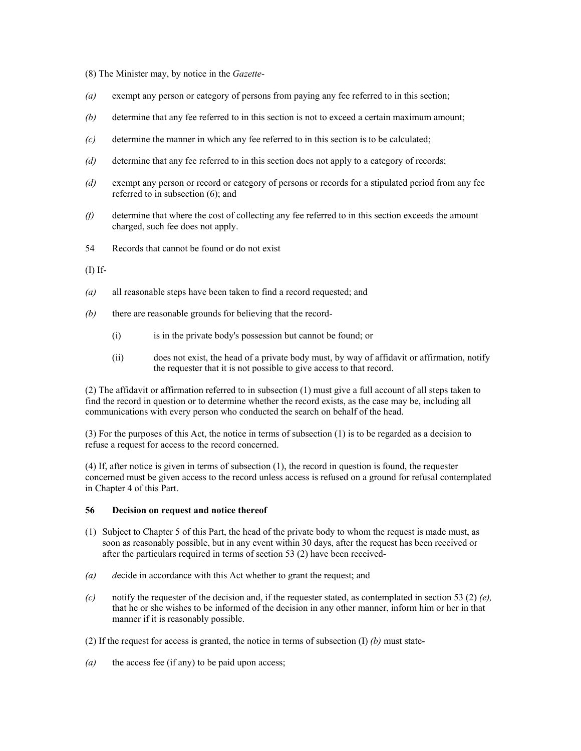(8) The Minister may, by notice in the *Gazette*-

*(a)* exempt any person or category of persons from paying any fee referred to in this section;

*(b)* determine that any fee referred to in this section is not to exceed a certain maximum amount;

*(c)* determine the manner in which any fee referred to in this section is to be calculated;

*(d)* determine that any fee referred to in this section does not apply to a category of records;

*(d)* exempt any person or record or category of persons or records for a stipulated period from any fee referred to in subsection (6); and

*(f)* determine that where the cost of collecting any fee referred to in this section exceeds the amount charged, such fee does not apply.

54 Records that cannot be found or do not exist

(I) If-

*(a)* all reasonable steps have been taken to find a record requested; and

*(b)* there are reasonable grounds for believing that the record-

(i) is in the private body's possession but cannot be found; or

(ii) does not exist, the head of a private body must, by way of affidavit or affirmation, notify the requester that it is not possible to give access to that record.

(2) The affidavit or affirmation referred to in subsection (1) must give a full account of all steps taken to find the record in question or to determine whether the record exists, as the case may be, including all communications with every person who conducted the search on behalf of the head.

(3) For the purposes of this Act, the notice in terms of subsection (1) is to be regarded as a decision to refuse a request for access to the record concerned.

(4) If, after notice is given in terms of subsection (1), the record in question is found, the requester concerned must be given access to the record unless access is refused on a ground for refusal contemplated in Chapter 4 of this Part.

**56 Decision on request and notice thereof**

(1) Subject to Chapter 5 of this Part, the head of the private body to whom the request is made must, as soon as reasonably possible, but in any event within 30 days, after the request has been received or after the particulars required in terms of section 53 (2) have been received-

*(a)* *d*ecide in accordance with this Act whether to grant the request; and

*(c)* notify the requester of the decision and, if the requester stated, as contemplated in section 53 (2) *(e),* that he or she wishes to be informed of the decision in any other manner, inform him or her in that manner if it is reasonably possible.

(2) If the request for access is granted, the notice in terms of subsection (I) *(b)* must state-

*(a)* the access fee (if any) to be paid upon access;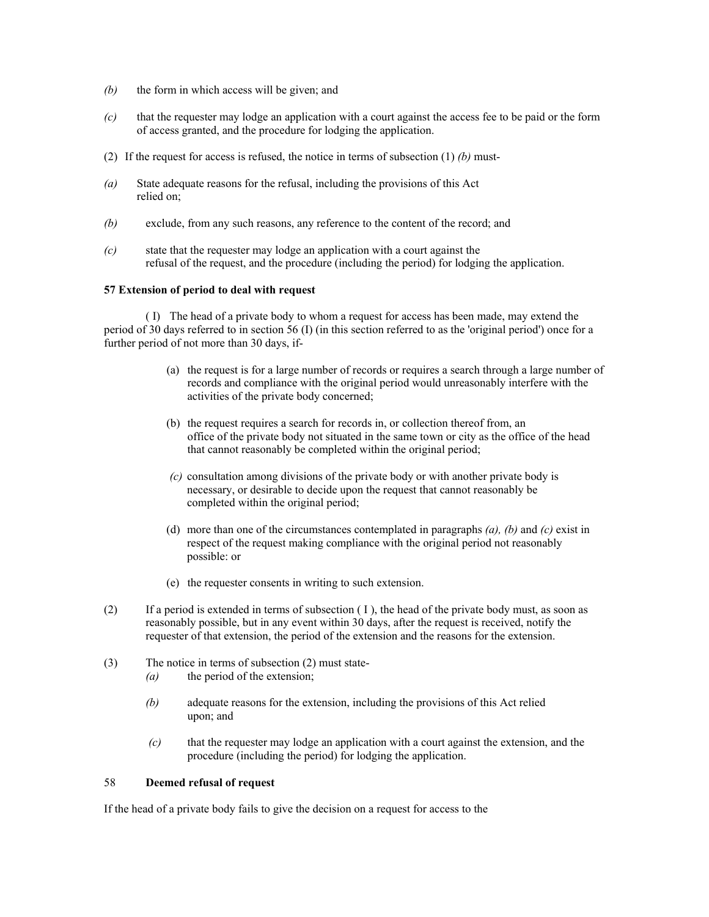*(b)* the form in which access will be given; and

*(c)* that the requester may lodge an application with a court against the access fee to be paid or the form of access granted, and the procedure for lodging the application.

(2) If the request for access is refused, the notice in terms of subsection (1) *(b)* must-

*(a)* State adequate reasons for the refusal, including the provisions of this Act relied on;

*(b)* exclude, from any such reasons, any reference to the content of the record; and

*(c)* state that the requester may lodge an application with a court against the refusal of the request, and the procedure (including the period) for lodging the application.

**57 Extension of period to deal with request**

( I) The head of a private body to whom a request for access has been made, may extend the period of 30 days referred to in section 56 (I) (in this section referred to as the 'original period') once for a further period of not more than 30 days, if-

(a) the request is for a large number of records or requires a search through a large number of records and compliance with the original period would unreasonably interfere with the activities of the private body concerned;

(b) the request requires a search for records in, or collection thereof from, an office of the private body not situated in the same town or city as the office of the head that cannot reasonably be completed within the original period;

*(c)* consultation among divisions of the private body or with another private body is necessary, or desirable to decide upon the request that cannot reasonably be completed within the original period;

(d) more than one of the circumstances contemplated in paragraphs *(a), (b)* and *(c)* exist in respect of the request making compliance with the original period not reasonably possible: or

(e) the requester consents in writing to such extension.

(2) If a period is extended in terms of subsection ( I ), the head of the private body must, as soon as reasonably possible, but in any event within 30 days, after the request is received, notify the requester of that extension, the period of the extension and the reasons for the extension.

(3) The notice in terms of subsection (2) must state-

*(a)* the period of the extension;

*(b)* adequate reasons for the extension, including the provisions of this Act relied upon; and

*(c)* that the requester may lodge an application with a court against the extension, and the procedure (including the period) for lodging the application.

58 **Deemed refusal of request**

If the head of a private body fails to give the decision on a request for access to the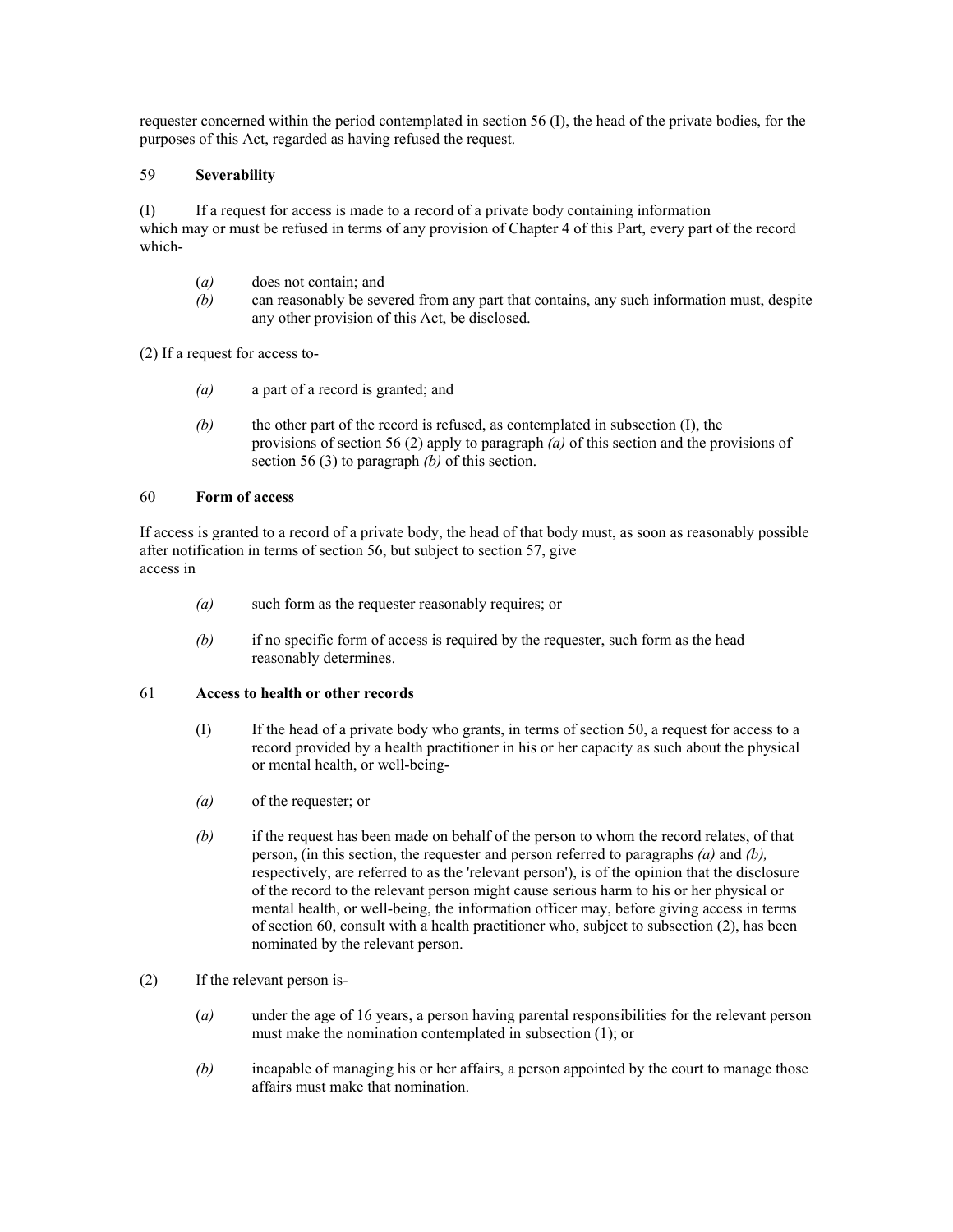requester concerned within the period contemplated in section 56 (I), the head of the private bodies, for the purposes of this Act, regarded as having refused the request.

59 **Severability**

(I) If a request for access is made to a record of a private body containing information which may or must be refused in terms of any provision of Chapter 4 of this Part, every part of the record which-

(*a*) does not contain; and

*(b)* can reasonably be severed from any part that contains, any such information must, despite any other provision of this Act, be disclosed.

(2) If a request for access to-

*(a)* a part of a record is granted; and

*(b)* the other part of the record is refused, as contemplated in subsection (I), the provisions of section 56 (2) apply to paragraph *(a)* of this section and the provisions of section 56 (3) to paragraph *(b)* of this section.

60 **Form of access**

If access is granted to a record of a private body, the head of that body must, as soon as reasonably possible after notification in terms of section 56, but subject to section 57, give access in

*(a)* such form as the requester reasonably requires; or

*(b)* if no specific form of access is required by the requester, such form as the head reasonably determines.

61 **Access to health or other records**

(I) If the head of a private body who grants, in terms of section 50, a request for access to a record provided by a health practitioner in his or her capacity as such about the physical or mental health, or well-being-

*(a)* of the requester; or

*(b)* if the request has been made on behalf of the person to whom the record relates, of that person, (in this section, the requester and person referred to paragraphs *(a)* and *(b),* respectively, are referred to as the 'relevant person'), is of the opinion that the disclosure of the record to the relevant person might cause serious harm to his or her physical or mental health, or well-being, the information officer may, before giving access in terms of section 60, consult with a health practitioner who, subject to subsection (2), has been nominated by the relevant person.

(2) If the relevant person is-

(*a*) under the age of 16 years, a person having parental responsibilities for the relevant person must make the nomination contemplated in subsection (1); or

*(b)* incapable of managing his or her affairs, a person appointed by the court to manage those affairs must make that nomination.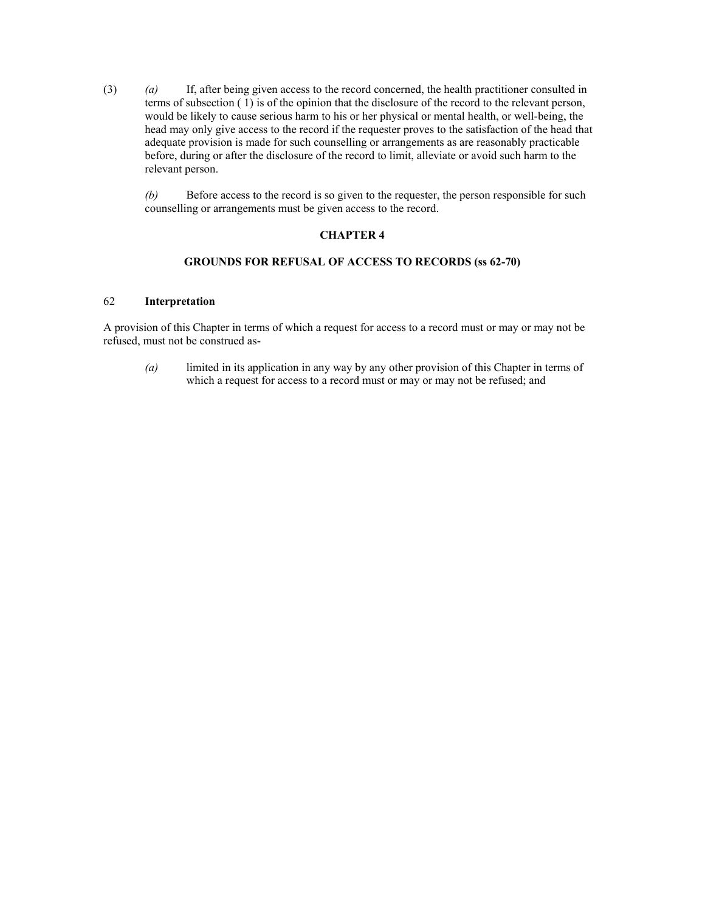(3) *(a)* If, after being given access to the record concerned, the health practitioner consulted in terms of subsection ( 1) is of the opinion that the disclosure of the record to the relevant person, would be likely to cause serious harm to his or her physical or mental health, or well-being, the head may only give access to the record if the requester proves to the satisfaction of the head that adequate provision is made for such counselling or arrangements as are reasonably practicable before, during or after the disclosure of the record to limit, alleviate or avoid such harm to the relevant person.

*(b)* Before access to the record is so given to the requester, the person responsible for such counselling or arrangements must be given access to the record.

## CHAPTER 4

## GROUNDS FOR REFUSAL OF ACCESS TO RECORDS (ss 62-70)

### 62 Interpretation

A provision of this Chapter in terms of which a request for access to a record must or may or may not be refused, must not be construed as-

*(a)* limited in its application in any way by any other provision of this Chapter in terms of which a request for access to a record must or may or may not be refused; and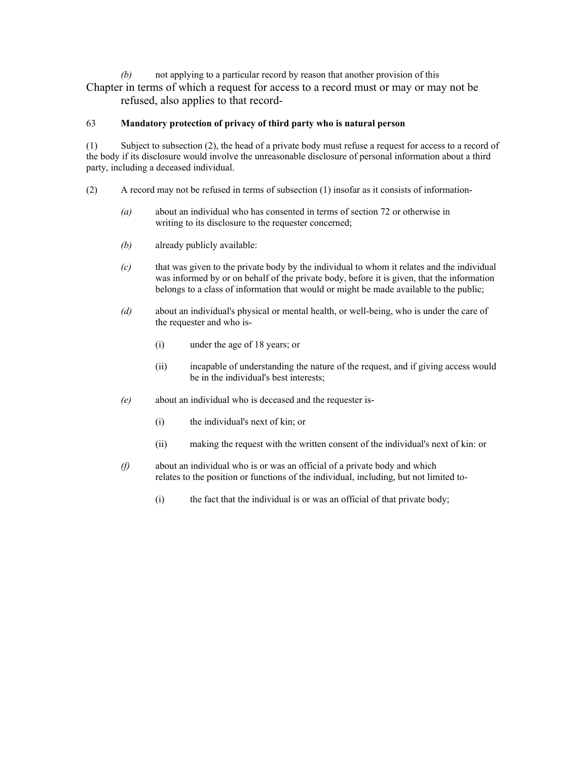*(b)* not applying to a particular record by reason that another provision of this Chapter in terms of which a request for access to a record must or may or may not be refused, also applies to that record-

### 63 Mandatory protection of privacy of third party who is natural person

(1) Subject to subsection (2), the head of a private body must refuse a request for access to a record of the body if its disclosure would involve the unreasonable disclosure of personal information about a third party, including a deceased individual.

(2) A record may not be refused in terms of subsection (1) insofar as it consists of information-

*(a)* about an individual who has consented in terms of section 72 or otherwise in writing to its disclosure to the requester concerned;

*(b)* already publicly available:

*(c)* that was given to the private body by the individual to whom it relates and the individual was informed by or on behalf of the private body, before it is given, that the information belongs to a class of information that would or might be made available to the public;

*(d)* about an individual's physical or mental health, or well-being, who is under the care of the requester and who is-

(i) under the age of 18 years; or

(ii) incapable of understanding the nature of the request, and if giving access would be in the individual's best interests;

*(e)* about an individual who is deceased and the requester is-

(i) the individual's next of kin; or

(ii) making the request with the written consent of the individual's next of kin: or

*(f)* about an individual who is or was an official of a private body and which relates to the position or functions of the individual, including, but not limited to-

(i) the fact that the individual is or was an official of that private body;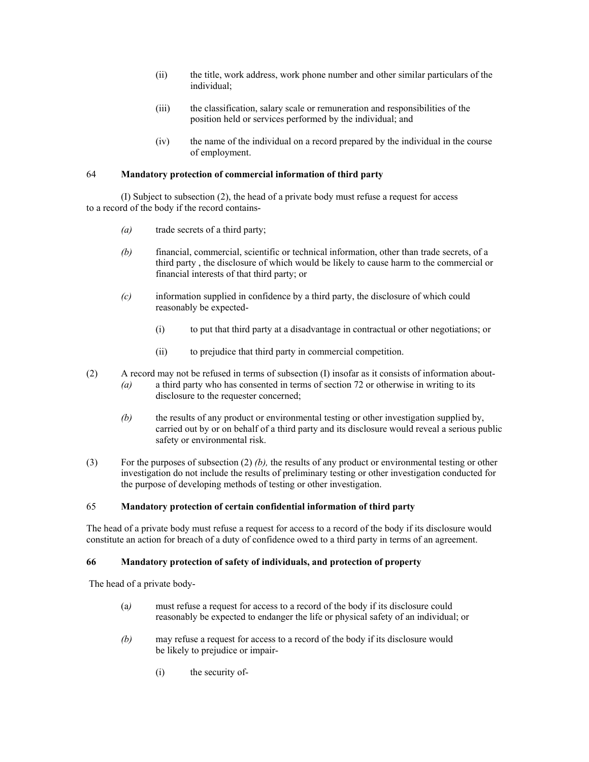(ii) the title, work address, work phone number and other similar particulars of the individual;

(iii) the classification, salary scale or remuneration and responsibilities of the position held or services performed by the individual; and

(iv) the name of the individual on a record prepared by the individual in the course of employment.

### 64 Mandatory protection of commercial information of third party

(I) Subject to subsection (2), the head of a private body must refuse a request for access to a record of the body if the record contains-

*(a)* trade secrets of a third party;

*(b)* financial, commercial, scientific or technical information, other than trade secrets, of a third party , the disclosure of which would be likely to cause harm to the commercial or financial interests of that third party; or

*(c)* information supplied in confidence by a third party, the disclosure of which could reasonably be expected-

(i) to put that third party at a disadvantage in contractual or other negotiations; or

(ii) to prejudice that third party in commercial competition.

(2) A record may not be refused in terms of subsection (I) insofar as it consists of information about-

*(a)* a third party who has consented in terms of section 72 or otherwise in writing to its disclosure to the requester concerned;

*(b)* the results of any product or environmental testing or other investigation supplied by, carried out by or on behalf of a third party and its disclosure would reveal a serious public safety or environmental risk.

(3) For the purposes of subsection (2) *(b),* the results of any product or environmental testing or other investigation do not include the results of preliminary testing or other investigation conducted for the purpose of developing methods of testing or other investigation.

### 65 Mandatory protection of certain confidential information of third party

The head of a private body must refuse a request for access to a record of the body if its disclosure would constitute an action for breach of a duty of confidence owed to a third party in terms of an agreement.

### 66 Mandatory protection of safety of individuals, and protection of property

The head of a private body-

(a*)* must refuse a request for access to a record of the body if its disclosure could reasonably be expected to endanger the life or physical safety of an individual; or

*(b)* may refuse a request for access to a record of the body if its disclosure would be likely to prejudice or impair-

(i) the security of-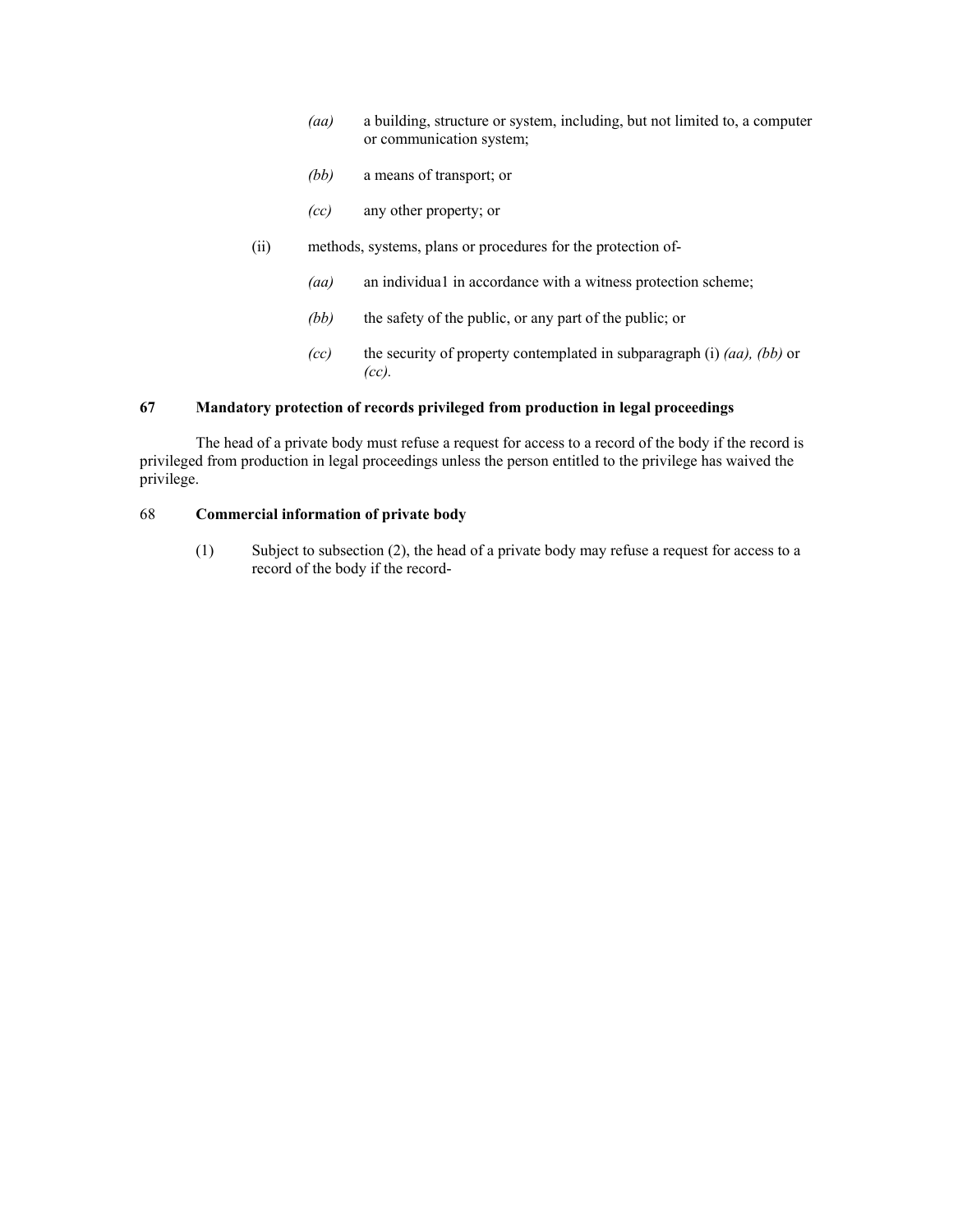*(aa)* a building, structure or system, including, but not limited to, a computer or communication system;

*(bb)* a means of transport; or

*(cc)* any other property; or

(ii) methods, systems, plans or procedures for the protection of-

*(aa)* an individua1 in accordance with a witness protection scheme;

*(bb)* the safety of the public, or any part of the public; or

*(cc)* the security of property contemplated in subparagraph (i) *(aa), (bb)* or *(cc).*

### 67 Mandatory protection of records privileged from production in legal proceedings

The head of a private body must refuse a request for access to a record of the body if the record is privileged from production in legal proceedings unless the person entitled to the privilege has waived the privilege.

### 68 Commercial information of private body

(1) Subject to subsection (2), the head of a private body may refuse a request for access to a record of the body if the record-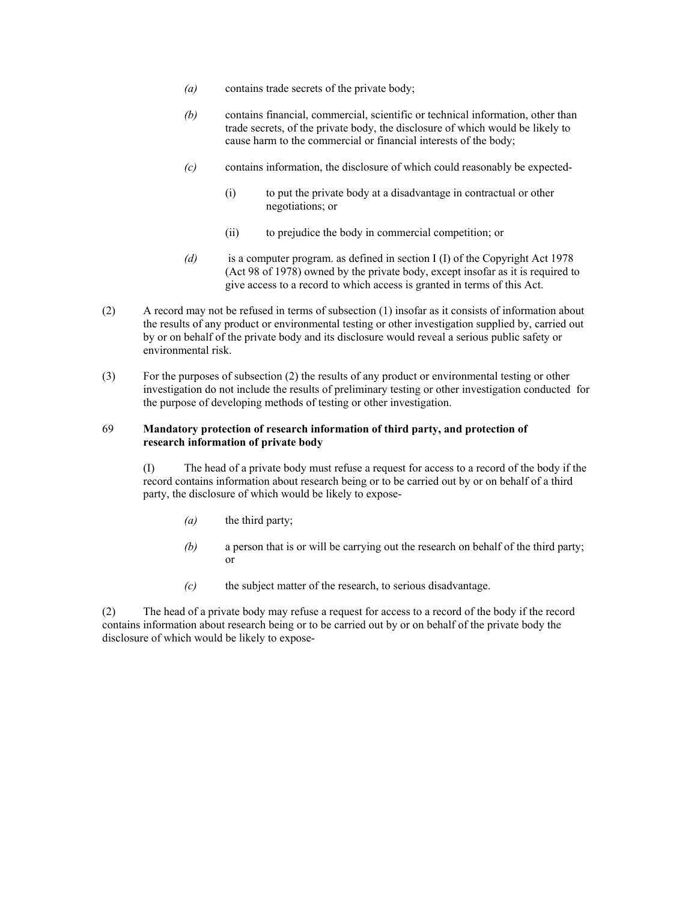*(a)* contains trade secrets of the private body;

*(b)* contains financial, commercial, scientific or technical information, other than trade secrets, of the private body, the disclosure of which would be likely to cause harm to the commercial or financial interests of the body;

*(c)* contains information, the disclosure of which could reasonably be expected-

(i) to put the private body at a disadvantage in contractual or other negotiations; or

(ii) to prejudice the body in commercial competition; or

*(d)* is a computer program. as defined in section I (I) of the Copyright Act 1978 (Act 98 of 1978) owned by the private body, except insofar as it is required to give access to a record to which access is granted in terms of this Act.

(2) A record may not be refused in terms of subsection (1) insofar as it consists of information about the results of any product or environmental testing or other investigation supplied by, carried out by or on behalf of the private body and its disclosure would reveal a serious public safety or environmental risk.

(3) For the purposes of subsection (2) the results of any product or environmental testing or other investigation do not include the results of preliminary testing or other investigation conducted for the purpose of developing methods of testing or other investigation.

69 **Mandatory protection of research information of third party, and protection of research information of private body**

(I) The head of a private body must refuse a request for access to a record of the body if the record contains information about research being or to be carried out by or on behalf of a third party, the disclosure of which would be likely to expose-

*(a)* the third party;

*(b)* a person that is or will be carrying out the research on behalf of the third party; or

*(c)* the subject matter of the research, to serious disadvantage.

(2) The head of a private body may refuse a request for access to a record of the body if the record contains information about research being or to be carried out by or on behalf of the private body the disclosure of which would be likely to expose-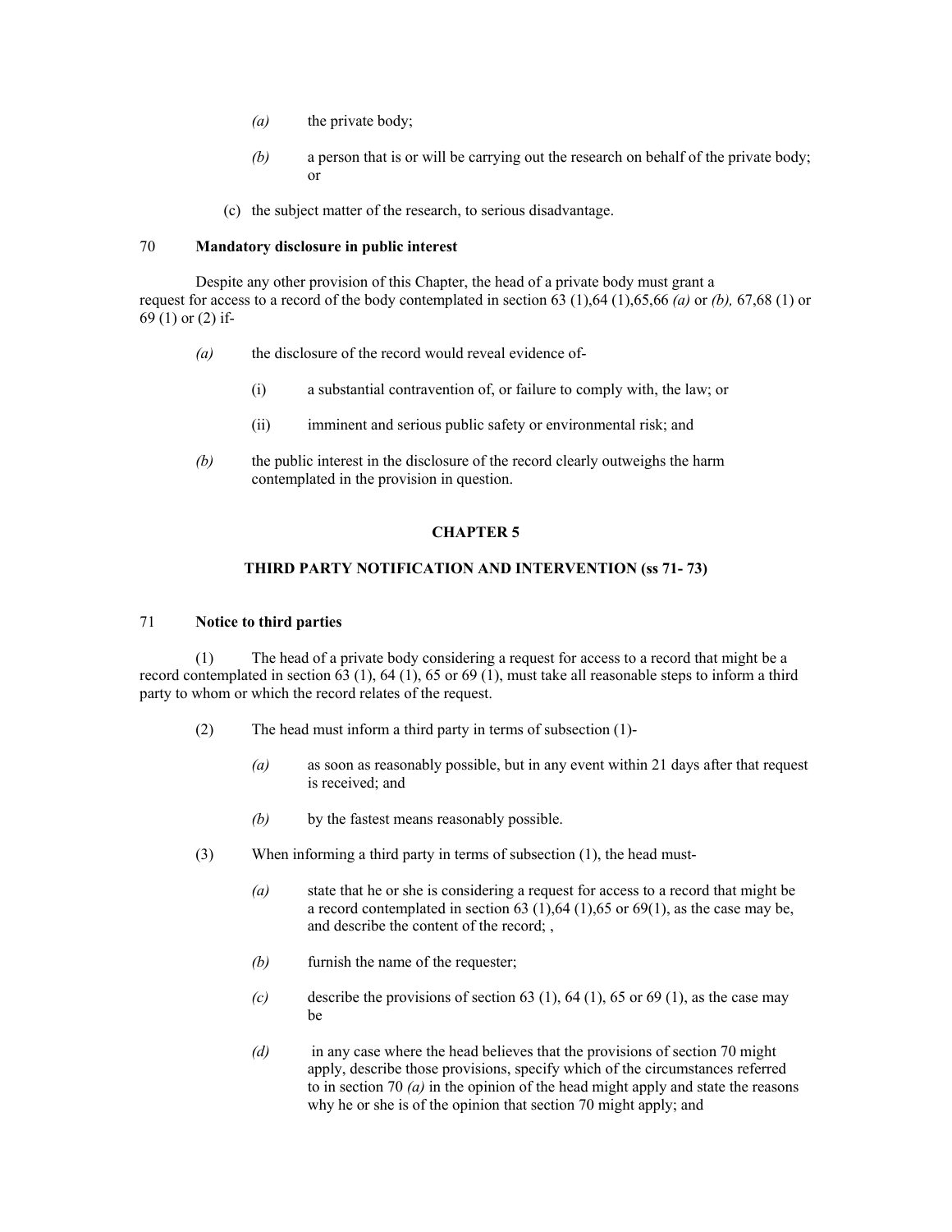*(a)* the private body;

*(b)* a person that is or will be carrying out the research on behalf of the private body; or

(c) the subject matter of the research, to serious disadvantage.

### 70 **Mandatory disclosure in public interest**

Despite any other provision of this Chapter, the head of a private body must grant a request for access to a record of the body contemplated in section 63 (1),64 (1),65,66 *(a)* or *(b),* 67,68 (1) or 69 (1) or (2) if-

*(a)* the disclosure of the record would reveal evidence of-

(i) a substantial contravention of, or failure to comply with, the law; or

(ii) imminent and serious public safety or environmental risk; and

*(b)* the public interest in the disclosure of the record clearly outweighs the harm contemplated in the provision in question.

## CHAPTER 5

## THIRD PARTY NOTIFICATION AND INTERVENTION (ss 71- 73)

### 71 **Notice to third parties**

(1) The head of a private body considering a request for access to a record that might be a record contemplated in section 63 (1), 64 (1), 65 or 69 (1), must take all reasonable steps to inform a third party to whom or which the record relates of the request.

(2) The head must inform a third party in terms of subsection (1)-

*(a)* as soon as reasonably possible, but in any event within 21 days after that request is received; and

*(b)* by the fastest means reasonably possible.

(3) When informing a third party in terms of subsection (1), the head must-

*(a)* state that he or she is considering a request for access to a record that might be a record contemplated in section 63 (1),64 (1),65 or 69(1), as the case may be, and describe the content of the record; ,

*(b)* furnish the name of the requester;

*(c)* describe the provisions of section 63 (1), 64 (1), 65 or 69 (1), as the case may be

*(d)* in any case where the head believes that the provisions of section 70 might apply, describe those provisions, specify which of the circumstances referred to in section 70 *(a)* in the opinion of the head might apply and state the reasons why he or she is of the opinion that section 70 might apply; and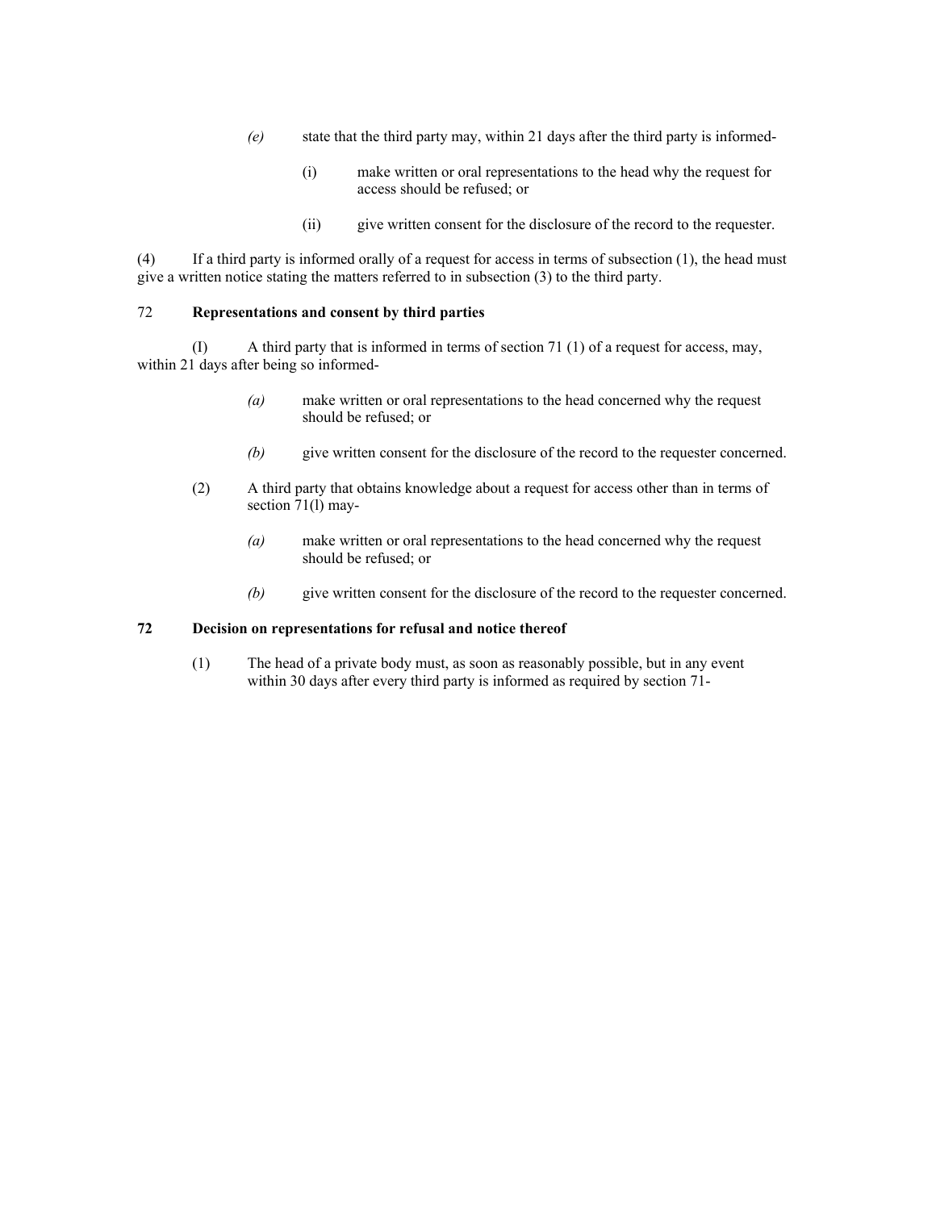*(e)* state that the third party may, within 21 days after the third party is informed-

(i) make written or oral representations to the head why the request for access should be refused; or

(ii) give written consent for the disclosure of the record to the requester.

(4) If a third party is informed orally of a request for access in terms of subsection (1), the head must give a written notice stating the matters referred to in subsection (3) to the third party.

72 **Representations and consent by third parties**

(I) A third party that is informed in terms of section 71 (1) of a request for access, may, within 21 days after being so informed-

*(a)* make written or oral representations to the head concerned why the request should be refused; or

*(b)* give written consent for the disclosure of the record to the requester concerned.

(2) A third party that obtains knowledge about a request for access other than in terms of section 71(l) may-

*(a)* make written or oral representations to the head concerned why the request should be refused; or

*(b)* give written consent for the disclosure of the record to the requester concerned.

**72 Decision on representations for refusal and notice thereof**

(1) The head of a private body must, as soon as reasonably possible, but in any event within 30 days after every third party is informed as required by section 71-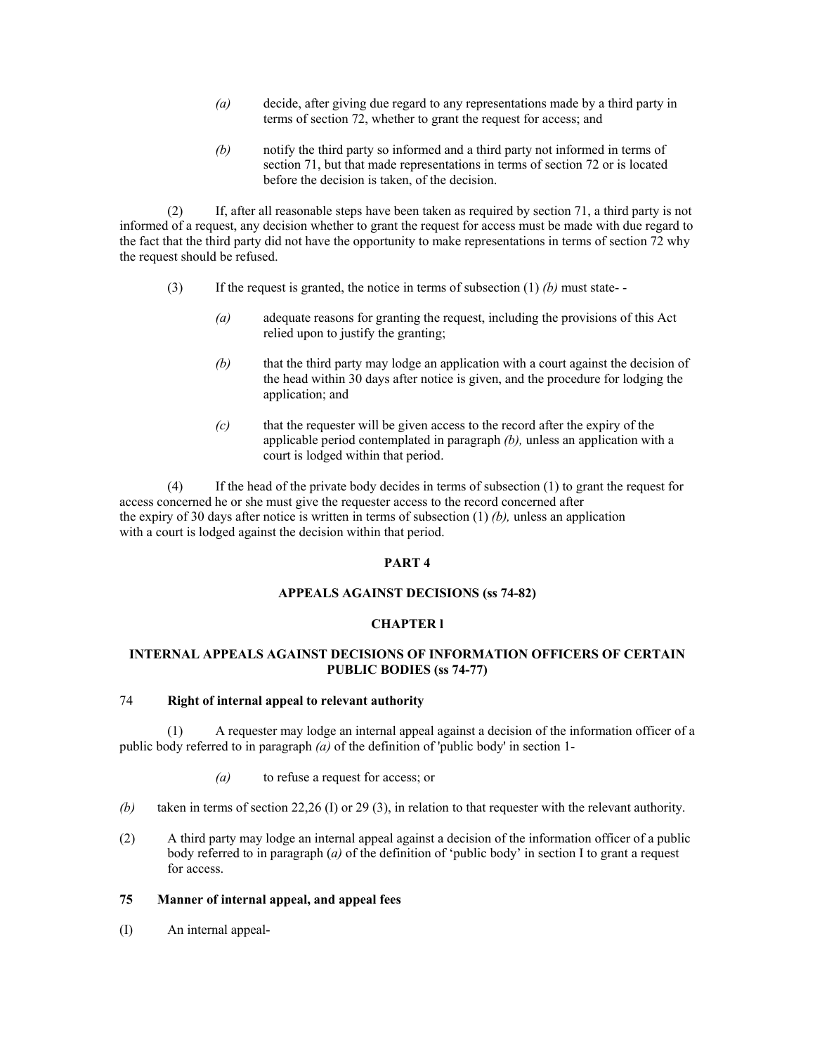*(a)* decide, after giving due regard to any representations made by a third party in terms of section 72, whether to grant the request for access; and

*(b)* notify the third party so informed and a third party not informed in terms of section 71, but that made representations in terms of section 72 or is located before the decision is taken, of the decision.

(2) If, after all reasonable steps have been taken as required by section 71, a third party is not informed of a request, any decision whether to grant the request for access must be made with due regard to the fact that the third party did not have the opportunity to make representations in terms of section 72 why the request should be refused.

(3) If the request is granted, the notice in terms of subsection (1) *(b)* must state- -

*(a)* adequate reasons for granting the request, including the provisions of this Act relied upon to justify the granting;

*(b)* that the third party may lodge an application with a court against the decision of the head within 30 days after notice is given, and the procedure for lodging the application; and

*(c)* that the requester will be given access to the record after the expiry of the applicable period contemplated in paragraph *(b),* unless an application with a court is lodged within that period.

(4) If the head of the private body decides in terms of subsection (1) to grant the request for access concerned he or she must give the requester access to the record concerned after the expiry of 30 days after notice is written in terms of subsection (1) *(b),* unless an application with a court is lodged against the decision within that period.

## PART 4

## APPEALS AGAINST DECISIONS (ss 74-82)

## CHAPTER l

## INTERNAL APPEALS AGAINST DECISIONS OF INFORMATION OFFICERS OF CERTAIN PUBLIC BODIES (ss 74-77)

### 74 Right of internal appeal to relevant authority

(1) A requester may lodge an internal appeal against a decision of the information officer of a public body referred to in paragraph *(a)* of the definition of 'public body' in section 1-

*(a)* to refuse a request for access; or

*(b)* taken in terms of section 22,26 (I) or 29 (3), in relation to that requester with the relevant authority.

(2) A third party may lodge an internal appeal against a decision of the information officer of a public body referred to in paragraph (*a)* of the definition of 'public body' in section I to grant a request for access.

### 75 Manner of internal appeal, and appeal fees

(I) An internal appeal-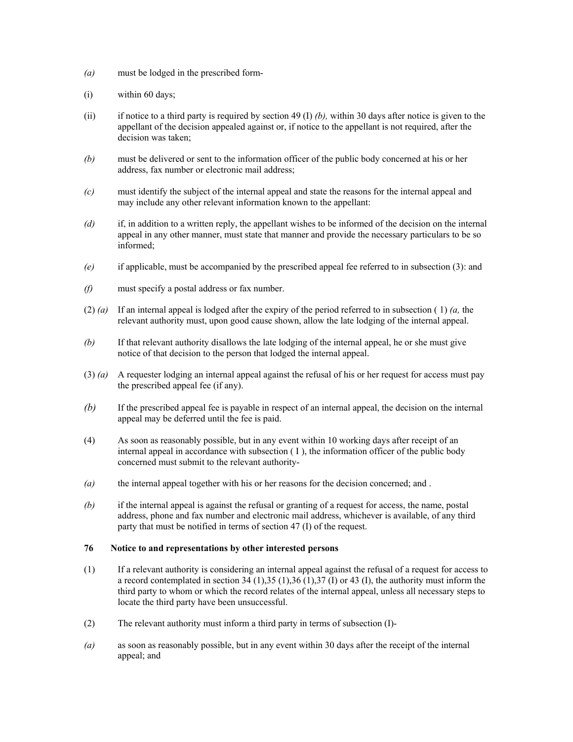*(a)* must be lodged in the prescribed form-

(i) within 60 days;

(ii) if notice to a third party is required by section 49 (I) *(b),* within 30 days after notice is given to the appellant of the decision appealed against or, if notice to the appellant is not required, after the decision was taken;

*(b)* must be delivered or sent to the information officer of the public body concerned at his or her address, fax number or electronic mail address;

*(c)* must identify the subject of the internal appeal and state the reasons for the internal appeal and may include any other relevant information known to the appellant:

*(d)* if, in addition to a written reply, the appellant wishes to be informed of the decision on the internal appeal in any other manner, must state that manner and provide the necessary particulars to be so informed;

*(e)* if applicable, must be accompanied by the prescribed appeal fee referred to in subsection (3): and

*(f)* must specify a postal address or fax number.

(2) *(a)* If an internal appeal is lodged after the expiry of the period referred to in subsection ( 1) *(a,* the relevant authority must, upon good cause shown, allow the late lodging of the internal appeal.

*(b)* If that relevant authority disallows the late lodging of the internal appeal, he or she must give notice of that decision to the person that lodged the internal appeal.

(3) *(a)* A requester lodging an internal appeal against the refusal of his or her request for access must pay the prescribed appeal fee (if any).

*(b)* If the prescribed appeal fee is payable in respect of an internal appeal, the decision on the internal appeal may be deferred until the fee is paid.

(4) As soon as reasonably possible, but in any event within 10 working days after receipt of an internal appeal in accordance with subsection ( I ), the information officer of the public body concerned must submit to the relevant authority-

*(a)* the internal appeal together with his or her reasons for the decision concerned; and .

*(b)* if the internal appeal is against the refusal or granting of a request for access, the name, postal address, phone and fax number and electronic mail address, whichever is available, of any third party that must be notified in terms of section 47 (I) of the request.

**76 Notice to and representations by other interested persons**

(1) If a relevant authority is considering an internal appeal against the refusal of a request for access to a record contemplated in section 34 (1),35 (1),36 (1),37 (I) or 43 (I), the authority must inform the third party to whom or which the record relates of the internal appeal, unless all necessary steps to locate the third party have been unsuccessful.

(2) The relevant authority must inform a third party in terms of subsection (I)-

*(a)* as soon as reasonably possible, but in any event within 30 days after the receipt of the internal appeal; and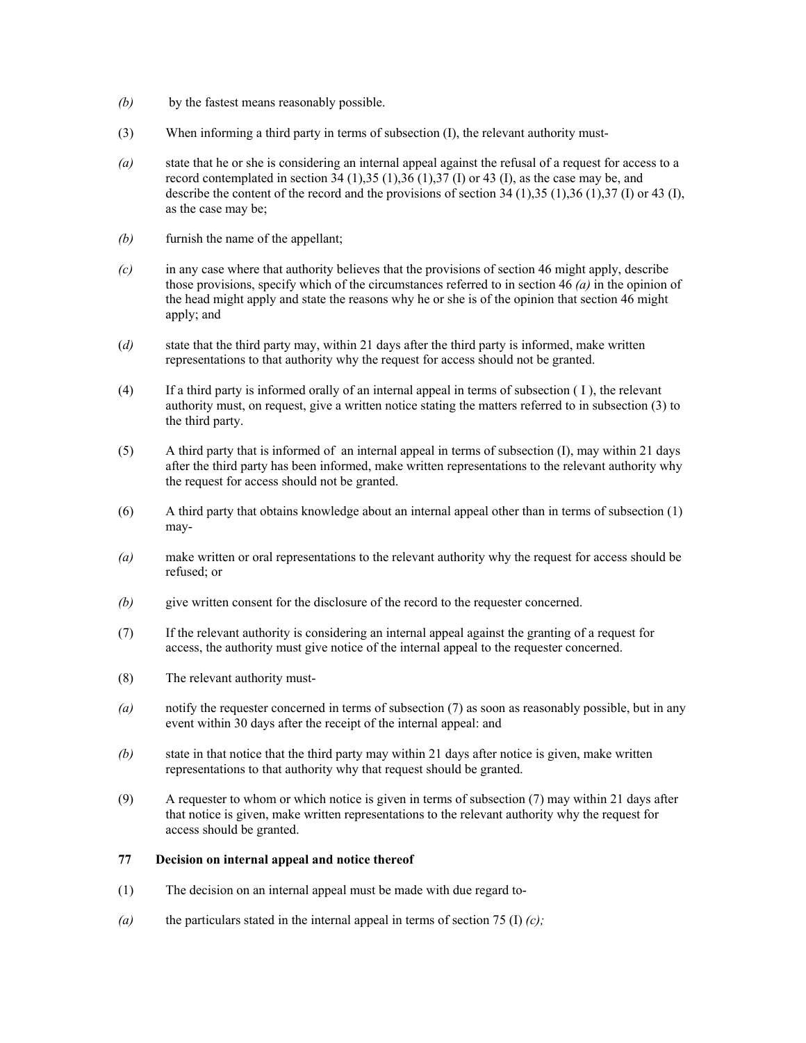*(b)* by the fastest means reasonably possible.

(3) When informing a third party in terms of subsection (I), the relevant authority must-

*(a)* state that he or she is considering an internal appeal against the refusal of a request for access to a record contemplated in section 34 (1),35 (1),36 (1),37 (I) or 43 (I), as the case may be, and describe the content of the record and the provisions of section 34 (1),35 (1),36 (1),37 (I) or 43 (I), as the case may be;

*(b)* furnish the name of the appellant;

*(c)* in any case where that authority believes that the provisions of section 46 might apply, describe those provisions, specify which of the circumstances referred to in section 46 *(a)* in the opinion of the head might apply and state the reasons why he or she is of the opinion that section 46 might apply; and

(*d)* state that the third party may, within 21 days after the third party is informed, make written representations to that authority why the request for access should not be granted.

(4) If a third party is informed orally of an internal appeal in terms of subsection ( I ), the relevant authority must, on request, give a written notice stating the matters referred to in subsection (3) to the third party.

(5) A third party that is informed of an internal appeal in terms of subsection (I), may within 21 days after the third party has been informed, make written representations to the relevant authority why the request for access should not be granted.

(6) A third party that obtains knowledge about an internal appeal other than in terms of subsection (1) may-

*(a)* make written or oral representations to the relevant authority why the request for access should be refused; or

*(b)* give written consent for the disclosure of the record to the requester concerned.

(7) If the relevant authority is considering an internal appeal against the granting of a request for access, the authority must give notice of the internal appeal to the requester concerned.

(8) The relevant authority must-

*(a)* notify the requester concerned in terms of subsection (7) as soon as reasonably possible, but in any event within 30 days after the receipt of the internal appeal: and

*(b)* state in that notice that the third party may within 21 days after notice is given, make written representations to that authority why that request should be granted.

(9) A requester to whom or which notice is given in terms of subsection (7) may within 21 days after that notice is given, make written representations to the relevant authority why the request for access should be granted.

**77 Decision on internal appeal and notice thereof**

(1) The decision on an internal appeal must be made with due regard to-

*(a)* the particulars stated in the internal appeal in terms of section 75 (I) *(c);*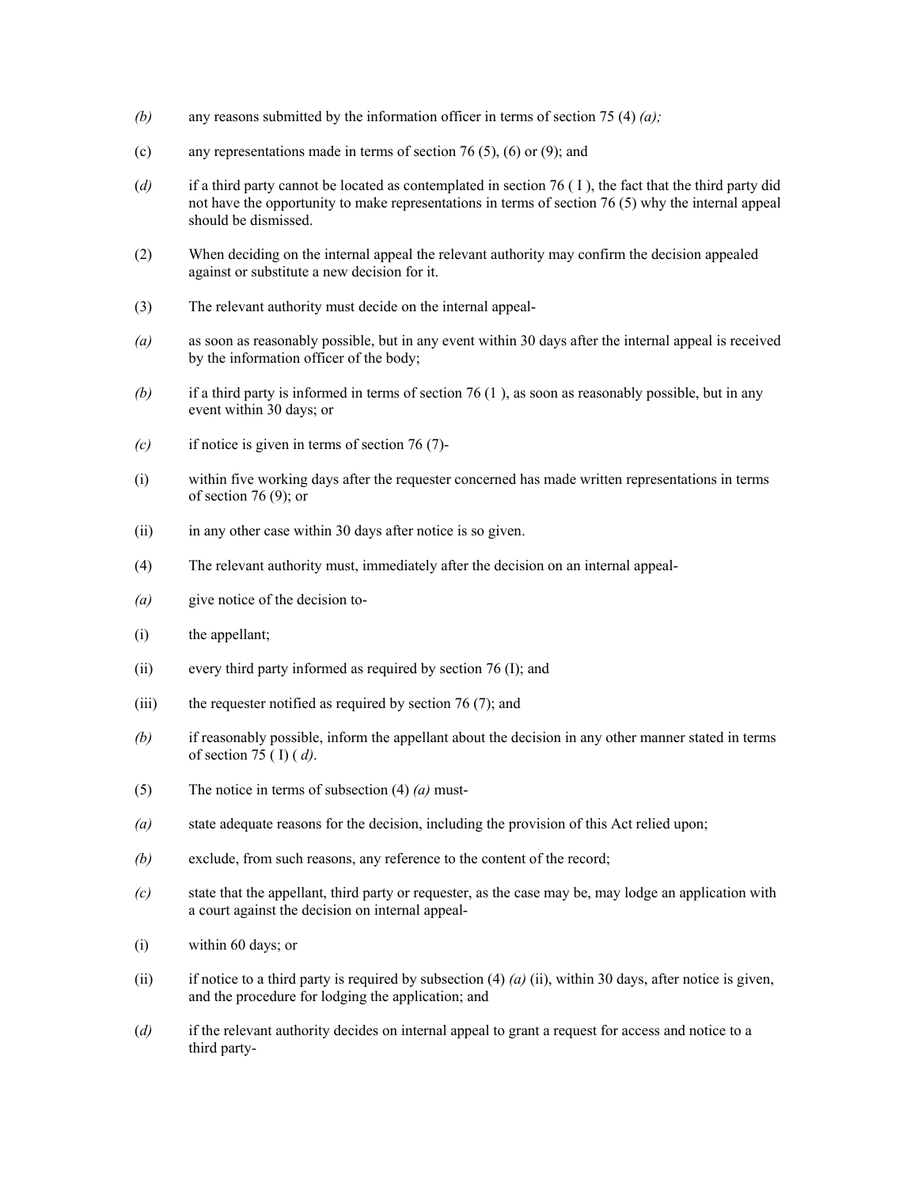*(b)* any reasons submitted by the information officer in terms of section 75 (4) *(a);*

(c) any representations made in terms of section 76 (5), (6) or (9); and

(*d)* if a third party cannot be located as contemplated in section 76 ( I ), the fact that the third party did not have the opportunity to make representations in terms of section 76 (5) why the internal appeal should be dismissed.

(2) When deciding on the internal appeal the relevant authority may confirm the decision appealed against or substitute a new decision for it.

(3) The relevant authority must decide on the internal appeal-

*(a)* as soon as reasonably possible, but in any event within 30 days after the internal appeal is received by the information officer of the body;

*(b)* if a third party is informed in terms of section 76 (1 ), as soon as reasonably possible, but in any event within 30 days; or

*(c)* if notice is given in terms of section 76 (7)-

(i) within five working days after the requester concerned has made written representations in terms of section 76 (9); or

(ii) in any other case within 30 days after notice is so given.

(4) The relevant authority must, immediately after the decision on an internal appeal-

*(a)* give notice of the decision to-

(i) the appellant;

(ii) every third party informed as required by section 76 (I); and

(iii) the requester notified as required by section 76 (7); and

*(b)* if reasonably possible, inform the appellant about the decision in any other manner stated in terms of section 75 ( I) ( *d)*.

(5) The notice in terms of subsection (4) *(a)* must-

*(a)* state adequate reasons for the decision, including the provision of this Act relied upon;

*(b)* exclude, from such reasons, any reference to the content of the record;

*(c)* state that the appellant, third party or requester, as the case may be, may lodge an application with a court against the decision on internal appeal-

(i) within 60 days; or

(ii) if notice to a third party is required by subsection (4) *(a)* (ii), within 30 days, after notice is given, and the procedure for lodging the application; and

(*d)* if the relevant authority decides on internal appeal to grant a request for access and notice to a third party-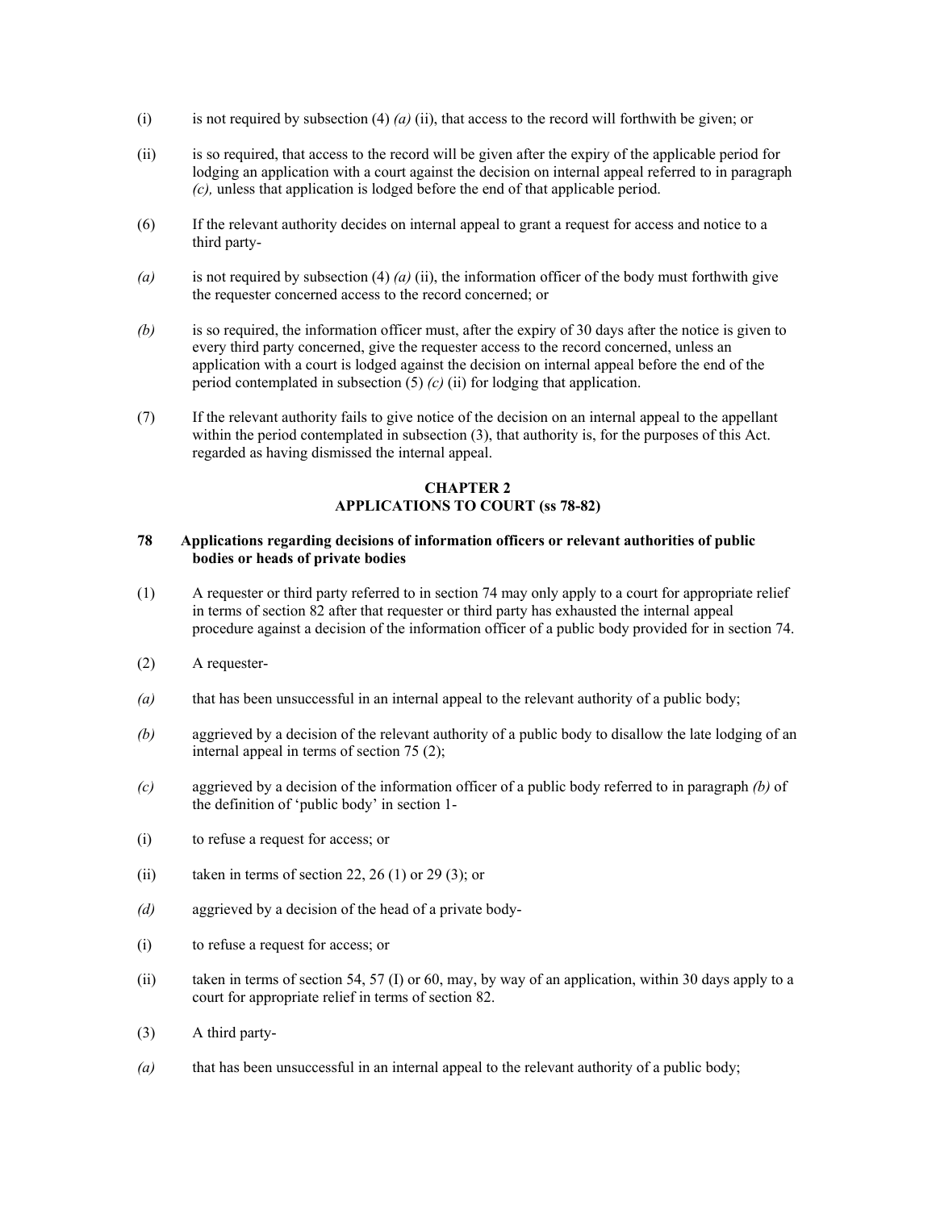(i) is not required by subsection (4) *(a)* (ii), that access to the record will forthwith be given; or

(ii) is so required, that access to the record will be given after the expiry of the applicable period for lodging an application with a court against the decision on internal appeal referred to in paragraph *(c),* unless that application is lodged before the end of that applicable period.

(6) If the relevant authority decides on internal appeal to grant a request for access and notice to a third party-

*(a)* is not required by subsection (4) *(a)* (ii), the information officer of the body must forthwith give the requester concerned access to the record concerned; or

*(b)* is so required, the information officer must, after the expiry of 30 days after the notice is given to every third party concerned, give the requester access to the record concerned, unless an application with a court is lodged against the decision on internal appeal before the end of the period contemplated in subsection (5) *(c)* (ii) for lodging that application.

(7) If the relevant authority fails to give notice of the decision on an internal appeal to the appellant within the period contemplated in subsection (3), that authority is, for the purposes of this Act. regarded as having dismissed the internal appeal.

## CHAPTER 2
## APPLICATIONS TO COURT (ss 78-82)

### 78 Applications regarding decisions of information officers or relevant authorities of public bodies or heads of private bodies

(1) A requester or third party referred to in section 74 may only apply to a court for appropriate relief in terms of section 82 after that requester or third party has exhausted the internal appeal procedure against a decision of the information officer of a public body provided for in section 74.

(2) A requester-

*(a)* that has been unsuccessful in an internal appeal to the relevant authority of a public body;

*(b)* aggrieved by a decision of the relevant authority of a public body to disallow the late lodging of an internal appeal in terms of section 75 (2);

*(c)* aggrieved by a decision of the information officer of a public body referred to in paragraph *(b)* of the definition of 'public body' in section 1-

(i) to refuse a request for access; or

(ii) taken in terms of section 22, 26 (1) or 29 (3); or

*(d)* aggrieved by a decision of the head of a private body-

(i) to refuse a request for access; or

(ii) taken in terms of section 54, 57 (I) or 60, may, by way of an application, within 30 days apply to a court for appropriate relief in terms of section 82.

(3) A third party-

*(a)* that has been unsuccessful in an internal appeal to the relevant authority of a public body;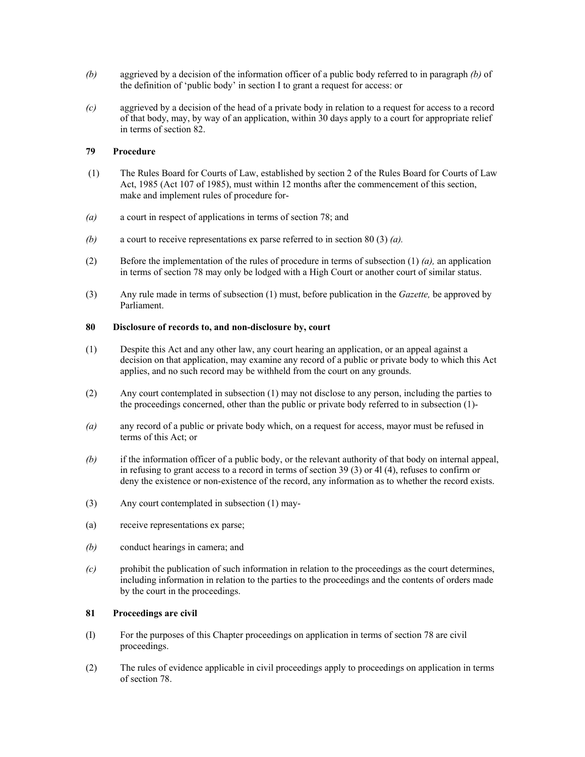*(b)* aggrieved by a decision of the information officer of a public body referred to in paragraph *(b)* of the definition of 'public body' in section I to grant a request for access: or

*(c)* aggrieved by a decision of the head of a private body in relation to a request for access to a record of that body, may, by way of an application, within 30 days apply to a court for appropriate relief in terms of section 82.

**79 Procedure**

(1) The Rules Board for Courts of Law, established by section 2 of the Rules Board for Courts of Law Act, 1985 (Act 107 of 1985), must within 12 months after the commencement of this section, make and implement rules of procedure for-

*(a)* a court in respect of applications in terms of section 78; and

*(b)* a court to receive representations ex parse referred to in section 80 (3) *(a).*

(2) Before the implementation of the rules of procedure in terms of subsection (1) *(a),* an application in terms of section 78 may only be lodged with a High Court or another court of similar status.

(3) Any rule made in terms of subsection (1) must, before publication in the *Gazette,* be approved by Parliament.

**80 Disclosure of records to, and non-disclosure by, court**

(1) Despite this Act and any other law, any court hearing an application, or an appeal against a decision on that application, may examine any record of a public or private body to which this Act applies, and no such record may be withheld from the court on any grounds.

(2) Any court contemplated in subsection (1) may not disclose to any person, including the parties to the proceedings concerned, other than the public or private body referred to in subsection (1)-

*(a)* any record of a public or private body which, on a request for access, mayor must be refused in terms of this Act; or

*(b)* if the information officer of a public body, or the relevant authority of that body on internal appeal, in refusing to grant access to a record in terms of section 39 (3) or 4l (4), refuses to confirm or deny the existence or non-existence of the record, any information as to whether the record exists.

(3) Any court contemplated in subsection (1) may-

(a) receive representations ex parse;

*(b)* conduct hearings in camera; and

*(c)* prohibit the publication of such information in relation to the proceedings as the court determines, including information in relation to the parties to the proceedings and the contents of orders made by the court in the proceedings.

**81 Proceedings are civil**

(I) For the purposes of this Chapter proceedings on application in terms of section 78 are civil proceedings.

(2) The rules of evidence applicable in civil proceedings apply to proceedings on application in terms of section 78.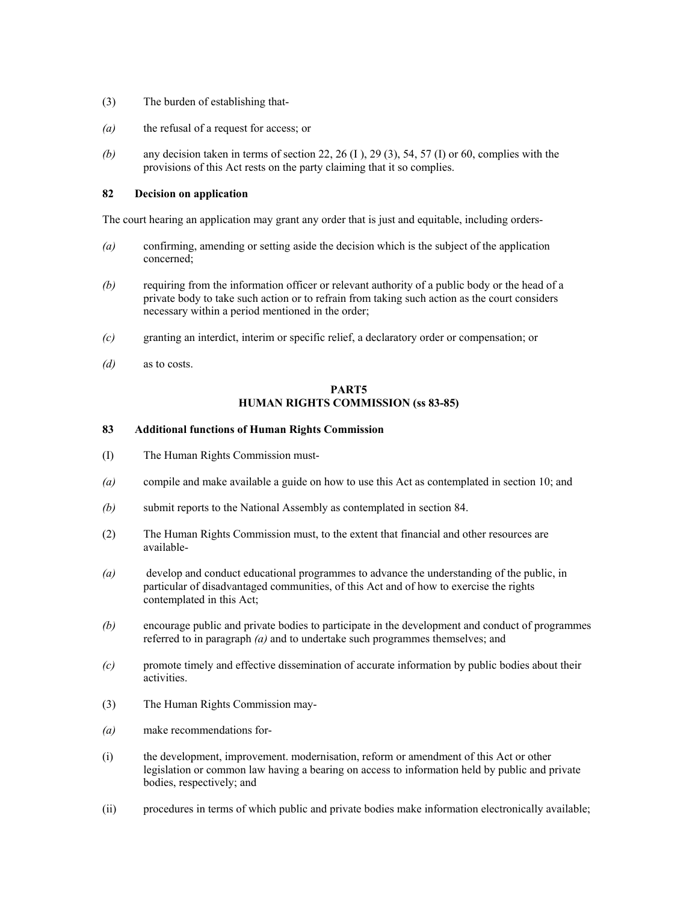(3) The burden of establishing that-

*(a)* the refusal of a request for access; or

*(b)* any decision taken in terms of section 22, 26 (I ), 29 (3), 54, 57 (I) or 60, complies with the provisions of this Act rests on the party claiming that it so complies.

**82 Decision on application**

The court hearing an application may grant any order that is just and equitable, including orders-

*(a)* confirming, amending or setting aside the decision which is the subject of the application concerned;

*(b)* requiring from the information officer or relevant authority of a public body or the head of a private body to take such action or to refrain from taking such action as the court considers necessary within a period mentioned in the order;

*(c)* granting an interdict, interim or specific relief, a declaratory order or compensation; or

*(d)* as to costs.

**PART5**
**HUMAN RIGHTS COMMISSION (ss 83-85)**

**83 Additional functions of Human Rights Commission**

(I) The Human Rights Commission must-

*(a)* compile and make available a guide on how to use this Act as contemplated in section 10; and

*(b)* submit reports to the National Assembly as contemplated in section 84.

(2) The Human Rights Commission must, to the extent that financial and other resources are available-

*(a)* develop and conduct educational programmes to advance the understanding of the public, in particular of disadvantaged communities, of this Act and of how to exercise the rights contemplated in this Act;

*(b)* encourage public and private bodies to participate in the development and conduct of programmes referred to in paragraph *(a)* and to undertake such programmes themselves; and

*(c)* promote timely and effective dissemination of accurate information by public bodies about their activities.

(3) The Human Rights Commission may-

*(a)* make recommendations for-

(i) the development, improvement. modernisation, reform or amendment of this Act or other legislation or common law having a bearing on access to information held by public and private bodies, respectively; and

(ii) procedures in terms of which public and private bodies make information electronically available;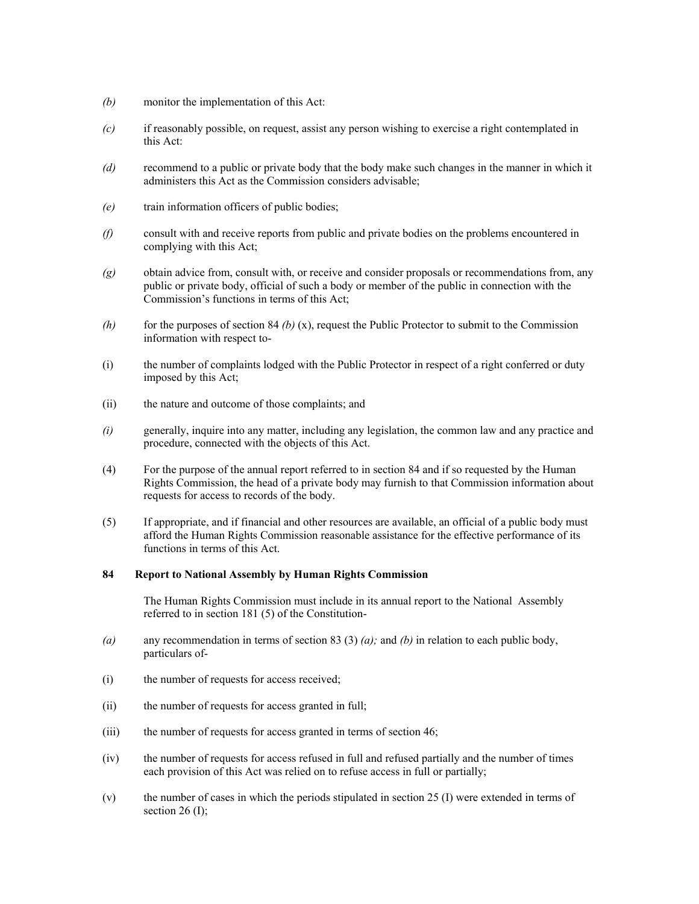*(b)* monitor the implementation of this Act:

*(c)* if reasonably possible, on request, assist any person wishing to exercise a right contemplated in this Act:

*(d)* recommend to a public or private body that the body make such changes in the manner in which it administers this Act as the Commission considers advisable;

*(e)* train information officers of public bodies;

*(f)* consult with and receive reports from public and private bodies on the problems encountered in complying with this Act;

*(g)* obtain advice from, consult with, or receive and consider proposals or recommendations from, any public or private body, official of such a body or member of the public in connection with the Commission's functions in terms of this Act;

*(h)* for the purposes of section 84 *(b)* (x), request the Public Protector to submit to the Commission information with respect to-

(i) the number of complaints lodged with the Public Protector in respect of a right conferred or duty imposed by this Act;

(ii) the nature and outcome of those complaints; and

*(i)* generally, inquire into any matter, including any legislation, the common law and any practice and procedure, connected with the objects of this Act.

(4) For the purpose of the annual report referred to in section 84 and if so requested by the Human Rights Commission, the head of a private body may furnish to that Commission information about requests for access to records of the body.

(5) If appropriate, and if financial and other resources are available, an official of a public body must afford the Human Rights Commission reasonable assistance for the effective performance of its functions in terms of this Act.

**84 Report to National Assembly by Human Rights Commission**

The Human Rights Commission must include in its annual report to the National Assembly referred to in section 181 (5) of the Constitution-

*(a)* any recommendation in terms of section 83 (3) *(a);* and *(b)* in relation to each public body, particulars of-

(i) the number of requests for access received;

(ii) the number of requests for access granted in full;

(iii) the number of requests for access granted in terms of section 46;

(iv) the number of requests for access refused in full and refused partially and the number of times each provision of this Act was relied on to refuse access in full or partially;

(v) the number of cases in which the periods stipulated in section 25 (I) were extended in terms of section 26 (I);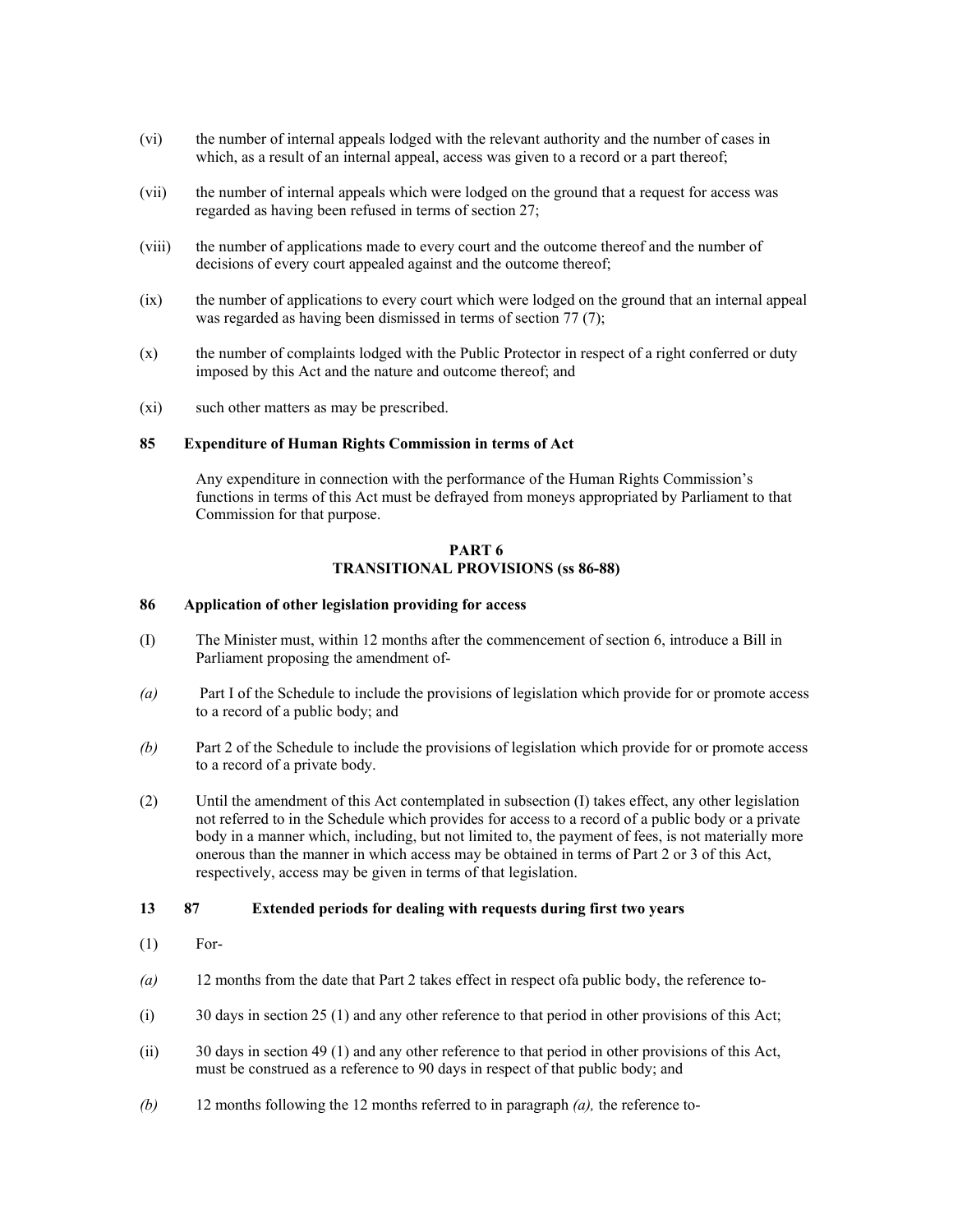(vi) the number of internal appeals lodged with the relevant authority and the number of cases in which, as a result of an internal appeal, access was given to a record or a part thereof;

(vii) the number of internal appeals which were lodged on the ground that a request for access was regarded as having been refused in terms of section 27;

(viii) the number of applications made to every court and the outcome thereof and the number of decisions of every court appealed against and the outcome thereof;

(ix) the number of applications to every court which were lodged on the ground that an internal appeal was regarded as having been dismissed in terms of section 77 (7);

(x) the number of complaints lodged with the Public Protector in respect of a right conferred or duty imposed by this Act and the nature and outcome thereof; and

(xi) such other matters as may be prescribed.

**85 Expenditure of Human Rights Commission in terms of Act**

Any expenditure in connection with the performance of the Human Rights Commission's functions in terms of this Act must be defrayed from moneys appropriated by Parliament to that Commission for that purpose.

**PART 6**
**TRANSITIONAL PROVISIONS (ss 86-88)**

**86 Application of other legislation providing for access**

(I) The Minister must, within 12 months after the commencement of section 6, introduce a Bill in Parliament proposing the amendment of-

*(a)* Part I of the Schedule to include the provisions of legislation which provide for or promote access to a record of a public body; and

*(b)* Part 2 of the Schedule to include the provisions of legislation which provide for or promote access to a record of a private body.

(2) Until the amendment of this Act contemplated in subsection (I) takes effect, any other legislation not referred to in the Schedule which provides for access to a record of a public body or a private body in a manner which, including, but not limited to, the payment of fees, is not materially more onerous than the manner in which access may be obtained in terms of Part 2 or 3 of this Act, respectively, access may be given in terms of that legislation.

**13 87 Extended periods for dealing with requests during first two years**

(1) For-

*(a)* 12 months from the date that Part 2 takes effect in respect ofa public body, the reference to-

(i) 30 days in section 25 (1) and any other reference to that period in other provisions of this Act;

(ii) 30 days in section 49 (1) and any other reference to that period in other provisions of this Act, must be construed as a reference to 90 days in respect of that public body; and

*(b)* 12 months following the 12 months referred to in paragraph *(a),* the reference to-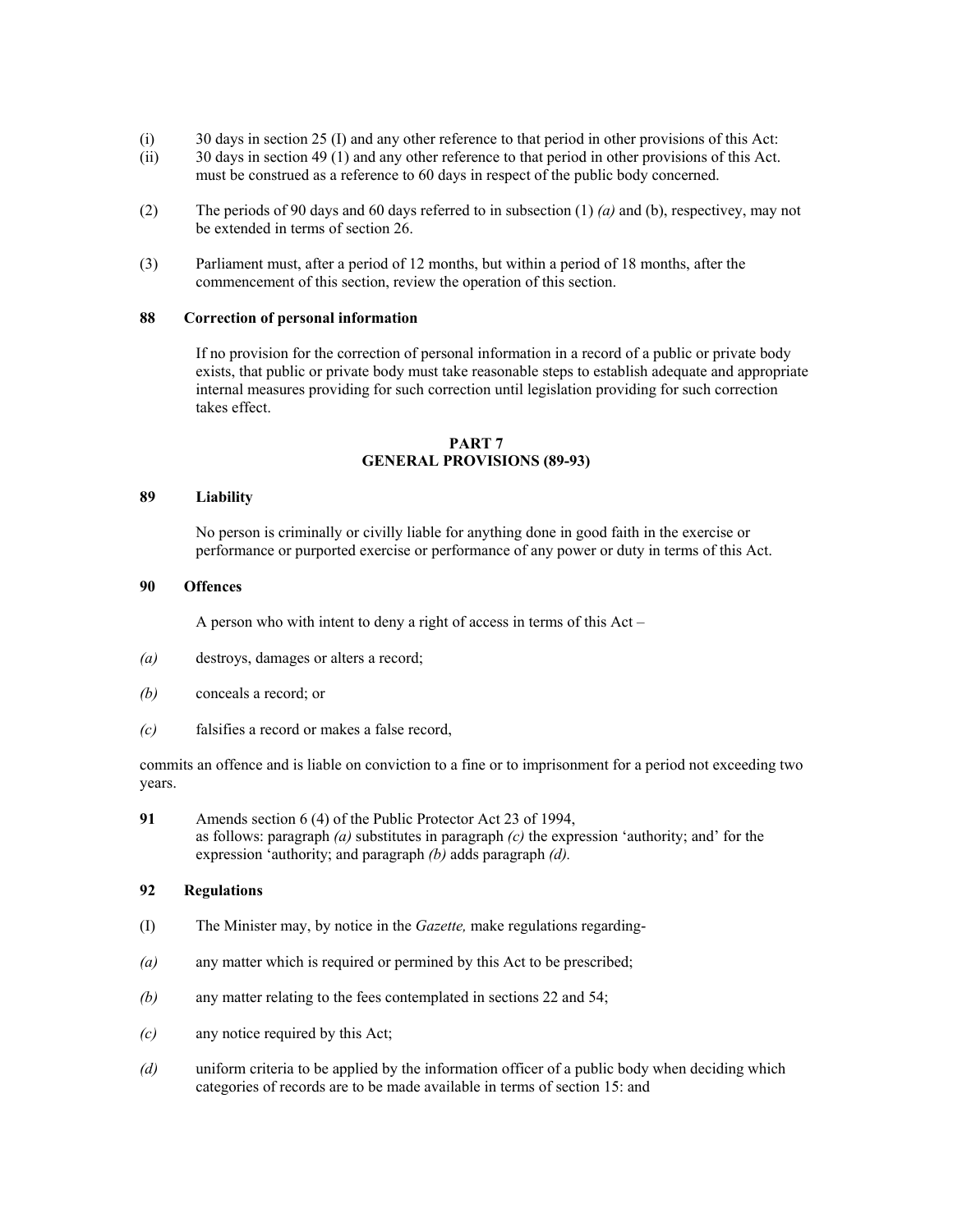(i) 30 days in section 25 (I) and any other reference to that period in other provisions of this Act:

(ii) 30 days in section 49 (1) and any other reference to that period in other provisions of this Act.
must be construed as a reference to 60 days in respect of the public body concerned.

(2) The periods of 90 days and 60 days referred to in subsection (1) *(a)* and (b), respectivey, may not be extended in terms of section 26.

(3) Parliament must, after a period of 12 months, but within a period of 18 months, after the commencement of this section, review the operation of this section.

**88 Correction of personal information**

If no provision for the correction of personal information in a record of a public or private body exists, that public or private body must take reasonable steps to establish adequate and appropriate internal measures providing for such correction until legislation providing for such correction takes effect.

**PART 7**
**GENERAL PROVISIONS (89-93)**

**89 Liability**

No person is criminally or civilly liable for anything done in good faith in the exercise or performance or purported exercise or performance of any power or duty in terms of this Act.

**90 Offences**

A person who with intent to deny a right of access in terms of this Act –

*(a)* destroys, damages or alters a record;

*(b)* conceals a record; or

*(c)* falsifies a record or makes a false record,

commits an offence and is liable on conviction to a fine or to imprisonment for a period not exceeding two years.

**91** Amends section 6 (4) of the Public Protector Act 23 of 1994, as follows: paragraph *(a)* substitutes in paragraph *(c)* the expression 'authority; and' for the expression 'authority; and paragraph *(b)* adds paragraph *(d).*

**92 Regulations**

(I) The Minister may, by notice in the *Gazette,* make regulations regarding-

*(a)* any matter which is required or permined by this Act to be prescribed;

*(b)* any matter relating to the fees contemplated in sections 22 and 54;

*(c)* any notice required by this Act;

*(d)* uniform criteria to be applied by the information officer of a public body when deciding which categories of records are to be made available in terms of section 15: and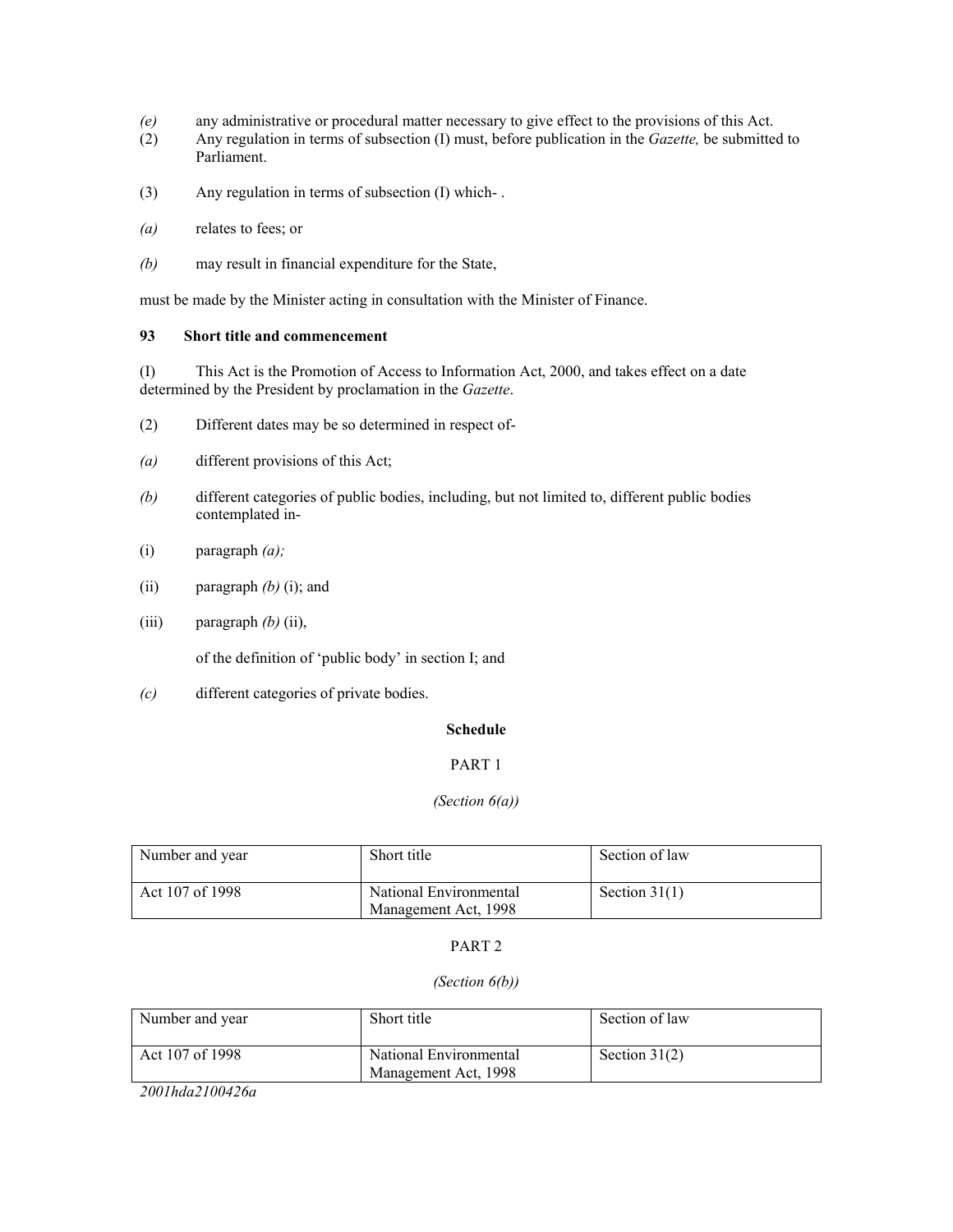*(e)* any administrative or procedural matter necessary to give effect to the provisions of this Act.

(2) Any regulation in terms of subsection (I) must, before publication in the *Gazette,* be submitted to Parliament.

(3) Any regulation in terms of subsection (I) which- .

*(a)* relates to fees; or

*(b)* may result in financial expenditure for the State,

must be made by the Minister acting in consultation with the Minister of Finance.

**93 Short title and commencement**

(I) This Act is the Promotion of Access to Information Act, 2000, and takes effect on a date determined by the President by proclamation in the *Gazette*.

(2) Different dates may be so determined in respect of-

*(a)* different provisions of this Act;

*(b)* different categories of public bodies, including, but not limited to, different public bodies contemplated in-

(i) paragraph *(a);*

(ii) paragraph *(b)* (i); and

(iii) paragraph *(b)* (ii),

of the definition of 'public body' in section I; and

*(c)* different categories of private bodies.

**Schedule**

PART 1

*(Section 6(a))*

| Number and year | Short title | Section of law |
|---|---|---|
| Act 107 of 1998 | National Environmental Management Act, 1998 | Section 31(1) |

PART 2

*(Section 6(b))*

| Number and year | Short title | Section of law |
|---|---|---|
| Act 107 of 1998 | National Environmental Management Act, 1998 | Section 31(2) |

*2001hda2100426a*